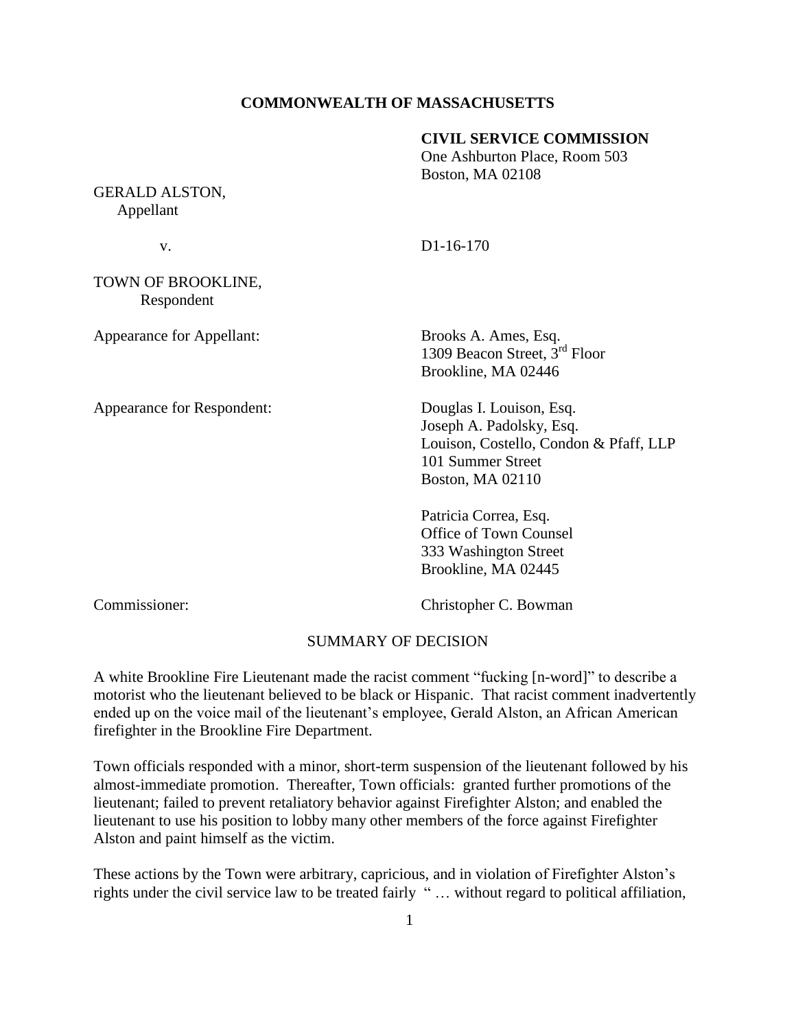**COMMONWEALTH OF MASSACHUSETTS**

**CIVIL SERVICE COMMISSION**
One Ashburton Place, Room 503
Boston, MA 02108

GERALD ALSTON,
Appellant

v. D1-16-170

TOWN OF BROOKLINE,
Respondent

Appearance for Appellant: Brooks A. Ames, Esq.
1309 Beacon Street, 3rd Floor
Brookline, MA 02446

Appearance for Respondent: Douglas I. Louison, Esq.
Joseph A. Padolsky, Esq.
Louison, Costello, Condon & Pfaff, LLP
101 Summer Street
Boston, MA 02110

Patricia Correa, Esq.
Office of Town Counsel
333 Washington Street
Brookline, MA 02445

Commissioner: Christopher C. Bowman

SUMMARY OF DECISION

A white Brookline Fire Lieutenant made the racist comment "fucking [n-word]" to describe a motorist who the lieutenant believed to be black or Hispanic. That racist comment inadvertently ended up on the voice mail of the lieutenant's employee, Gerald Alston, an African American firefighter in the Brookline Fire Department.

Town officials responded with a minor, short-term suspension of the lieutenant followed by his almost-immediate promotion. Thereafter, Town officials: granted further promotions of the lieutenant; failed to prevent retaliatory behavior against Firefighter Alston; and enabled the lieutenant to use his position to lobby many other members of the force against Firefighter Alston and paint himself as the victim.

These actions by the Town were arbitrary, capricious, and in violation of Firefighter Alston's rights under the civil service law to be treated fairly " … without regard to political affiliation,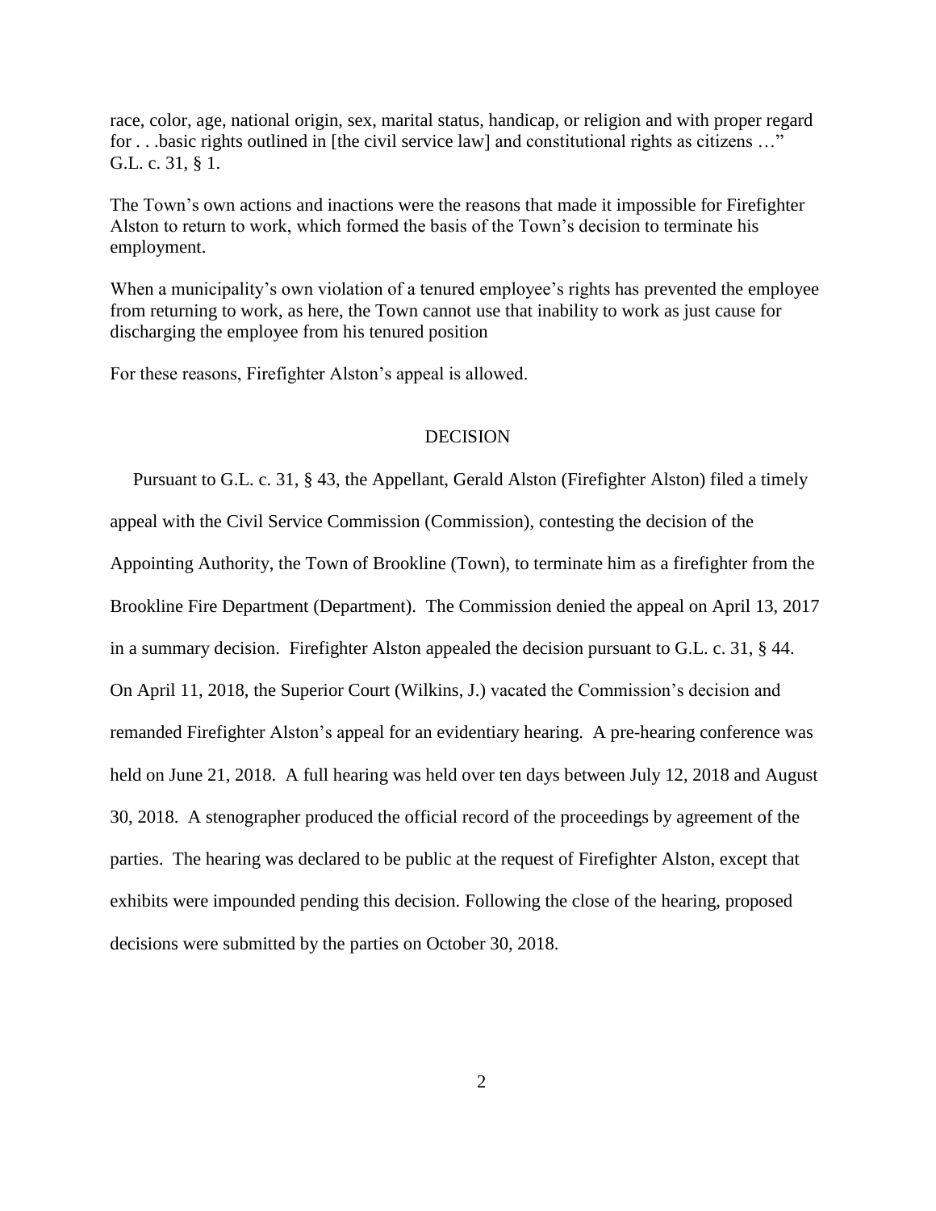race, color, age, national origin, sex, marital status, handicap, or religion and with proper regard for . . .basic rights outlined in [the civil service law] and constitutional rights as citizens …" G.L. c. 31, § 1.

The Town's own actions and inactions were the reasons that made it impossible for Firefighter Alston to return to work, which formed the basis of the Town's decision to terminate his employment.

When a municipality's own violation of a tenured employee's rights has prevented the employee from returning to work, as here, the Town cannot use that inability to work as just cause for discharging the employee from his tenured position

For these reasons, Firefighter Alston's appeal is allowed.

## DECISION

Pursuant to G.L. c. 31, § 43, the Appellant, Gerald Alston (Firefighter Alston) filed a timely appeal with the Civil Service Commission (Commission), contesting the decision of the Appointing Authority, the Town of Brookline (Town), to terminate him as a firefighter from the Brookline Fire Department (Department). The Commission denied the appeal on April 13, 2017 in a summary decision. Firefighter Alston appealed the decision pursuant to G.L. c. 31, § 44. On April 11, 2018, the Superior Court (Wilkins, J.) vacated the Commission's decision and remanded Firefighter Alston's appeal for an evidentiary hearing. A pre-hearing conference was held on June 21, 2018. A full hearing was held over ten days between July 12, 2018 and August 30, 2018. A stenographer produced the official record of the proceedings by agreement of the parties. The hearing was declared to be public at the request of Firefighter Alston, except that exhibits were impounded pending this decision. Following the close of the hearing, proposed decisions were submitted by the parties on October 30, 2018.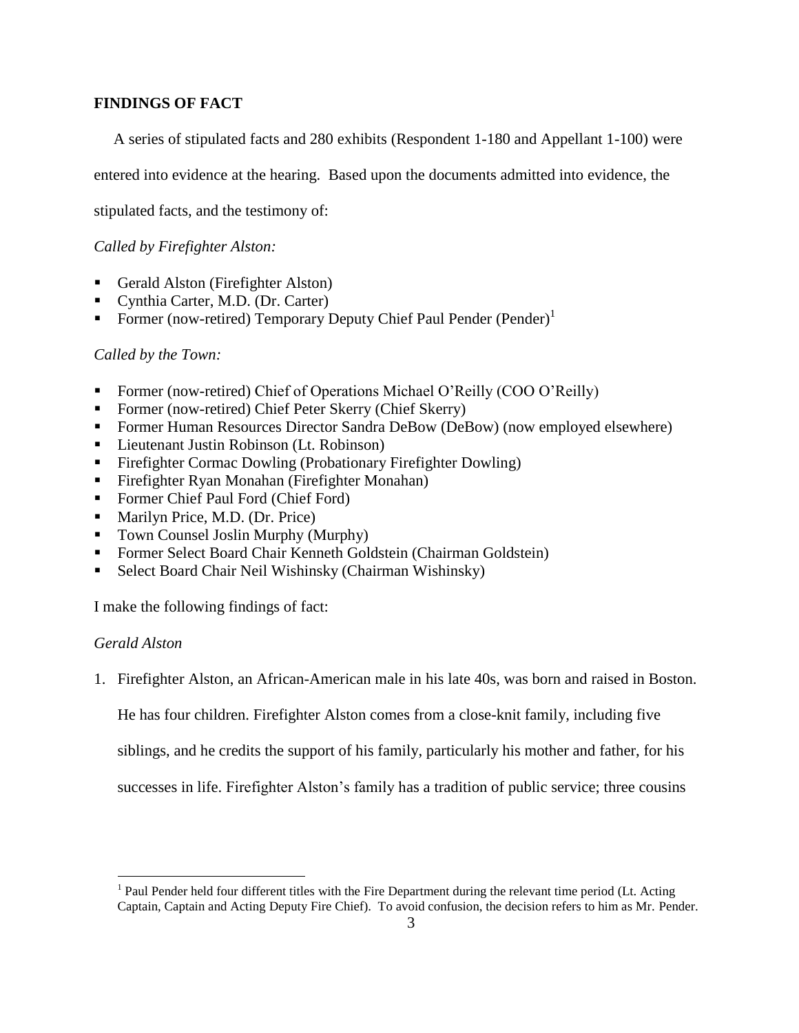## FINDINGS OF FACT

A series of stipulated facts and 280 exhibits (Respondent 1-180 and Appellant 1-100) were entered into evidence at the hearing. Based upon the documents admitted into evidence, the stipulated facts, and the testimony of:

*Called by Firefighter Alston:*

- Gerald Alston (Firefighter Alston)
- Cynthia Carter, M.D. (Dr. Carter)
- Former (now-retired) Temporary Deputy Chief Paul Pender (Pender)[1]

*Called by the Town:*

- Former (now-retired) Chief of Operations Michael O'Reilly (COO O'Reilly)
- Former (now-retired) Chief Peter Skerry (Chief Skerry)
- Former Human Resources Director Sandra DeBow (DeBow) (now employed elsewhere)
- Lieutenant Justin Robinson (Lt. Robinson)
- Firefighter Cormac Dowling (Probationary Firefighter Dowling)
- Firefighter Ryan Monahan (Firefighter Monahan)
- Former Chief Paul Ford (Chief Ford)
- Marilyn Price, M.D. (Dr. Price)
- Town Counsel Joslin Murphy (Murphy)
- Former Select Board Chair Kenneth Goldstein (Chairman Goldstein)
- Select Board Chair Neil Wishinsky (Chairman Wishinsky)

I make the following findings of fact:

*Gerald Alston*

1. Firefighter Alston, an African-American male in his late 40s, was born and raised in Boston. He has four children. Firefighter Alston comes from a close-knit family, including five siblings, and he credits the support of his family, particularly his mother and father, for his successes in life. Firefighter Alston's family has a tradition of public service; three cousins

[1] Paul Pender held four different titles with the Fire Department during the relevant time period (Lt. Acting Captain, Captain and Acting Deputy Fire Chief). To avoid confusion, the decision refers to him as Mr. Pender.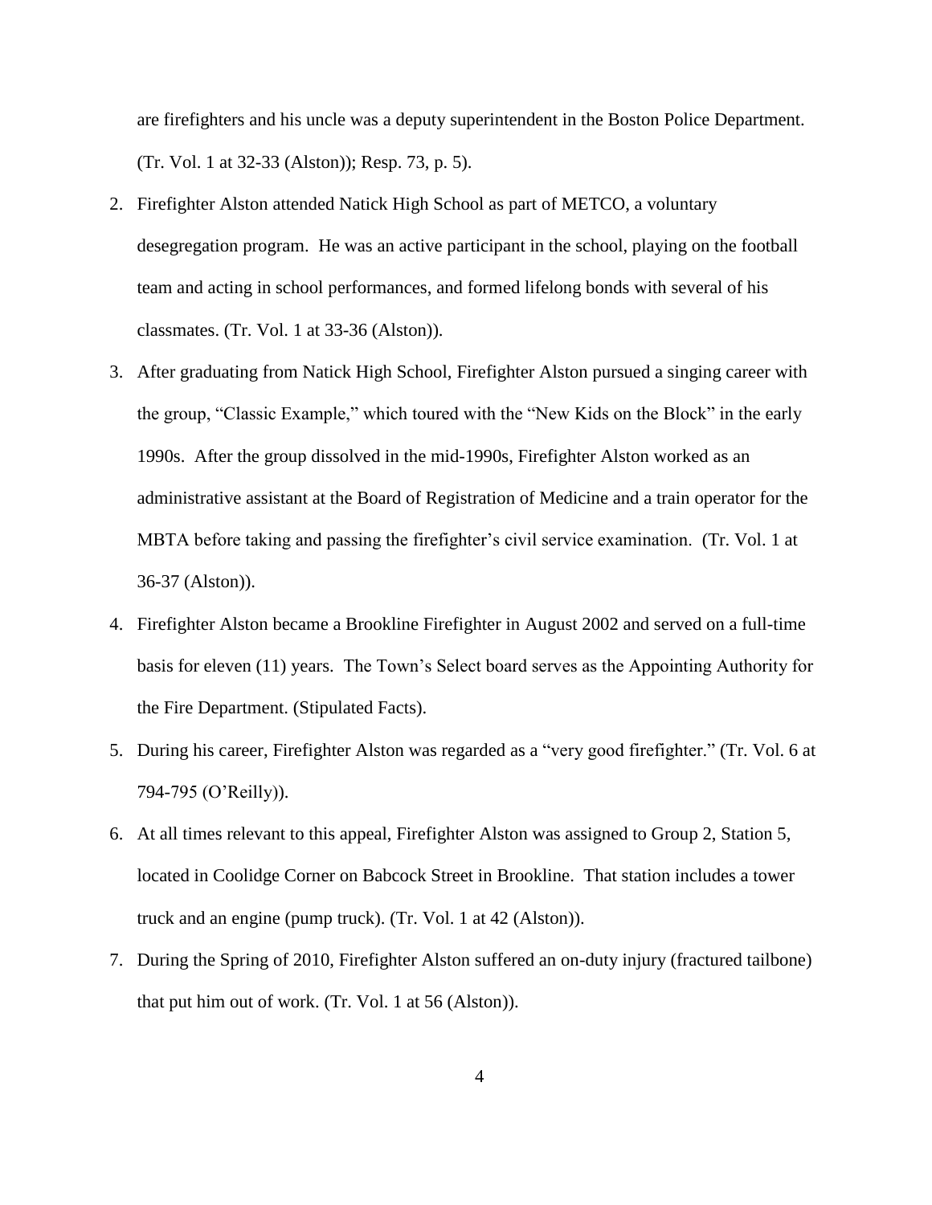are firefighters and his uncle was a deputy superintendent in the Boston Police Department. (Tr. Vol. 1 at 32-33 (Alston)); Resp. 73, p. 5).

2. Firefighter Alston attended Natick High School as part of METCO, a voluntary desegregation program. He was an active participant in the school, playing on the football team and acting in school performances, and formed lifelong bonds with several of his classmates. (Tr. Vol. 1 at 33-36 (Alston)).
3. After graduating from Natick High School, Firefighter Alston pursued a singing career with the group, "Classic Example," which toured with the "New Kids on the Block" in the early 1990s. After the group dissolved in the mid-1990s, Firefighter Alston worked as an administrative assistant at the Board of Registration of Medicine and a train operator for the MBTA before taking and passing the firefighter's civil service examination. (Tr. Vol. 1 at 36-37 (Alston)).
4. Firefighter Alston became a Brookline Firefighter in August 2002 and served on a full-time basis for eleven (11) years. The Town's Select board serves as the Appointing Authority for the Fire Department. (Stipulated Facts).
5. During his career, Firefighter Alston was regarded as a "very good firefighter." (Tr. Vol. 6 at 794-795 (O'Reilly)).
6. At all times relevant to this appeal, Firefighter Alston was assigned to Group 2, Station 5, located in Coolidge Corner on Babcock Street in Brookline. That station includes a tower truck and an engine (pump truck). (Tr. Vol. 1 at 42 (Alston)).
7. During the Spring of 2010, Firefighter Alston suffered an on-duty injury (fractured tailbone) that put him out of work. (Tr. Vol. 1 at 56 (Alston)).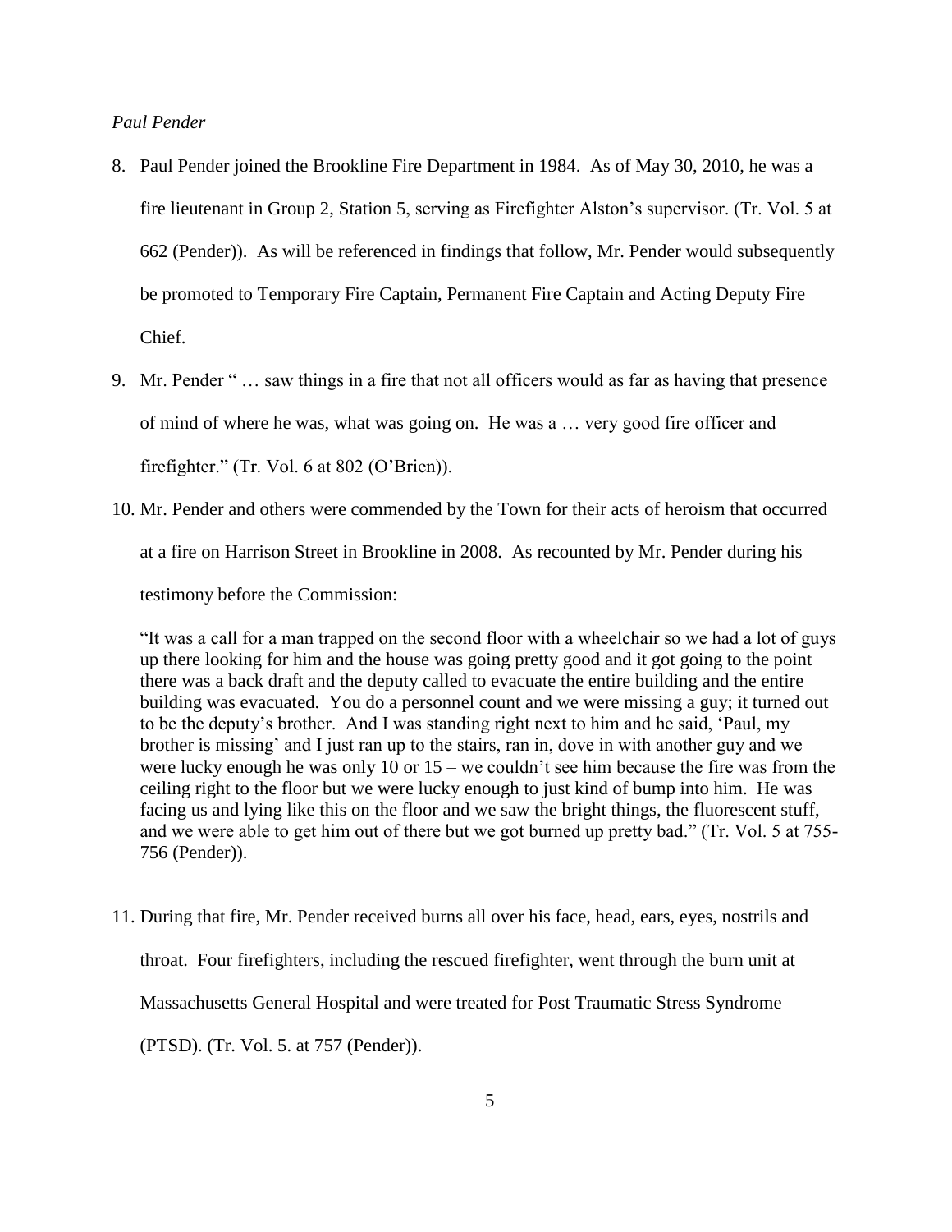*Paul Pender*

8. Paul Pender joined the Brookline Fire Department in 1984. As of May 30, 2010, he was a fire lieutenant in Group 2, Station 5, serving as Firefighter Alston's supervisor. (Tr. Vol. 5 at 662 (Pender)). As will be referenced in findings that follow, Mr. Pender would subsequently be promoted to Temporary Fire Captain, Permanent Fire Captain and Acting Deputy Fire Chief.

9. Mr. Pender " … saw things in a fire that not all officers would as far as having that presence of mind of where he was, what was going on. He was a … very good fire officer and firefighter." (Tr. Vol. 6 at 802 (O'Brien)).

10. Mr. Pender and others were commended by the Town for their acts of heroism that occurred at a fire on Harrison Street in Brookline in 2008. As recounted by Mr. Pender during his testimony before the Commission:

    "It was a call for a man trapped on the second floor with a wheelchair so we had a lot of guys up there looking for him and the house was going pretty good and it got going to the point there was a back draft and the deputy called to evacuate the entire building and the entire building was evacuated. You do a personnel count and we were missing a guy; it turned out to be the deputy's brother. And I was standing right next to him and he said, 'Paul, my brother is missing' and I just ran up to the stairs, ran in, dove in with another guy and we were lucky enough he was only 10 or 15 – we couldn't see him because the fire was from the ceiling right to the floor but we were lucky enough to just kind of bump into him. He was facing us and lying like this on the floor and we saw the bright things, the fluorescent stuff, and we were able to get him out of there but we got burned up pretty bad." (Tr. Vol. 5 at 755-756 (Pender)).

11. During that fire, Mr. Pender received burns all over his face, head, ears, eyes, nostrils and throat. Four firefighters, including the rescued firefighter, went through the burn unit at Massachusetts General Hospital and were treated for Post Traumatic Stress Syndrome (PTSD). (Tr. Vol. 5. at 757 (Pender)).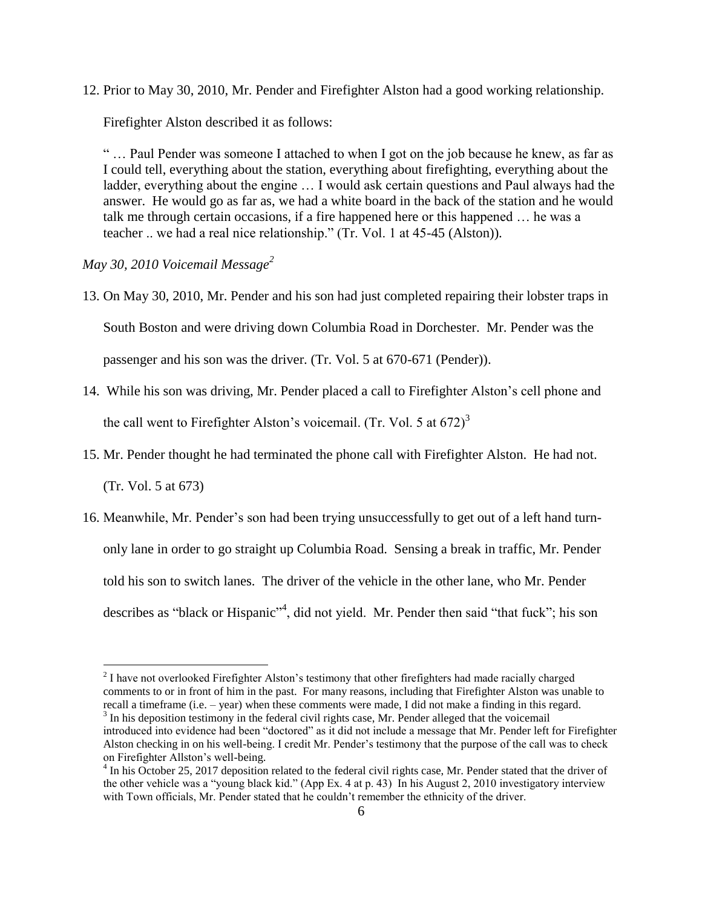12. Prior to May 30, 2010, Mr. Pender and Firefighter Alston had a good working relationship.

    Firefighter Alston described it as follows:

    " … Paul Pender was someone I attached to when I got on the job because he knew, as far as I could tell, everything about the station, everything about firefighting, everything about the ladder, everything about the engine … I would ask certain questions and Paul always had the answer. He would go as far as, we had a white board in the back of the station and he would talk me through certain occasions, if a fire happened here or this happened … he was a teacher .. we had a real nice relationship." (Tr. Vol. 1 at 45-45 (Alston)).

*May 30, 2010 Voicemail Message*[2]

13. On May 30, 2010, Mr. Pender and his son had just completed repairing their lobster traps in South Boston and were driving down Columbia Road in Dorchester. Mr. Pender was the passenger and his son was the driver. (Tr. Vol. 5 at 670-671 (Pender)).

14. While his son was driving, Mr. Pender placed a call to Firefighter Alston's cell phone and the call went to Firefighter Alston's voicemail. (Tr. Vol. 5 at 672)[3]

15. Mr. Pender thought he had terminated the phone call with Firefighter Alston. He had not. (Tr. Vol. 5 at 673)

16. Meanwhile, Mr. Pender's son had been trying unsuccessfully to get out of a left hand turn-only lane in order to go straight up Columbia Road. Sensing a break in traffic, Mr. Pender told his son to switch lanes. The driver of the vehicle in the other lane, who Mr. Pender describes as "black or Hispanic"[4], did not yield. Mr. Pender then said "that fuck"; his son

---

[2] I have not overlooked Firefighter Alston's testimony that other firefighters had made racially charged comments to or in front of him in the past. For many reasons, including that Firefighter Alston was unable to recall a timeframe (i.e. – year) when these comments were made, I did not make a finding in this regard.

[3] In his deposition testimony in the federal civil rights case, Mr. Pender alleged that the voicemail introduced into evidence had been "doctored" as it did not include a message that Mr. Pender left for Firefighter Alston checking in on his well-being. I credit Mr. Pender's testimony that the purpose of the call was to check on Firefighter Allston's well-being.

[4] In his October 25, 2017 deposition related to the federal civil rights case, Mr. Pender stated that the driver of the other vehicle was a "young black kid." (App Ex. 4 at p. 43) In his August 2, 2010 investigatory interview with Town officials, Mr. Pender stated that he couldn't remember the ethnicity of the driver.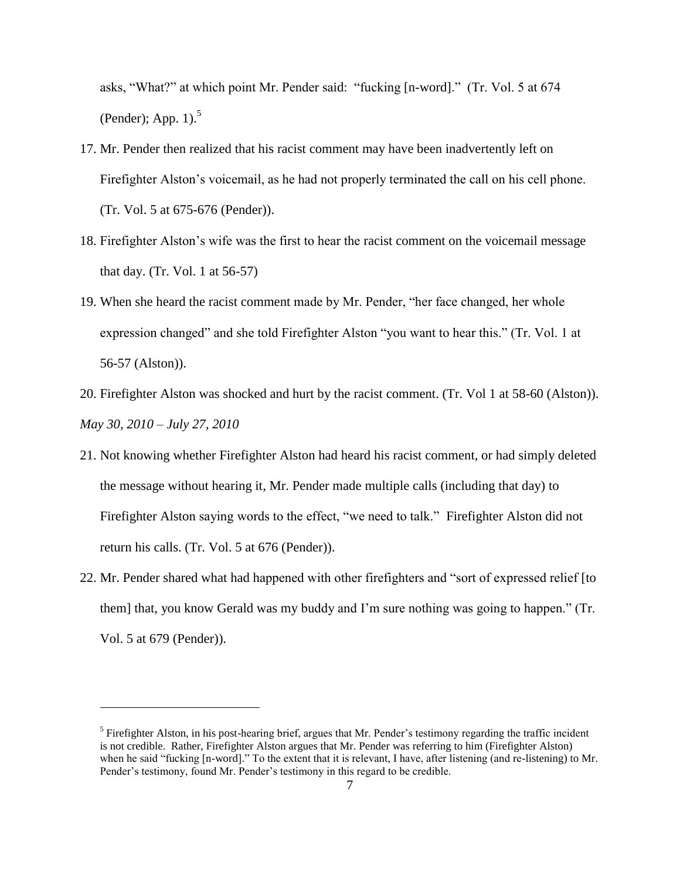asks, "What?" at which point Mr. Pender said: "fucking [n-word]." (Tr. Vol. 5 at 674 (Pender); App. 1).[5]

17. Mr. Pender then realized that his racist comment may have been inadvertently left on Firefighter Alston's voicemail, as he had not properly terminated the call on his cell phone. (Tr. Vol. 5 at 675-676 (Pender)).

18. Firefighter Alston's wife was the first to hear the racist comment on the voicemail message that day. (Tr. Vol. 1 at 56-57)

19. When she heard the racist comment made by Mr. Pender, "her face changed, her whole expression changed" and she told Firefighter Alston "you want to hear this." (Tr. Vol. 1 at 56-57 (Alston)).

20. Firefighter Alston was shocked and hurt by the racist comment. (Tr. Vol 1 at 58-60 (Alston)).

*May 30, 2010 – July 27, 2010*

21. Not knowing whether Firefighter Alston had heard his racist comment, or had simply deleted the message without hearing it, Mr. Pender made multiple calls (including that day) to Firefighter Alston saying words to the effect, "we need to talk." Firefighter Alston did not return his calls. (Tr. Vol. 5 at 676 (Pender)).

22. Mr. Pender shared what had happened with other firefighters and "sort of expressed relief [to them] that, you know Gerald was my buddy and I'm sure nothing was going to happen." (Tr. Vol. 5 at 679 (Pender)).

---

[5] Firefighter Alston, in his post-hearing brief, argues that Mr. Pender's testimony regarding the traffic incident is not credible. Rather, Firefighter Alston argues that Mr. Pender was referring to him (Firefighter Alston) when he said "fucking [n-word]." To the extent that it is relevant, I have, after listening (and re-listening) to Mr. Pender's testimony, found Mr. Pender's testimony in this regard to be credible.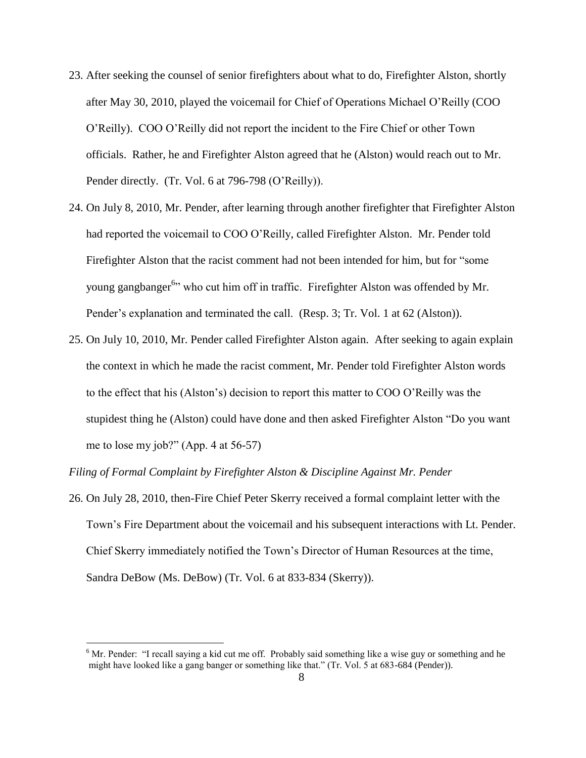23. After seeking the counsel of senior firefighters about what to do, Firefighter Alston, shortly after May 30, 2010, played the voicemail for Chief of Operations Michael O'Reilly (COO O'Reilly). COO O'Reilly did not report the incident to the Fire Chief or other Town officials. Rather, he and Firefighter Alston agreed that he (Alston) would reach out to Mr. Pender directly. (Tr. Vol. 6 at 796-798 (O'Reilly)).

24. On July 8, 2010, Mr. Pender, after learning through another firefighter that Firefighter Alston had reported the voicemail to COO O'Reilly, called Firefighter Alston. Mr. Pender told Firefighter Alston that the racist comment had not been intended for him, but for "some young gangbanger[6]" who cut him off in traffic. Firefighter Alston was offended by Mr. Pender's explanation and terminated the call. (Resp. 3; Tr. Vol. 1 at 62 (Alston)).

25. On July 10, 2010, Mr. Pender called Firefighter Alston again. After seeking to again explain the context in which he made the racist comment, Mr. Pender told Firefighter Alston words to the effect that his (Alston's) decision to report this matter to COO O'Reilly was the stupidest thing he (Alston) could have done and then asked Firefighter Alston "Do you want me to lose my job?" (App. 4 at 56-57)

*Filing of Formal Complaint by Firefighter Alston & Discipline Against Mr. Pender*

26. On July 28, 2010, then-Fire Chief Peter Skerry received a formal complaint letter with the Town's Fire Department about the voicemail and his subsequent interactions with Lt. Pender. Chief Skerry immediately notified the Town's Director of Human Resources at the time, Sandra DeBow (Ms. DeBow) (Tr. Vol. 6 at 833-834 (Skerry)).

---

[6] Mr. Pender: "I recall saying a kid cut me off. Probably said something like a wise guy or something and he might have looked like a gang banger or something like that." (Tr. Vol. 5 at 683-684 (Pender)).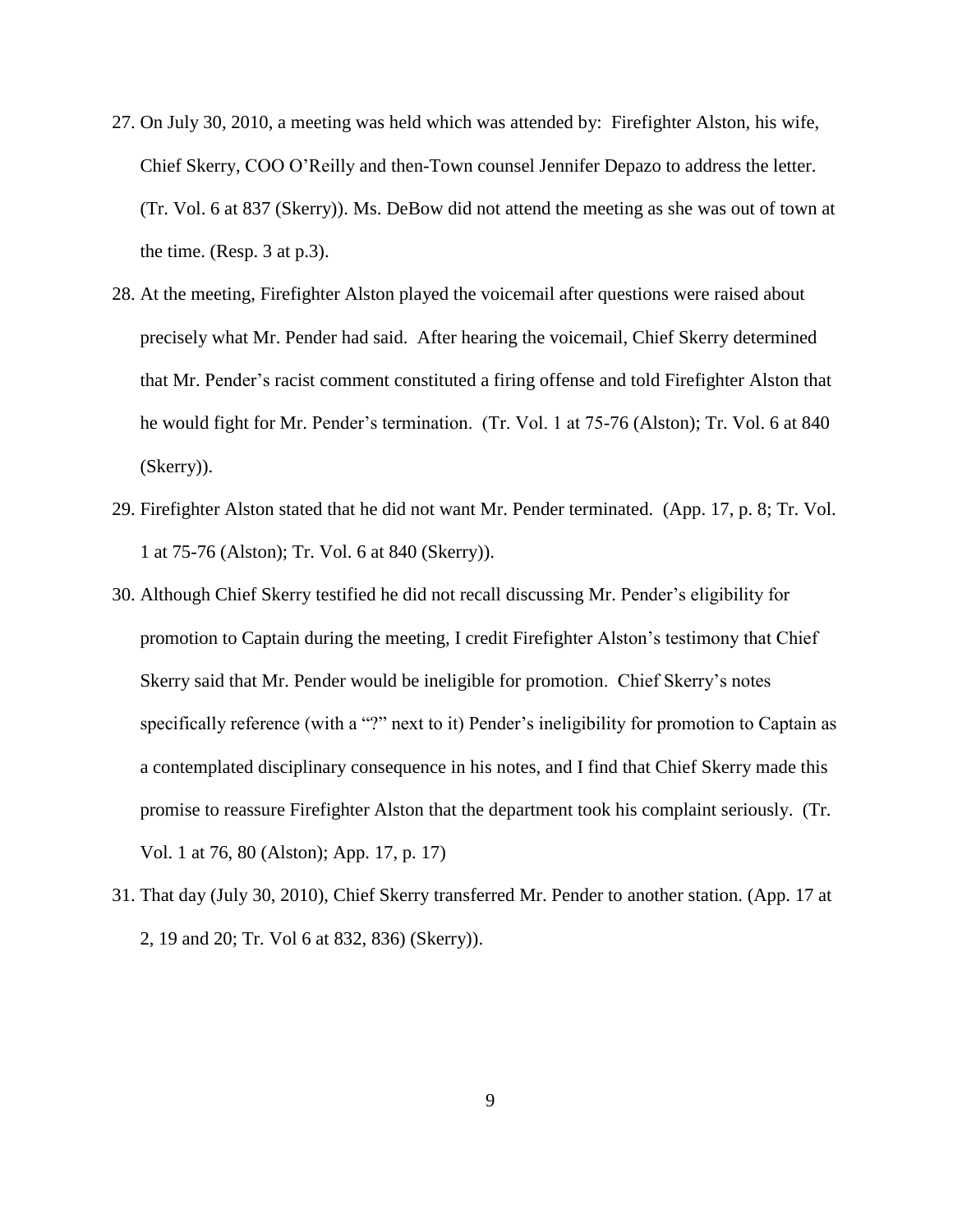27. On July 30, 2010, a meeting was held which was attended by: Firefighter Alston, his wife, Chief Skerry, COO O'Reilly and then-Town counsel Jennifer Depazo to address the letter. (Tr. Vol. 6 at 837 (Skerry)). Ms. DeBow did not attend the meeting as she was out of town at the time. (Resp. 3 at p.3).

28. At the meeting, Firefighter Alston played the voicemail after questions were raised about precisely what Mr. Pender had said. After hearing the voicemail, Chief Skerry determined that Mr. Pender's racist comment constituted a firing offense and told Firefighter Alston that he would fight for Mr. Pender's termination. (Tr. Vol. 1 at 75-76 (Alston); Tr. Vol. 6 at 840 (Skerry)).

29. Firefighter Alston stated that he did not want Mr. Pender terminated. (App. 17, p. 8; Tr. Vol. 1 at 75-76 (Alston); Tr. Vol. 6 at 840 (Skerry)).

30. Although Chief Skerry testified he did not recall discussing Mr. Pender's eligibility for promotion to Captain during the meeting, I credit Firefighter Alston's testimony that Chief Skerry said that Mr. Pender would be ineligible for promotion. Chief Skerry's notes specifically reference (with a "?" next to it) Pender's ineligibility for promotion to Captain as a contemplated disciplinary consequence in his notes, and I find that Chief Skerry made this promise to reassure Firefighter Alston that the department took his complaint seriously. (Tr. Vol. 1 at 76, 80 (Alston); App. 17, p. 17)

31. That day (July 30, 2010), Chief Skerry transferred Mr. Pender to another station. (App. 17 at 2, 19 and 20; Tr. Vol 6 at 832, 836) (Skerry)).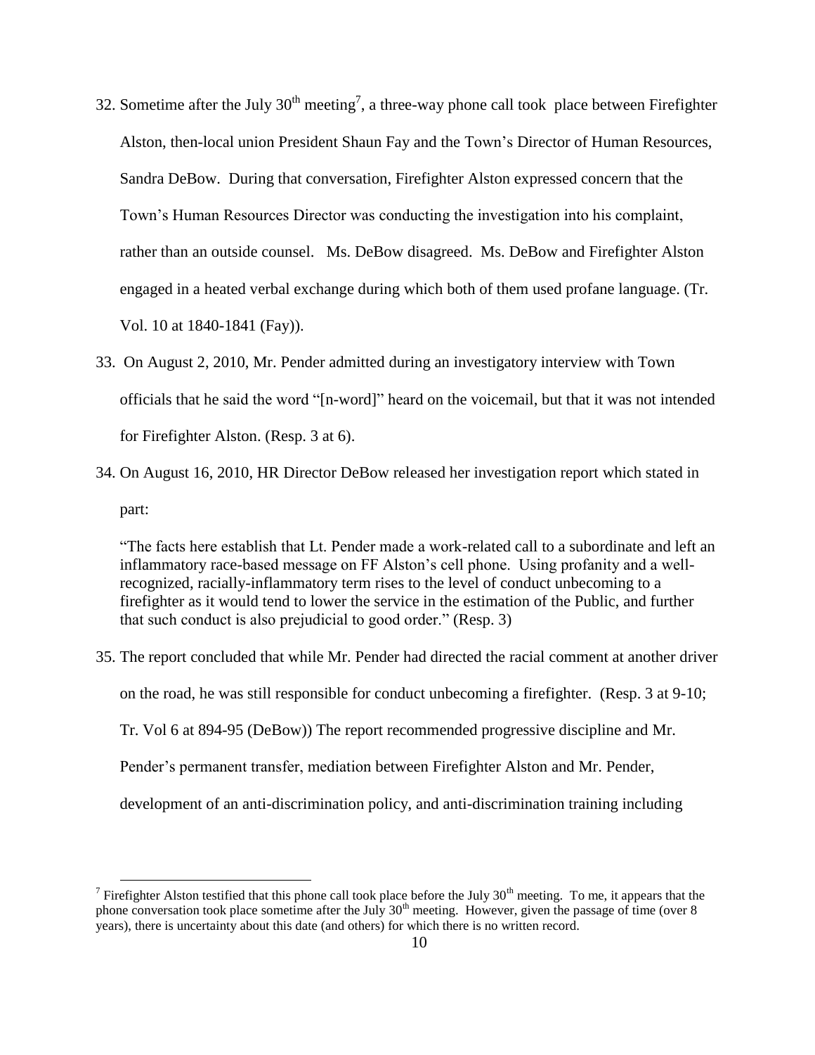32. Sometime after the July 30th meeting[7], a three-way phone call took place between Firefighter Alston, then-local union President Shaun Fay and the Town's Director of Human Resources, Sandra DeBow. During that conversation, Firefighter Alston expressed concern that the Town's Human Resources Director was conducting the investigation into his complaint, rather than an outside counsel. Ms. DeBow disagreed. Ms. DeBow and Firefighter Alston engaged in a heated verbal exchange during which both of them used profane language. (Tr. Vol. 10 at 1840-1841 (Fay)).

33. On August 2, 2010, Mr. Pender admitted during an investigatory interview with Town officials that he said the word "[n-word]" heard on the voicemail, but that it was not intended for Firefighter Alston. (Resp. 3 at 6).

34. On August 16, 2010, HR Director DeBow released her investigation report which stated in part:

   > "The facts here establish that Lt. Pender made a work-related call to a subordinate and left an inflammatory race-based message on FF Alston's cell phone. Using profanity and a well-recognized, racially-inflammatory term rises to the level of conduct unbecoming to a firefighter as it would tend to lower the service in the estimation of the Public, and further that such conduct is also prejudicial to good order." (Resp. 3)

35. The report concluded that while Mr. Pender had directed the racial comment at another driver on the road, he was still responsible for conduct unbecoming a firefighter. (Resp. 3 at 9-10; Tr. Vol 6 at 894-95 (DeBow)) The report recommended progressive discipline and Mr. Pender's permanent transfer, mediation between Firefighter Alston and Mr. Pender, development of an anti-discrimination policy, and anti-discrimination training including

[7] Firefighter Alston testified that this phone call took place before the July 30th meeting. To me, it appears that the phone conversation took place sometime after the July 30th meeting. However, given the passage of time (over 8 years), there is uncertainty about this date (and others) for which there is no written record.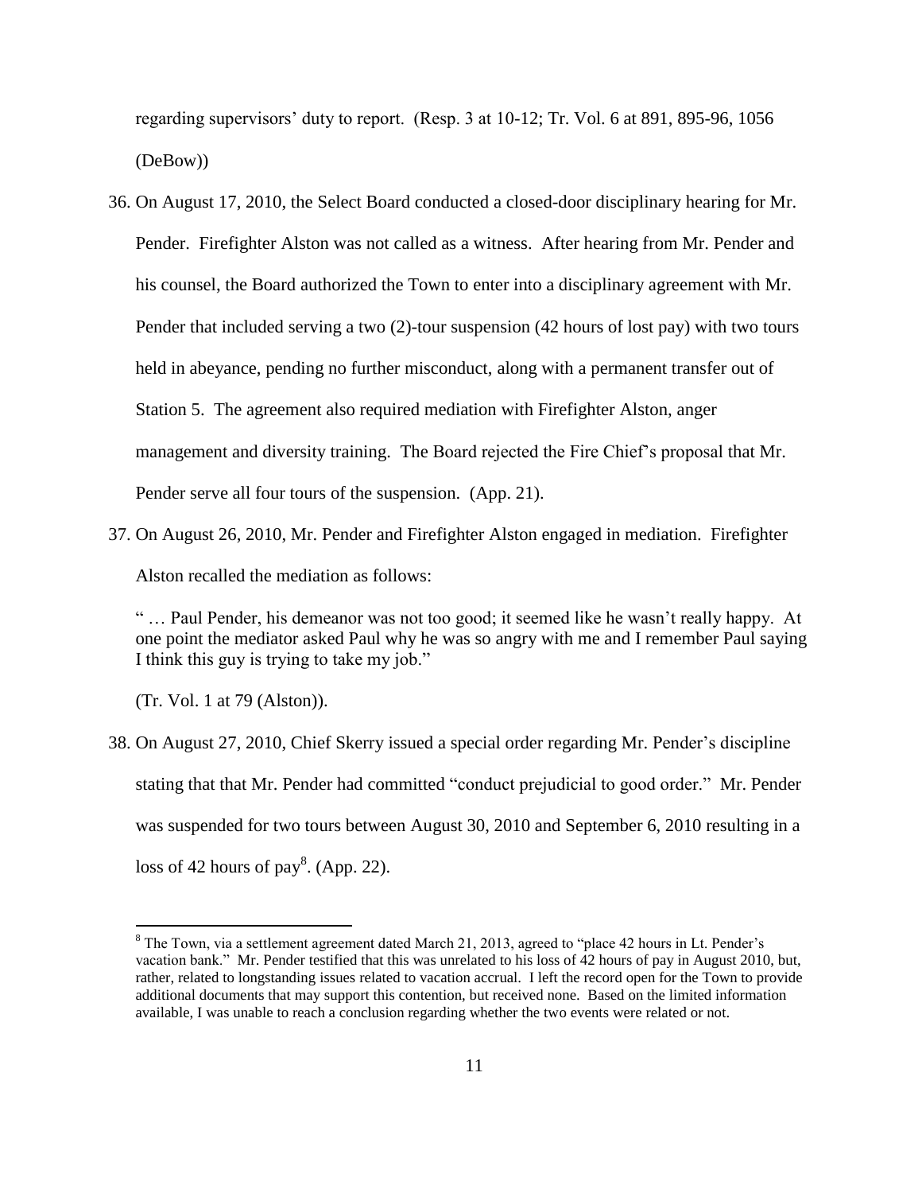regarding supervisors' duty to report. (Resp. 3 at 10-12; Tr. Vol. 6 at 891, 895-96, 1056 (DeBow))

36. On August 17, 2010, the Select Board conducted a closed-door disciplinary hearing for Mr. Pender. Firefighter Alston was not called as a witness. After hearing from Mr. Pender and his counsel, the Board authorized the Town to enter into a disciplinary agreement with Mr. Pender that included serving a two (2)-tour suspension (42 hours of lost pay) with two tours held in abeyance, pending no further misconduct, along with a permanent transfer out of Station 5. The agreement also required mediation with Firefighter Alston, anger management and diversity training. The Board rejected the Fire Chief's proposal that Mr. Pender serve all four tours of the suspension. (App. 21).

37. On August 26, 2010, Mr. Pender and Firefighter Alston engaged in mediation. Firefighter Alston recalled the mediation as follows:

   " … Paul Pender, his demeanor was not too good; it seemed like he wasn't really happy. At one point the mediator asked Paul why he was so angry with me and I remember Paul saying I think this guy is trying to take my job."

   (Tr. Vol. 1 at 79 (Alston)).

38. On August 27, 2010, Chief Skerry issued a special order regarding Mr. Pender's discipline stating that that Mr. Pender had committed "conduct prejudicial to good order." Mr. Pender was suspended for two tours between August 30, 2010 and September 6, 2010 resulting in a loss of 42 hours of pay[8]. (App. 22).

---

[8] The Town, via a settlement agreement dated March 21, 2013, agreed to "place 42 hours in Lt. Pender's vacation bank." Mr. Pender testified that this was unrelated to his loss of 42 hours of pay in August 2010, but, rather, related to longstanding issues related to vacation accrual. I left the record open for the Town to provide additional documents that may support this contention, but received none. Based on the limited information available, I was unable to reach a conclusion regarding whether the two events were related or not.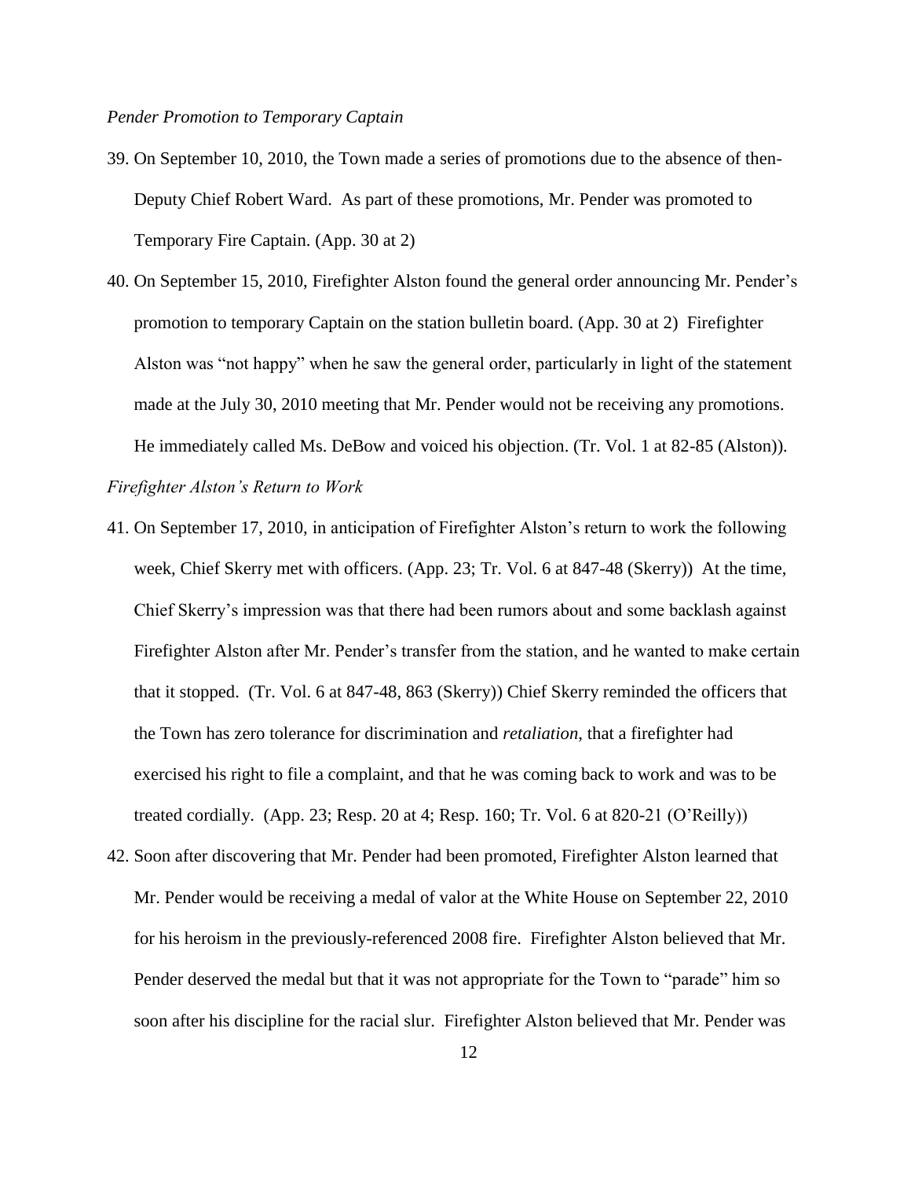*Pender Promotion to Temporary Captain*

39. On September 10, 2010, the Town made a series of promotions due to the absence of then-Deputy Chief Robert Ward. As part of these promotions, Mr. Pender was promoted to Temporary Fire Captain. (App. 30 at 2)

40. On September 15, 2010, Firefighter Alston found the general order announcing Mr. Pender's promotion to temporary Captain on the station bulletin board. (App. 30 at 2) Firefighter Alston was "not happy" when he saw the general order, particularly in light of the statement made at the July 30, 2010 meeting that Mr. Pender would not be receiving any promotions. He immediately called Ms. DeBow and voiced his objection. (Tr. Vol. 1 at 82-85 (Alston)).

*Firefighter Alston's Return to Work*

41. On September 17, 2010, in anticipation of Firefighter Alston's return to work the following week, Chief Skerry met with officers. (App. 23; Tr. Vol. 6 at 847-48 (Skerry)) At the time, Chief Skerry's impression was that there had been rumors about and some backlash against Firefighter Alston after Mr. Pender's transfer from the station, and he wanted to make certain that it stopped. (Tr. Vol. 6 at 847-48, 863 (Skerry)) Chief Skerry reminded the officers that the Town has zero tolerance for discrimination and *retaliation*, that a firefighter had exercised his right to file a complaint, and that he was coming back to work and was to be treated cordially. (App. 23; Resp. 20 at 4; Resp. 160; Tr. Vol. 6 at 820-21 (O'Reilly))

42. Soon after discovering that Mr. Pender had been promoted, Firefighter Alston learned that Mr. Pender would be receiving a medal of valor at the White House on September 22, 2010 for his heroism in the previously-referenced 2008 fire. Firefighter Alston believed that Mr. Pender deserved the medal but that it was not appropriate for the Town to "parade" him so soon after his discipline for the racial slur. Firefighter Alston believed that Mr. Pender was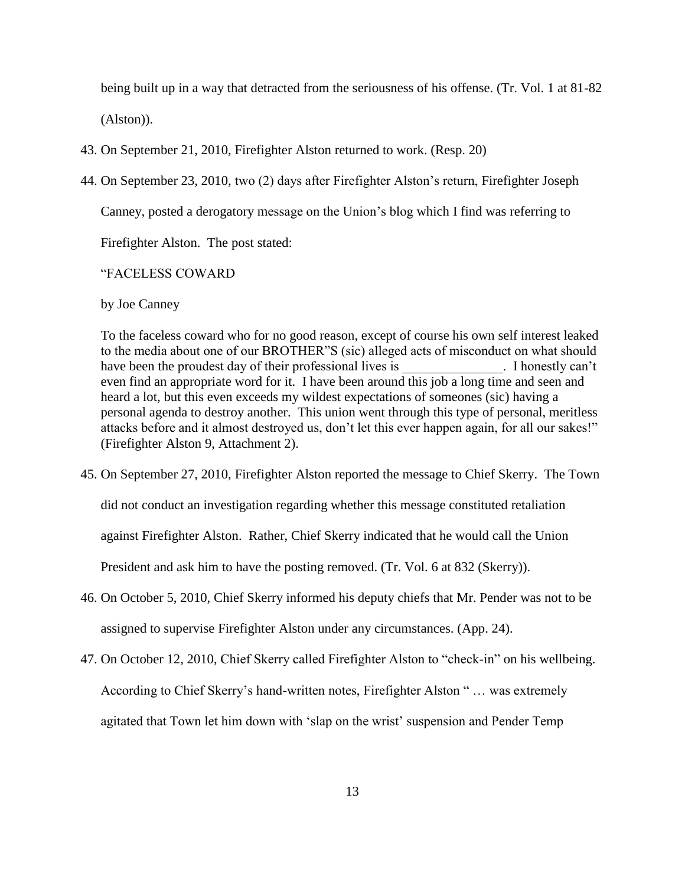being built up in a way that detracted from the seriousness of his offense. (Tr. Vol. 1 at 81-82 (Alston)).

43. On September 21, 2010, Firefighter Alston returned to work. (Resp. 20)

44. On September 23, 2010, two (2) days after Firefighter Alston's return, Firefighter Joseph Canney, posted a derogatory message on the Union's blog which I find was referring to Firefighter Alston. The post stated:

    "FACELESS COWARD

    by Joe Canney

    To the faceless coward who for no good reason, except of course his own self interest leaked to the media about one of our BROTHER"S (sic) alleged acts of misconduct on what should have been the proudest day of their professional lives is _______________. I honestly can't even find an appropriate word for it. I have been around this job a long time and seen and heard a lot, but this even exceeds my wildest expectations of someones (sic) having a personal agenda to destroy another. This union went through this type of personal, meritless attacks before and it almost destroyed us, don't let this ever happen again, for all our sakes!" (Firefighter Alston 9, Attachment 2).

45. On September 27, 2010, Firefighter Alston reported the message to Chief Skerry. The Town did not conduct an investigation regarding whether this message constituted retaliation against Firefighter Alston. Rather, Chief Skerry indicated that he would call the Union President and ask him to have the posting removed. (Tr. Vol. 6 at 832 (Skerry)).

46. On October 5, 2010, Chief Skerry informed his deputy chiefs that Mr. Pender was not to be assigned to supervise Firefighter Alston under any circumstances. (App. 24).

47. On October 12, 2010, Chief Skerry called Firefighter Alston to "check-in" on his wellbeing. According to Chief Skerry's hand-written notes, Firefighter Alston " … was extremely agitated that Town let him down with 'slap on the wrist' suspension and Pender Temp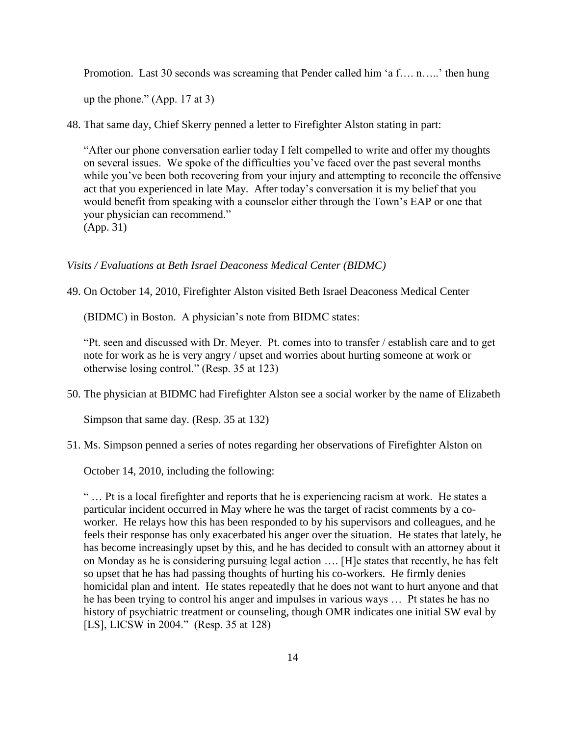Promotion. Last 30 seconds was screaming that Pender called him 'a f…. n…..' then hung up the phone." (App. 17 at 3)

48. That same day, Chief Skerry penned a letter to Firefighter Alston stating in part:

"After our phone conversation earlier today I felt compelled to write and offer my thoughts on several issues. We spoke of the difficulties you've faced over the past several months while you've been both recovering from your injury and attempting to reconcile the offensive act that you experienced in late May. After today's conversation it is my belief that you would benefit from speaking with a counselor either through the Town's EAP or one that your physician can recommend."
(App. 31)

*Visits / Evaluations at Beth Israel Deaconess Medical Center (BIDMC)*

49. On October 14, 2010, Firefighter Alston visited Beth Israel Deaconess Medical Center (BIDMC) in Boston. A physician's note from BIDMC states:

"Pt. seen and discussed with Dr. Meyer. Pt. comes into to transfer / establish care and to get note for work as he is very angry / upset and worries about hurting someone at work or otherwise losing control." (Resp. 35 at 123)

50. The physician at BIDMC had Firefighter Alston see a social worker by the name of Elizabeth Simpson that same day. (Resp. 35 at 132)

51. Ms. Simpson penned a series of notes regarding her observations of Firefighter Alston on October 14, 2010, including the following:

" … Pt is a local firefighter and reports that he is experiencing racism at work. He states a particular incident occurred in May where he was the target of racist comments by a co-worker. He relays how this has been responded to by his supervisors and colleagues, and he feels their response has only exacerbated his anger over the situation. He states that lately, he has become increasingly upset by this, and he has decided to consult with an attorney about it on Monday as he is considering pursuing legal action …. [H]e states that recently, he has felt so upset that he has had passing thoughts of hurting his co-workers. He firmly denies homicidal plan and intent. He states repeatedly that he does not want to hurt anyone and that he has been trying to control his anger and impulses in various ways … Pt states he has no history of psychiatric treatment or counseling, though OMR indicates one initial SW eval by [LS], LICSW in 2004." (Resp. 35 at 128)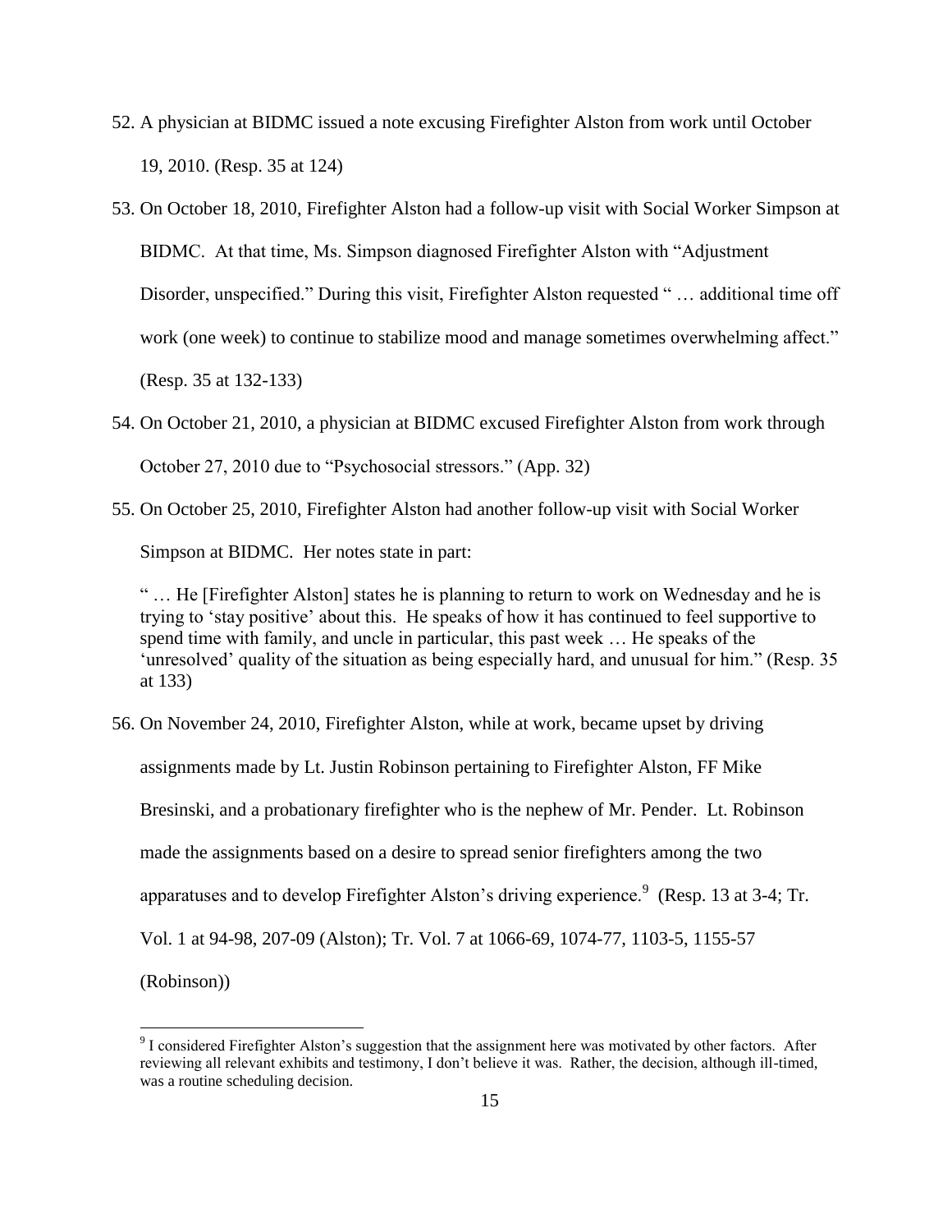52. A physician at BIDMC issued a note excusing Firefighter Alston from work until October 19, 2010. (Resp. 35 at 124)

53. On October 18, 2010, Firefighter Alston had a follow-up visit with Social Worker Simpson at BIDMC. At that time, Ms. Simpson diagnosed Firefighter Alston with "Adjustment Disorder, unspecified." During this visit, Firefighter Alston requested " … additional time off work (one week) to continue to stabilize mood and manage sometimes overwhelming affect." (Resp. 35 at 132-133)

54. On October 21, 2010, a physician at BIDMC excused Firefighter Alston from work through October 27, 2010 due to "Psychosocial stressors." (App. 32)

55. On October 25, 2010, Firefighter Alston had another follow-up visit with Social Worker Simpson at BIDMC. Her notes state in part:

   " … He [Firefighter Alston] states he is planning to return to work on Wednesday and he is trying to 'stay positive' about this. He speaks of how it has continued to feel supportive to spend time with family, and uncle in particular, this past week … He speaks of the 'unresolved' quality of the situation as being especially hard, and unusual for him." (Resp. 35 at 133)

56. On November 24, 2010, Firefighter Alston, while at work, became upset by driving assignments made by Lt. Justin Robinson pertaining to Firefighter Alston, FF Mike Bresinski, and a probationary firefighter who is the nephew of Mr. Pender. Lt. Robinson made the assignments based on a desire to spread senior firefighters among the two apparatuses and to develop Firefighter Alston's driving experience.[9] (Resp. 13 at 3-4; Tr. Vol. 1 at 94-98, 207-09 (Alston); Tr. Vol. 7 at 1066-69, 1074-77, 1103-5, 1155-57 (Robinson))

[9] I considered Firefighter Alston's suggestion that the assignment here was motivated by other factors. After reviewing all relevant exhibits and testimony, I don't believe it was. Rather, the decision, although ill-timed, was a routine scheduling decision.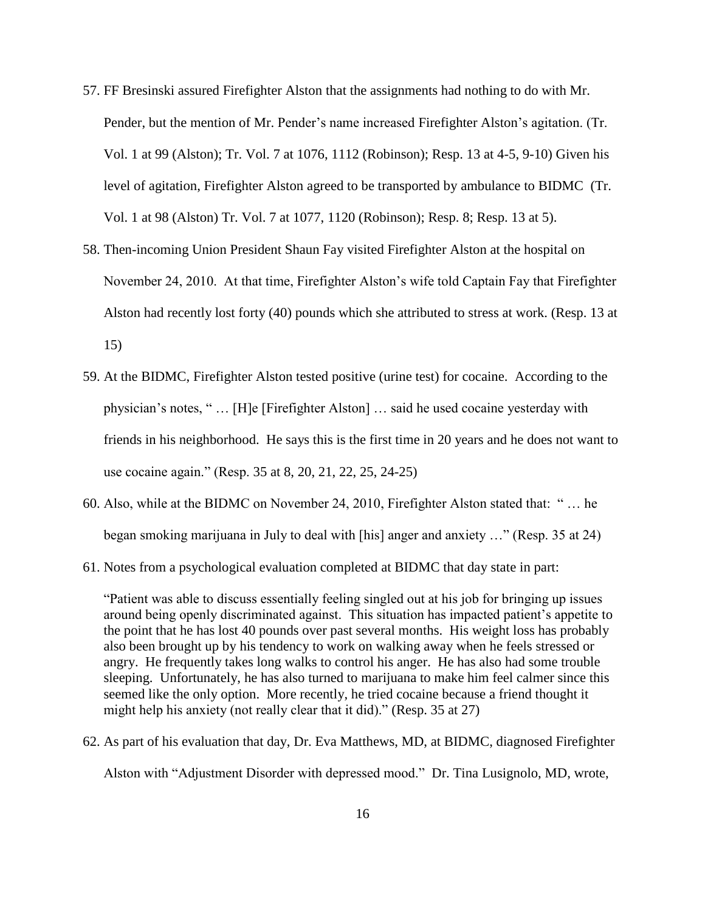57. FF Bresinski assured Firefighter Alston that the assignments had nothing to do with Mr. Pender, but the mention of Mr. Pender's name increased Firefighter Alston's agitation. (Tr. Vol. 1 at 99 (Alston); Tr. Vol. 7 at 1076, 1112 (Robinson); Resp. 13 at 4-5, 9-10) Given his level of agitation, Firefighter Alston agreed to be transported by ambulance to BIDMC (Tr. Vol. 1 at 98 (Alston) Tr. Vol. 7 at 1077, 1120 (Robinson); Resp. 8; Resp. 13 at 5).

58. Then-incoming Union President Shaun Fay visited Firefighter Alston at the hospital on November 24, 2010. At that time, Firefighter Alston's wife told Captain Fay that Firefighter Alston had recently lost forty (40) pounds which she attributed to stress at work. (Resp. 13 at 15)

59. At the BIDMC, Firefighter Alston tested positive (urine test) for cocaine. According to the physician's notes, " … [H]e [Firefighter Alston] … said he used cocaine yesterday with friends in his neighborhood. He says this is the first time in 20 years and he does not want to use cocaine again." (Resp. 35 at 8, 20, 21, 22, 25, 24-25)

60. Also, while at the BIDMC on November 24, 2010, Firefighter Alston stated that: " … he began smoking marijuana in July to deal with [his] anger and anxiety …" (Resp. 35 at 24)

61. Notes from a psychological evaluation completed at BIDMC that day state in part:

    "Patient was able to discuss essentially feeling singled out at his job for bringing up issues around being openly discriminated against. This situation has impacted patient's appetite to the point that he has lost 40 pounds over past several months. His weight loss has probably also been brought up by his tendency to work on walking away when he feels stressed or angry. He frequently takes long walks to control his anger. He has also had some trouble sleeping. Unfortunately, he has also turned to marijuana to make him feel calmer since this seemed like the only option. More recently, he tried cocaine because a friend thought it might help his anxiety (not really clear that it did)." (Resp. 35 at 27)

62. As part of his evaluation that day, Dr. Eva Matthews, MD, at BIDMC, diagnosed Firefighter Alston with "Adjustment Disorder with depressed mood." Dr. Tina Lusignolo, MD, wrote,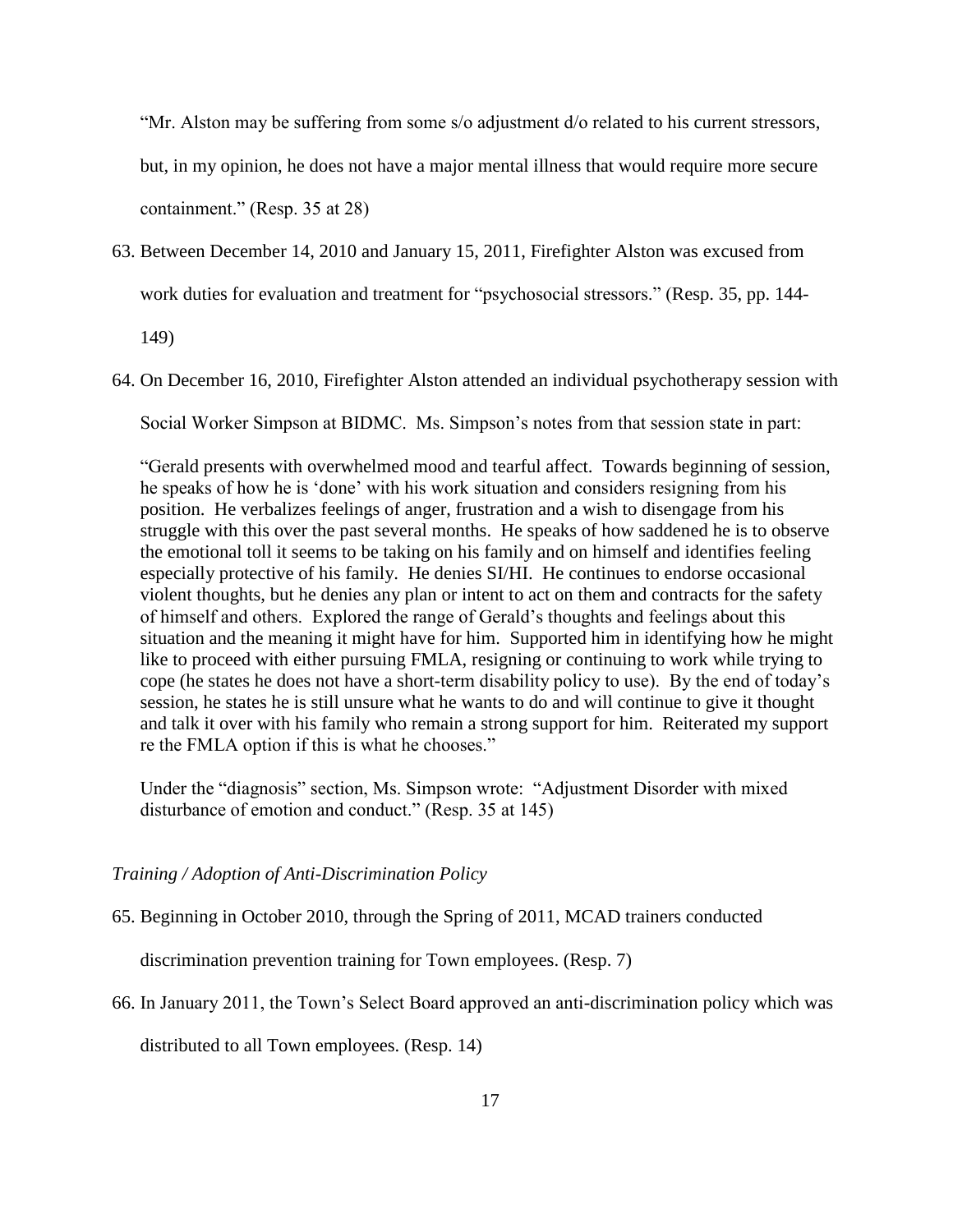"Mr. Alston may be suffering from some s/o adjustment d/o related to his current stressors, but, in my opinion, he does not have a major mental illness that would require more secure containment." (Resp. 35 at 28)

63. Between December 14, 2010 and January 15, 2011, Firefighter Alston was excused from work duties for evaluation and treatment for "psychosocial stressors." (Resp. 35, pp. 144-149)

64. On December 16, 2010, Firefighter Alston attended an individual psychotherapy session with Social Worker Simpson at BIDMC. Ms. Simpson's notes from that session state in part:

   "Gerald presents with overwhelmed mood and tearful affect. Towards beginning of session, he speaks of how he is 'done' with his work situation and considers resigning from his position. He verbalizes feelings of anger, frustration and a wish to disengage from his struggle with this over the past several months. He speaks of how saddened he is to observe the emotional toll it seems to be taking on his family and on himself and identifies feeling especially protective of his family. He denies SI/HI. He continues to endorse occasional violent thoughts, but he denies any plan or intent to act on them and contracts for the safety of himself and others. Explored the range of Gerald's thoughts and feelings about this situation and the meaning it might have for him. Supported him in identifying how he might like to proceed with either pursuing FMLA, resigning or continuing to work while trying to cope (he states he does not have a short-term disability policy to use). By the end of today's session, he states he is still unsure what he wants to do and will continue to give it thought and talk it over with his family who remain a strong support for him. Reiterated my support re the FMLA option if this is what he chooses."

   Under the "diagnosis" section, Ms. Simpson wrote: "Adjustment Disorder with mixed disturbance of emotion and conduct." (Resp. 35 at 145)

*Training / Adoption of Anti-Discrimination Policy*

65. Beginning in October 2010, through the Spring of 2011, MCAD trainers conducted discrimination prevention training for Town employees. (Resp. 7)

66. In January 2011, the Town's Select Board approved an anti-discrimination policy which was distributed to all Town employees. (Resp. 14)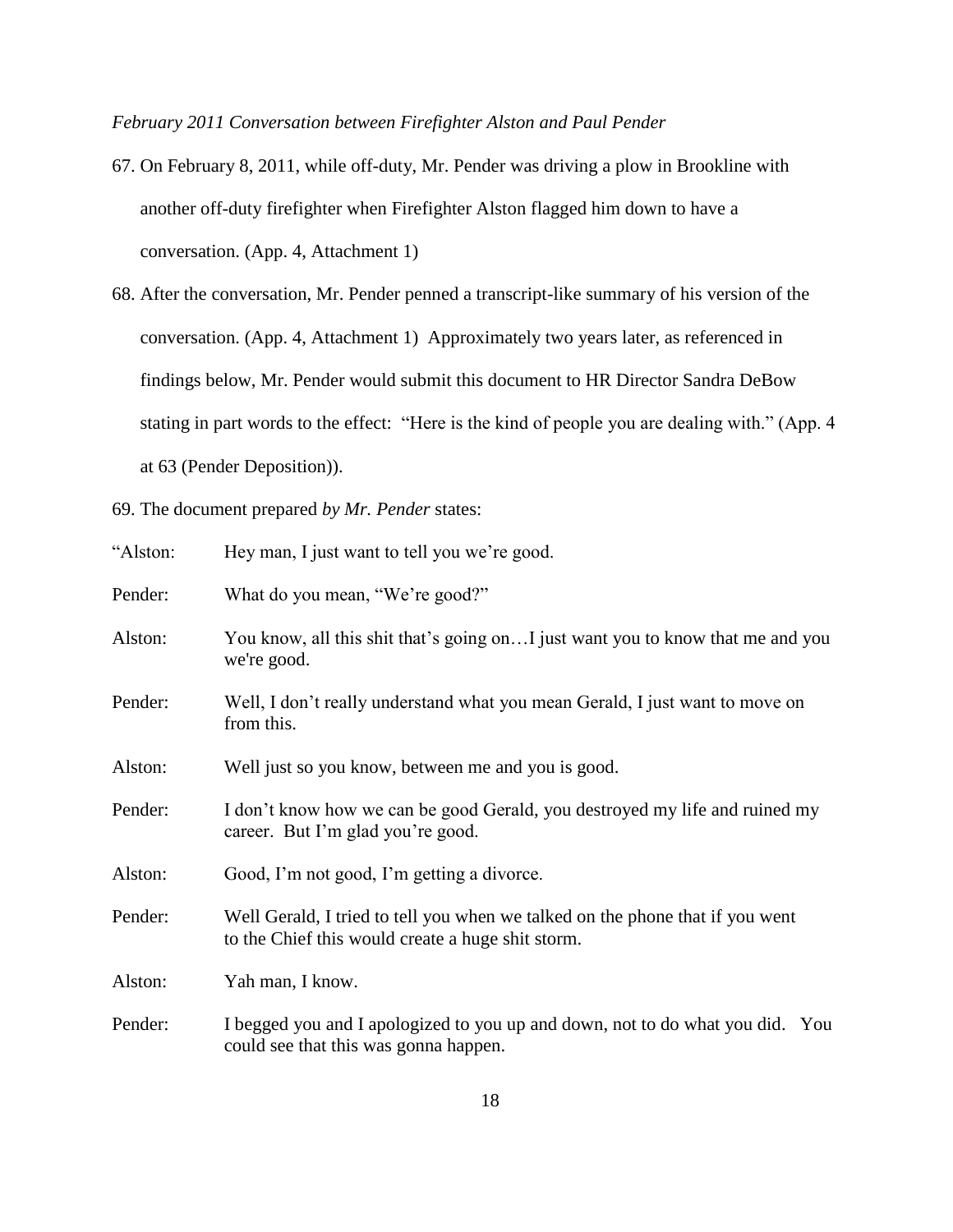*February 2011 Conversation between Firefighter Alston and Paul Pender*

67. On February 8, 2011, while off-duty, Mr. Pender was driving a plow in Brookline with another off-duty firefighter when Firefighter Alston flagged him down to have a conversation. (App. 4, Attachment 1)

68. After the conversation, Mr. Pender penned a transcript-like summary of his version of the conversation. (App. 4, Attachment 1) Approximately two years later, as referenced in findings below, Mr. Pender would submit this document to HR Director Sandra DeBow stating in part words to the effect: "Here is the kind of people you are dealing with." (App. 4 at 63 (Pender Deposition)).

69. The document prepared *by Mr. Pender* states:

"Alston: Hey man, I just want to tell you we're good.

Pender: What do you mean, "We're good?"

Alston: You know, all this shit that's going on…I just want you to know that me and you we're good.

Pender: Well, I don't really understand what you mean Gerald, I just want to move on from this.

Alston: Well just so you know, between me and you is good.

Pender: I don't know how we can be good Gerald, you destroyed my life and ruined my career. But I'm glad you're good.

Alston: Good, I'm not good, I'm getting a divorce.

Pender: Well Gerald, I tried to tell you when we talked on the phone that if you went to the Chief this would create a huge shit storm.

Alston: Yah man, I know.

Pender: I begged you and I apologized to you up and down, not to do what you did. You could see that this was gonna happen.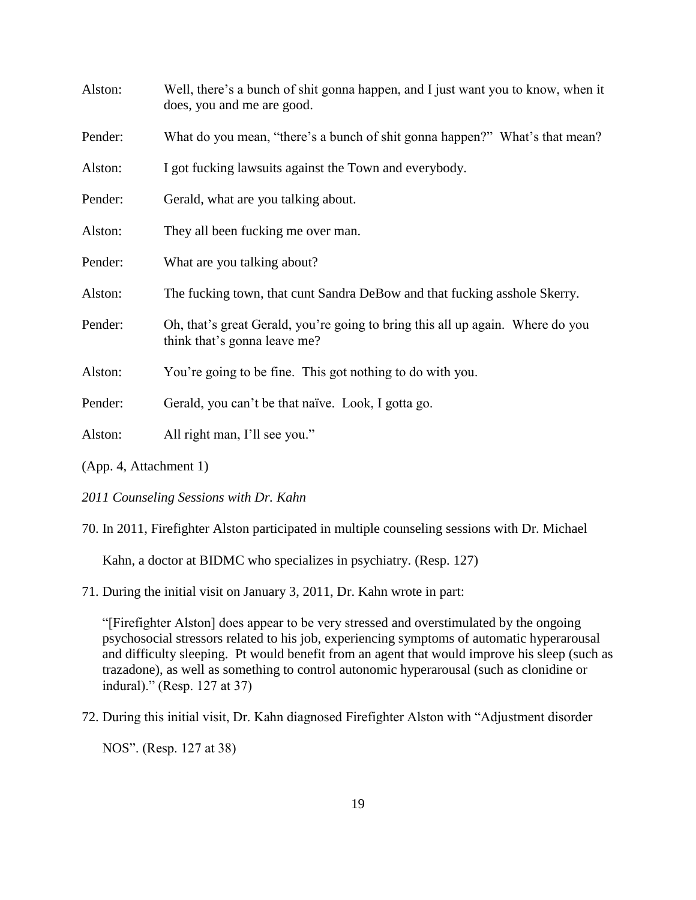Alston: Well, there's a bunch of shit gonna happen, and I just want you to know, when it does, you and me are good.

Pender: What do you mean, "there's a bunch of shit gonna happen?" What's that mean?

Alston: I got fucking lawsuits against the Town and everybody.

Pender: Gerald, what are you talking about.

Alston: They all been fucking me over man.

Pender: What are you talking about?

Alston: The fucking town, that cunt Sandra DeBow and that fucking asshole Skerry.

Pender: Oh, that's great Gerald, you're going to bring this all up again. Where do you think that's gonna leave me?

Alston: You're going to be fine. This got nothing to do with you.

Pender: Gerald, you can't be that naïve. Look, I gotta go.

Alston: All right man, I'll see you."

(App. 4, Attachment 1)

*2011 Counseling Sessions with Dr. Kahn*

70. In 2011, Firefighter Alston participated in multiple counseling sessions with Dr. Michael Kahn, a doctor at BIDMC who specializes in psychiatry. (Resp. 127)

71. During the initial visit on January 3, 2011, Dr. Kahn wrote in part:

    "[Firefighter Alston] does appear to be very stressed and overstimulated by the ongoing psychosocial stressors related to his job, experiencing symptoms of automatic hyperarousal and difficulty sleeping. Pt would benefit from an agent that would improve his sleep (such as trazadone), as well as something to control autonomic hyperarousal (such as clonidine or indural)." (Resp. 127 at 37)

72. During this initial visit, Dr. Kahn diagnosed Firefighter Alston with "Adjustment disorder NOS". (Resp. 127 at 38)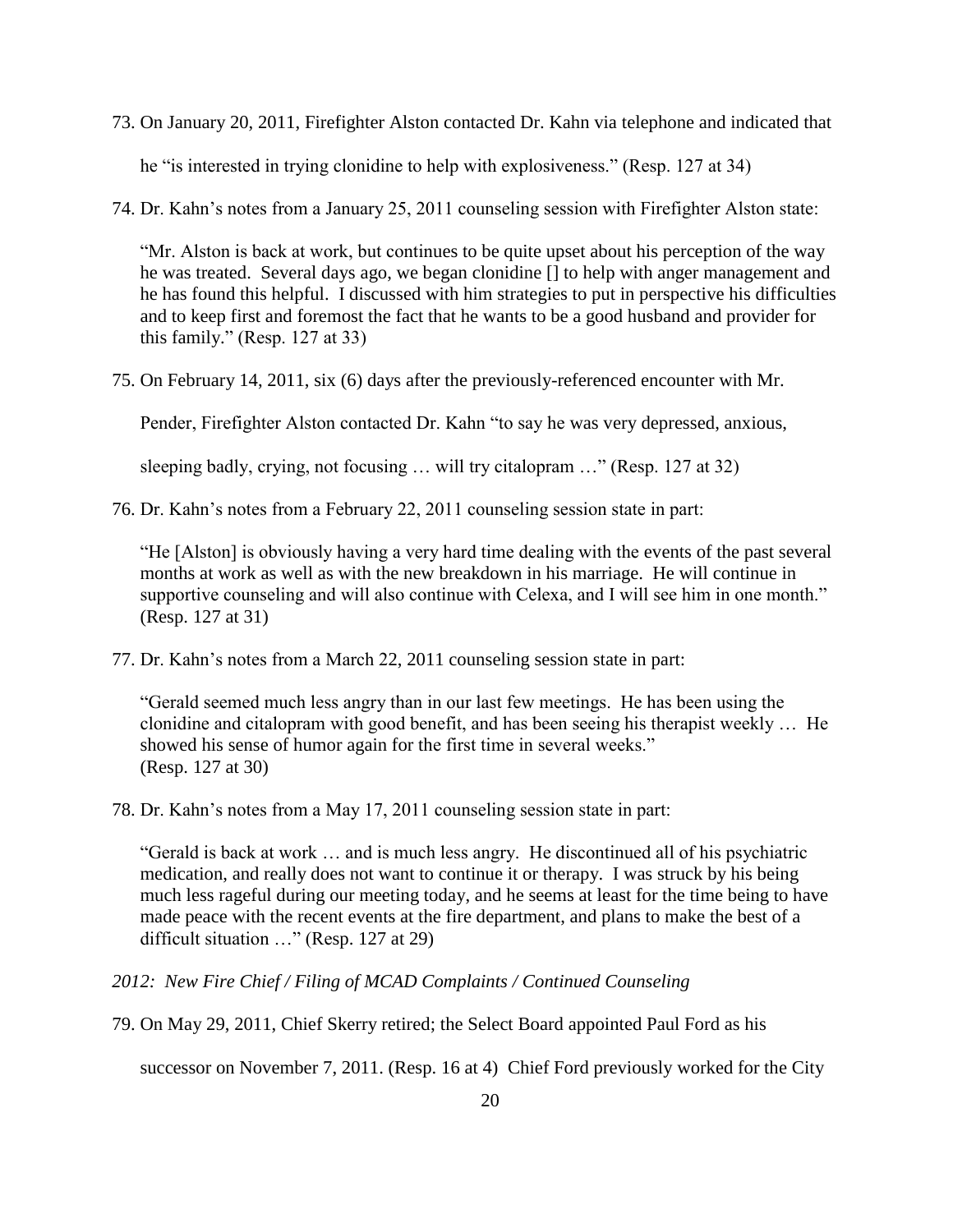73. On January 20, 2011, Firefighter Alston contacted Dr. Kahn via telephone and indicated that he "is interested in trying clonidine to help with explosiveness." (Resp. 127 at 34)

74. Dr. Kahn's notes from a January 25, 2011 counseling session with Firefighter Alston state:

> "Mr. Alston is back at work, but continues to be quite upset about his perception of the way he was treated. Several days ago, we began clonidine [] to help with anger management and he has found this helpful. I discussed with him strategies to put in perspective his difficulties and to keep first and foremost the fact that he wants to be a good husband and provider for this family." (Resp. 127 at 33)

75. On February 14, 2011, six (6) days after the previously-referenced encounter with Mr. Pender, Firefighter Alston contacted Dr. Kahn "to say he was very depressed, anxious, sleeping badly, crying, not focusing … will try citalopram …" (Resp. 127 at 32)

76. Dr. Kahn's notes from a February 22, 2011 counseling session state in part:

> "He [Alston] is obviously having a very hard time dealing with the events of the past several months at work as well as with the new breakdown in his marriage. He will continue in supportive counseling and will also continue with Celexa, and I will see him in one month." (Resp. 127 at 31)

77. Dr. Kahn's notes from a March 22, 2011 counseling session state in part:

> "Gerald seemed much less angry than in our last few meetings. He has been using the clonidine and citalopram with good benefit, and has been seeing his therapist weekly … He showed his sense of humor again for the first time in several weeks."
> (Resp. 127 at 30)

78. Dr. Kahn's notes from a May 17, 2011 counseling session state in part:

> "Gerald is back at work … and is much less angry. He discontinued all of his psychiatric medication, and really does not want to continue it or therapy. I was struck by his being much less rageful during our meeting today, and he seems at least for the time being to have made peace with the recent events at the fire department, and plans to make the best of a difficult situation …" (Resp. 127 at 29)

*2012: New Fire Chief / Filing of MCAD Complaints / Continued Counseling*

79. On May 29, 2011, Chief Skerry retired; the Select Board appointed Paul Ford as his successor on November 7, 2011. (Resp. 16 at 4) Chief Ford previously worked for the City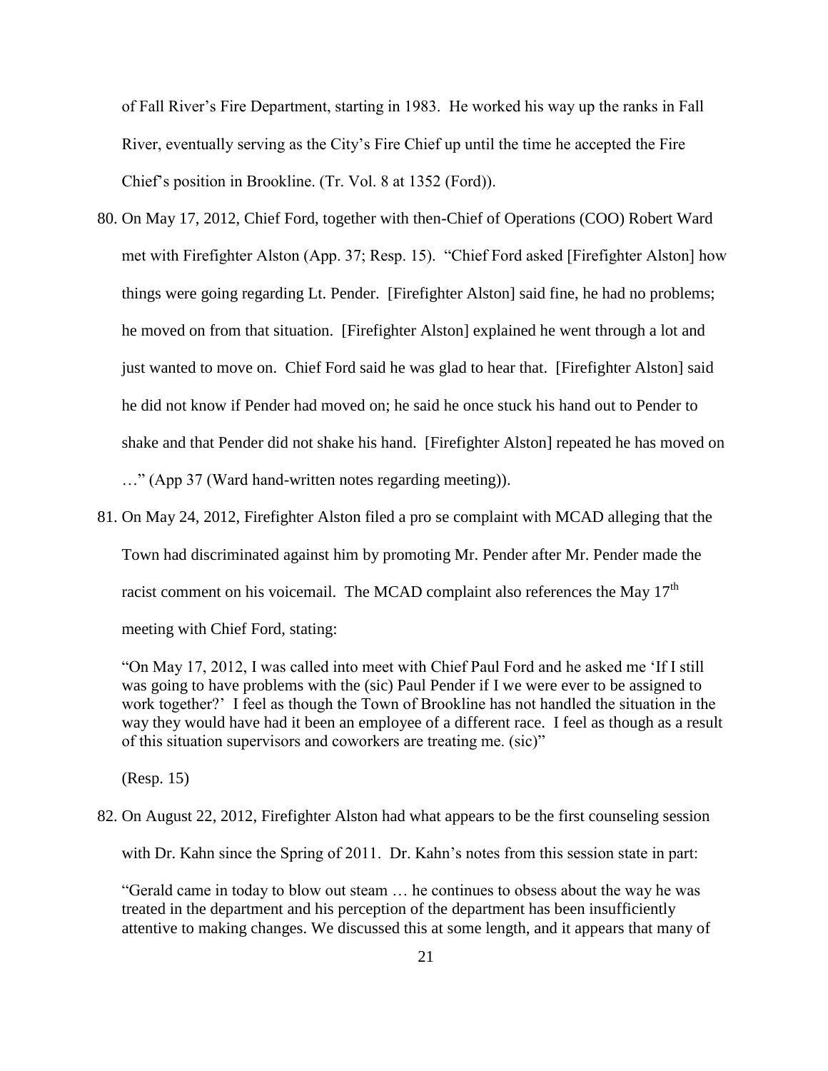of Fall River's Fire Department, starting in 1983. He worked his way up the ranks in Fall River, eventually serving as the City's Fire Chief up until the time he accepted the Fire Chief's position in Brookline. (Tr. Vol. 8 at 1352 (Ford)).

80. On May 17, 2012, Chief Ford, together with then-Chief of Operations (COO) Robert Ward met with Firefighter Alston (App. 37; Resp. 15). "Chief Ford asked [Firefighter Alston] how things were going regarding Lt. Pender. [Firefighter Alston] said fine, he had no problems; he moved on from that situation. [Firefighter Alston] explained he went through a lot and just wanted to move on. Chief Ford said he was glad to hear that. [Firefighter Alston] said he did not know if Pender had moved on; he said he once stuck his hand out to Pender to shake and that Pender did not shake his hand. [Firefighter Alston] repeated he has moved on …" (App 37 (Ward hand-written notes regarding meeting)).

81. On May 24, 2012, Firefighter Alston filed a pro se complaint with MCAD alleging that the Town had discriminated against him by promoting Mr. Pender after Mr. Pender made the racist comment on his voicemail. The MCAD complaint also references the May 17th meeting with Chief Ford, stating:

   "On May 17, 2012, I was called into meet with Chief Paul Ford and he asked me 'If I still was going to have problems with the (sic) Paul Pender if I we were ever to be assigned to work together?' I feel as though the Town of Brookline has not handled the situation in the way they would have had it been an employee of a different race. I feel as though as a result of this situation supervisors and coworkers are treating me. (sic)"

   (Resp. 15)

82. On August 22, 2012, Firefighter Alston had what appears to be the first counseling session with Dr. Kahn since the Spring of 2011. Dr. Kahn's notes from this session state in part:

   "Gerald came in today to blow out steam … he continues to obsess about the way he was treated in the department and his perception of the department has been insufficiently attentive to making changes. We discussed this at some length, and it appears that many of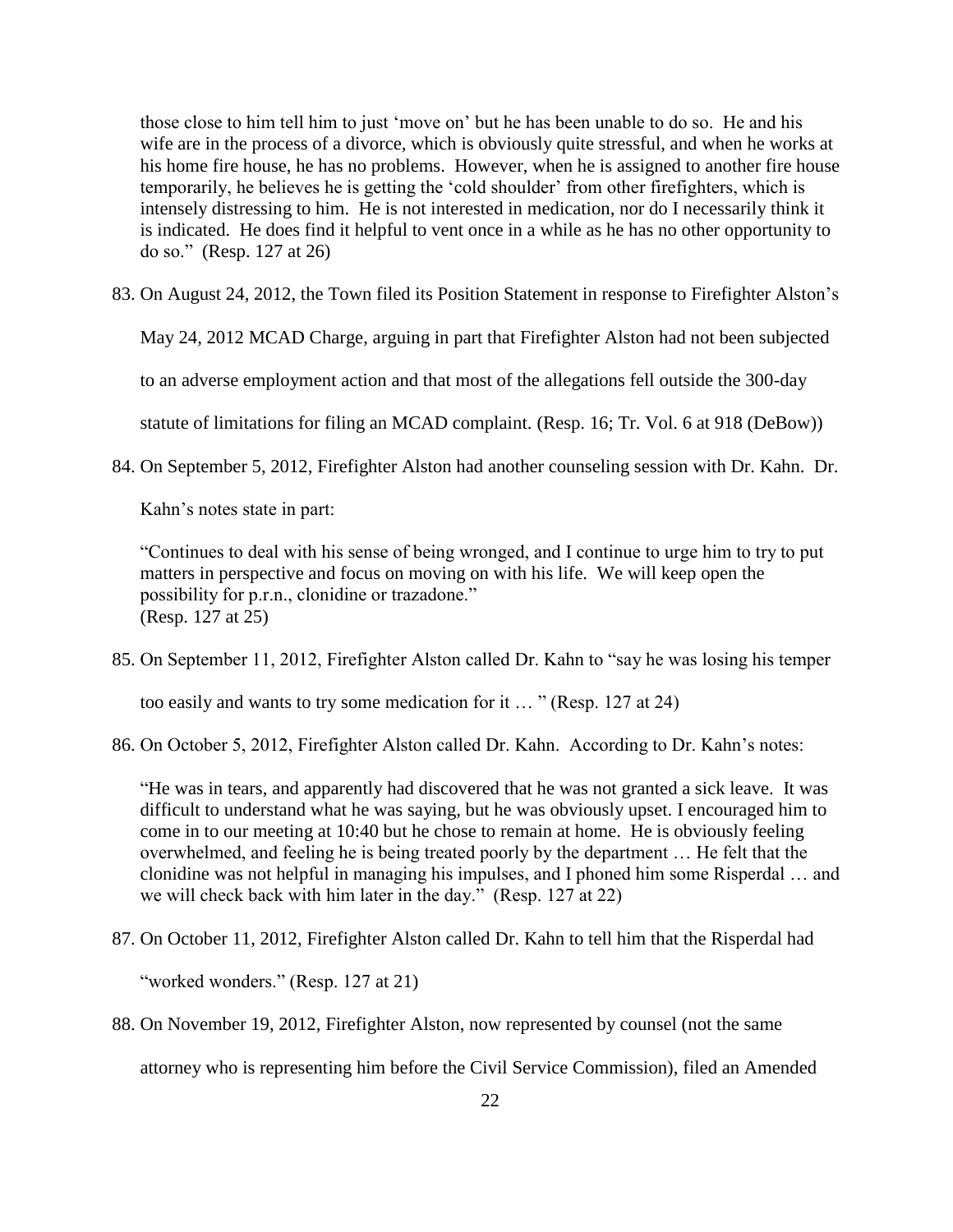those close to him tell him to just 'move on' but he has been unable to do so. He and his wife are in the process of a divorce, which is obviously quite stressful, and when he works at his home fire house, he has no problems. However, when he is assigned to another fire house temporarily, he believes he is getting the 'cold shoulder' from other firefighters, which is intensely distressing to him. He is not interested in medication, nor do I necessarily think it is indicated. He does find it helpful to vent once in a while as he has no other opportunity to do so." (Resp. 127 at 26)

83. On August 24, 2012, the Town filed its Position Statement in response to Firefighter Alston's May 24, 2012 MCAD Charge, arguing in part that Firefighter Alston had not been subjected to an adverse employment action and that most of the allegations fell outside the 300-day statute of limitations for filing an MCAD complaint. (Resp. 16; Tr. Vol. 6 at 918 (DeBow))

84. On September 5, 2012, Firefighter Alston had another counseling session with Dr. Kahn. Dr. Kahn's notes state in part:

   "Continues to deal with his sense of being wronged, and I continue to urge him to try to put matters in perspective and focus on moving on with his life. We will keep open the possibility for p.r.n., clonidine or trazadone."
   (Resp. 127 at 25)

85. On September 11, 2012, Firefighter Alston called Dr. Kahn to "say he was losing his temper too easily and wants to try some medication for it … " (Resp. 127 at 24)

86. On October 5, 2012, Firefighter Alston called Dr. Kahn. According to Dr. Kahn's notes:

   "He was in tears, and apparently had discovered that he was not granted a sick leave. It was difficult to understand what he was saying, but he was obviously upset. I encouraged him to come in to our meeting at 10:40 but he chose to remain at home. He is obviously feeling overwhelmed, and feeling he is being treated poorly by the department … He felt that the clonidine was not helpful in managing his impulses, and I phoned him some Risperdal … and we will check back with him later in the day." (Resp. 127 at 22)

87. On October 11, 2012, Firefighter Alston called Dr. Kahn to tell him that the Risperdal had "worked wonders." (Resp. 127 at 21)

88. On November 19, 2012, Firefighter Alston, now represented by counsel (not the same attorney who is representing him before the Civil Service Commission), filed an Amended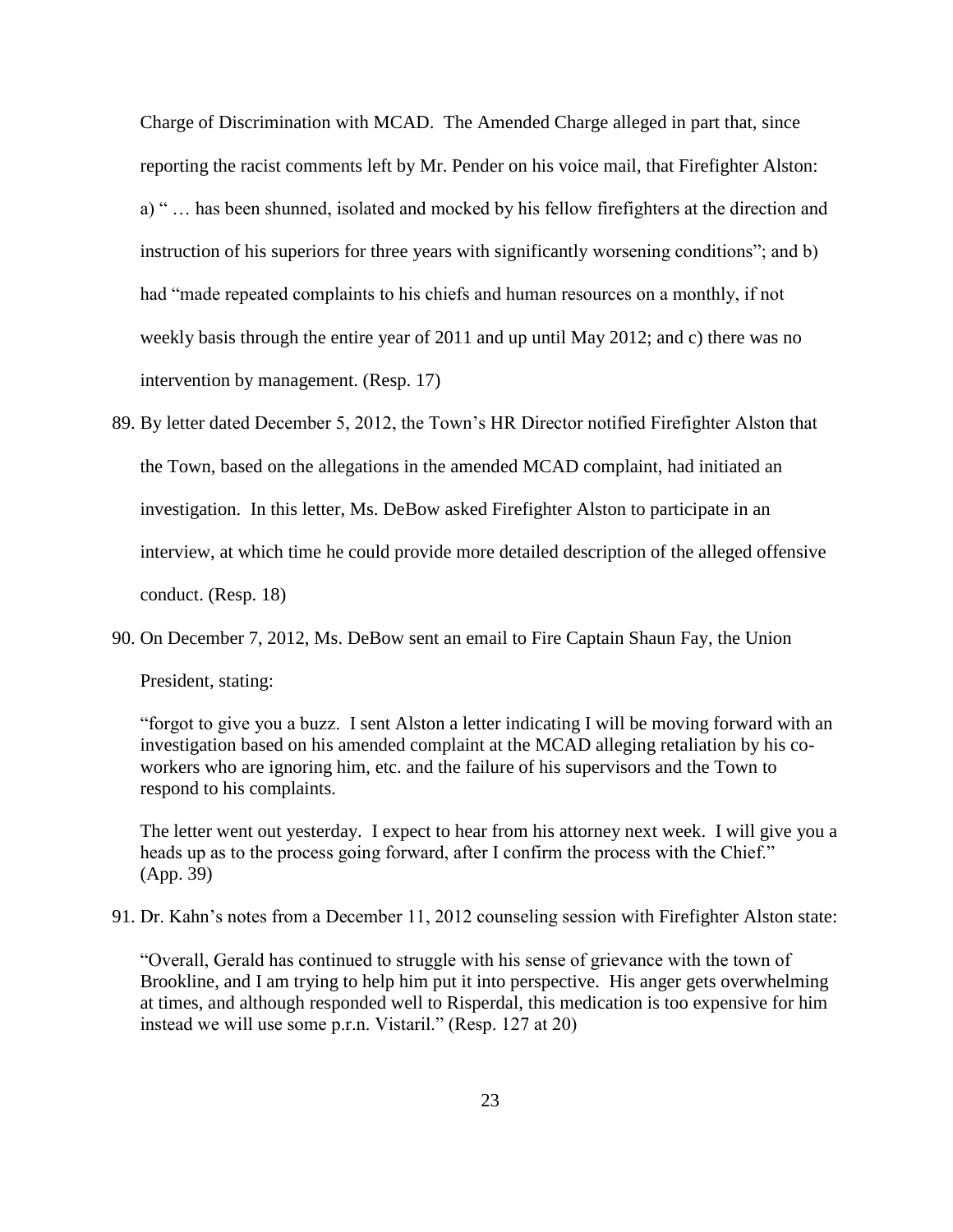Charge of Discrimination with MCAD. The Amended Charge alleged in part that, since reporting the racist comments left by Mr. Pender on his voice mail, that Firefighter Alston: a) " … has been shunned, isolated and mocked by his fellow firefighters at the direction and instruction of his superiors for three years with significantly worsening conditions"; and b) had "made repeated complaints to his chiefs and human resources on a monthly, if not weekly basis through the entire year of 2011 and up until May 2012; and c) there was no intervention by management. (Resp. 17)

89. By letter dated December 5, 2012, the Town's HR Director notified Firefighter Alston that the Town, based on the allegations in the amended MCAD complaint, had initiated an investigation. In this letter, Ms. DeBow asked Firefighter Alston to participate in an interview, at which time he could provide more detailed description of the alleged offensive conduct. (Resp. 18)

90. On December 7, 2012, Ms. DeBow sent an email to Fire Captain Shaun Fay, the Union President, stating:

   "forgot to give you a buzz. I sent Alston a letter indicating I will be moving forward with an investigation based on his amended complaint at the MCAD alleging retaliation by his co-workers who are ignoring him, etc. and the failure of his supervisors and the Town to respond to his complaints.

   The letter went out yesterday. I expect to hear from his attorney next week. I will give you a heads up as to the process going forward, after I confirm the process with the Chief." (App. 39)

91. Dr. Kahn's notes from a December 11, 2012 counseling session with Firefighter Alston state:

   "Overall, Gerald has continued to struggle with his sense of grievance with the town of Brookline, and I am trying to help him put it into perspective. His anger gets overwhelming at times, and although responded well to Risperdal, this medication is too expensive for him instead we will use some p.r.n. Vistaril." (Resp. 127 at 20)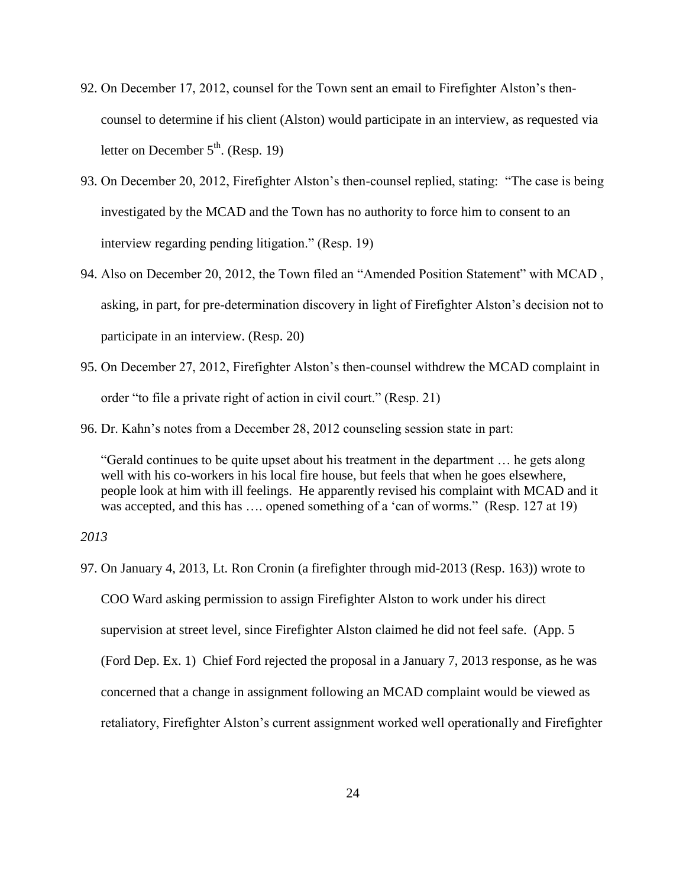92. On December 17, 2012, counsel for the Town sent an email to Firefighter Alston's then-counsel to determine if his client (Alston) would participate in an interview, as requested via letter on December 5th. (Resp. 19)

93. On December 20, 2012, Firefighter Alston's then-counsel replied, stating: "The case is being investigated by the MCAD and the Town has no authority to force him to consent to an interview regarding pending litigation." (Resp. 19)

94. Also on December 20, 2012, the Town filed an "Amended Position Statement" with MCAD , asking, in part, for pre-determination discovery in light of Firefighter Alston's decision not to participate in an interview. (Resp. 20)

95. On December 27, 2012, Firefighter Alston's then-counsel withdrew the MCAD complaint in order "to file a private right of action in civil court." (Resp. 21)

96. Dr. Kahn's notes from a December 28, 2012 counseling session state in part:

    "Gerald continues to be quite upset about his treatment in the department … he gets along well with his co-workers in his local fire house, but feels that when he goes elsewhere, people look at him with ill feelings. He apparently revised his complaint with MCAD and it was accepted, and this has …. opened something of a 'can of worms." (Resp. 127 at 19)

*2013*

97. On January 4, 2013, Lt. Ron Cronin (a firefighter through mid-2013 (Resp. 163)) wrote to COO Ward asking permission to assign Firefighter Alston to work under his direct supervision at street level, since Firefighter Alston claimed he did not feel safe. (App. 5 (Ford Dep. Ex. 1) Chief Ford rejected the proposal in a January 7, 2013 response, as he was concerned that a change in assignment following an MCAD complaint would be viewed as retaliatory, Firefighter Alston's current assignment worked well operationally and Firefighter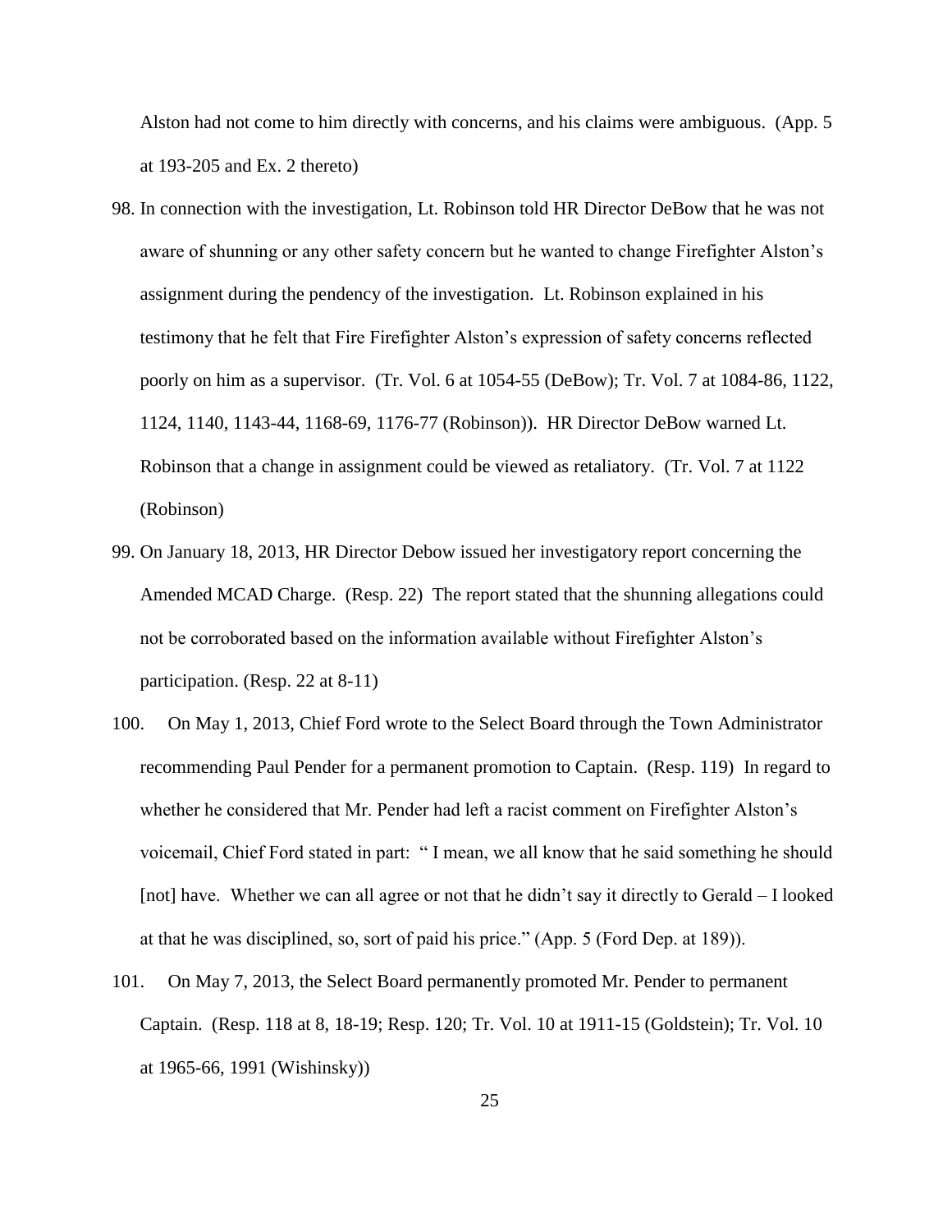Alston had not come to him directly with concerns, and his claims were ambiguous. (App. 5 at 193-205 and Ex. 2 thereto)

98. In connection with the investigation, Lt. Robinson told HR Director DeBow that he was not aware of shunning or any other safety concern but he wanted to change Firefighter Alston's assignment during the pendency of the investigation. Lt. Robinson explained in his testimony that he felt that Fire Firefighter Alston's expression of safety concerns reflected poorly on him as a supervisor. (Tr. Vol. 6 at 1054-55 (DeBow); Tr. Vol. 7 at 1084-86, 1122, 1124, 1140, 1143-44, 1168-69, 1176-77 (Robinson)). HR Director DeBow warned Lt. Robinson that a change in assignment could be viewed as retaliatory. (Tr. Vol. 7 at 1122 (Robinson)

99. On January 18, 2013, HR Director Debow issued her investigatory report concerning the Amended MCAD Charge. (Resp. 22) The report stated that the shunning allegations could not be corroborated based on the information available without Firefighter Alston's participation. (Resp. 22 at 8-11)

100. On May 1, 2013, Chief Ford wrote to the Select Board through the Town Administrator recommending Paul Pender for a permanent promotion to Captain. (Resp. 119) In regard to whether he considered that Mr. Pender had left a racist comment on Firefighter Alston's voicemail, Chief Ford stated in part: " I mean, we all know that he said something he should [not] have. Whether we can all agree or not that he didn't say it directly to Gerald – I looked at that he was disciplined, so, sort of paid his price." (App. 5 (Ford Dep. at 189)).

101. On May 7, 2013, the Select Board permanently promoted Mr. Pender to permanent Captain. (Resp. 118 at 8, 18-19; Resp. 120; Tr. Vol. 10 at 1911-15 (Goldstein); Tr. Vol. 10 at 1965-66, 1991 (Wishinsky))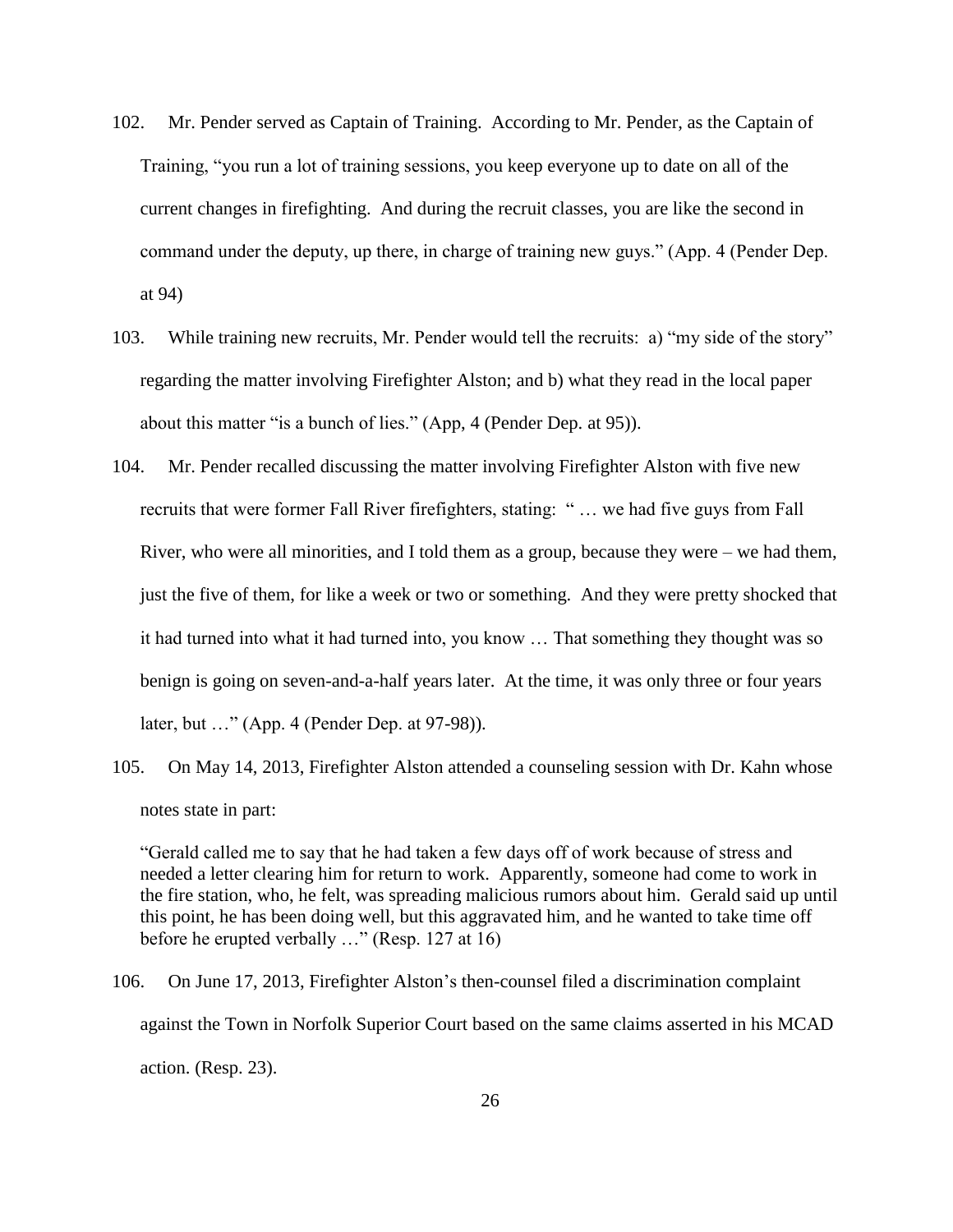102. Mr. Pender served as Captain of Training. According to Mr. Pender, as the Captain of Training, "you run a lot of training sessions, you keep everyone up to date on all of the current changes in firefighting. And during the recruit classes, you are like the second in command under the deputy, up there, in charge of training new guys." (App. 4 (Pender Dep. at 94)

103. While training new recruits, Mr. Pender would tell the recruits: a) "my side of the story" regarding the matter involving Firefighter Alston; and b) what they read in the local paper about this matter "is a bunch of lies." (App, 4 (Pender Dep. at 95)).

104. Mr. Pender recalled discussing the matter involving Firefighter Alston with five new recruits that were former Fall River firefighters, stating: " … we had five guys from Fall River, who were all minorities, and I told them as a group, because they were – we had them, just the five of them, for like a week or two or something. And they were pretty shocked that it had turned into what it had turned into, you know … That something they thought was so benign is going on seven-and-a-half years later. At the time, it was only three or four years later, but …" (App. 4 (Pender Dep. at 97-98)).

105. On May 14, 2013, Firefighter Alston attended a counseling session with Dr. Kahn whose notes state in part:

> "Gerald called me to say that he had taken a few days off of work because of stress and needed a letter clearing him for return to work. Apparently, someone had come to work in the fire station, who, he felt, was spreading malicious rumors about him. Gerald said up until this point, he has been doing well, but this aggravated him, and he wanted to take time off before he erupted verbally …" (Resp. 127 at 16)

106. On June 17, 2013, Firefighter Alston's then-counsel filed a discrimination complaint against the Town in Norfolk Superior Court based on the same claims asserted in his MCAD action. (Resp. 23).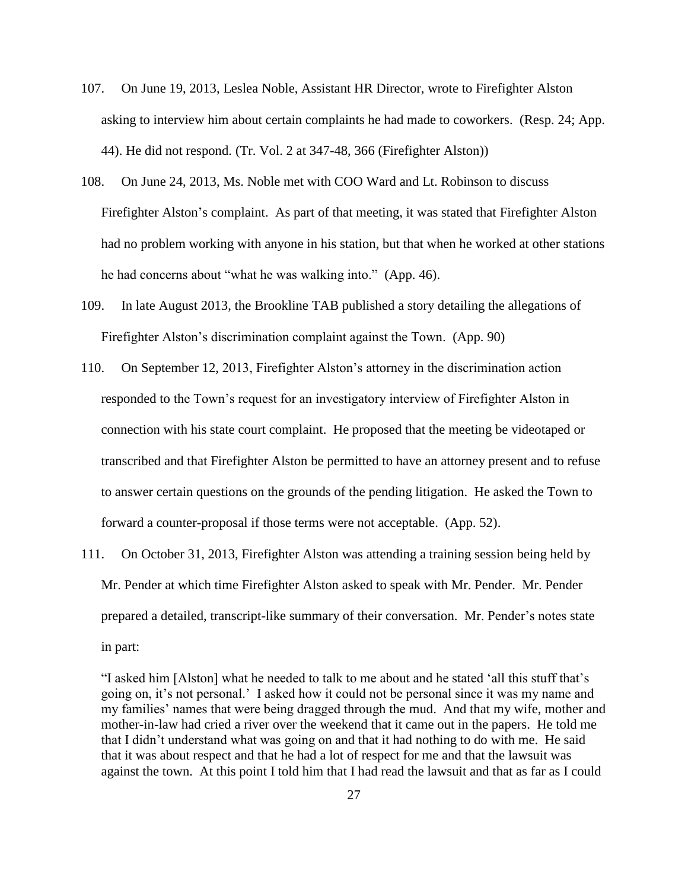107. On June 19, 2013, Leslea Noble, Assistant HR Director, wrote to Firefighter Alston asking to interview him about certain complaints he had made to coworkers. (Resp. 24; App. 44). He did not respond. (Tr. Vol. 2 at 347-48, 366 (Firefighter Alston))

108. On June 24, 2013, Ms. Noble met with COO Ward and Lt. Robinson to discuss Firefighter Alston's complaint. As part of that meeting, it was stated that Firefighter Alston had no problem working with anyone in his station, but that when he worked at other stations he had concerns about "what he was walking into." (App. 46).

109. In late August 2013, the Brookline TAB published a story detailing the allegations of Firefighter Alston's discrimination complaint against the Town. (App. 90)

110. On September 12, 2013, Firefighter Alston's attorney in the discrimination action responded to the Town's request for an investigatory interview of Firefighter Alston in connection with his state court complaint. He proposed that the meeting be videotaped or transcribed and that Firefighter Alston be permitted to have an attorney present and to refuse to answer certain questions on the grounds of the pending litigation. He asked the Town to forward a counter-proposal if those terms were not acceptable. (App. 52).

111. On October 31, 2013, Firefighter Alston was attending a training session being held by Mr. Pender at which time Firefighter Alston asked to speak with Mr. Pender. Mr. Pender prepared a detailed, transcript-like summary of their conversation. Mr. Pender's notes state in part:

> "I asked him [Alston] what he needed to talk to me about and he stated 'all this stuff that's going on, it's not personal.' I asked how it could not be personal since it was my name and my families' names that were being dragged through the mud. And that my wife, mother and mother-in-law had cried a river over the weekend that it came out in the papers. He told me that I didn't understand what was going on and that it had nothing to do with me. He said that it was about respect and that he had a lot of respect for me and that the lawsuit was against the town. At this point I told him that I had read the lawsuit and that as far as I could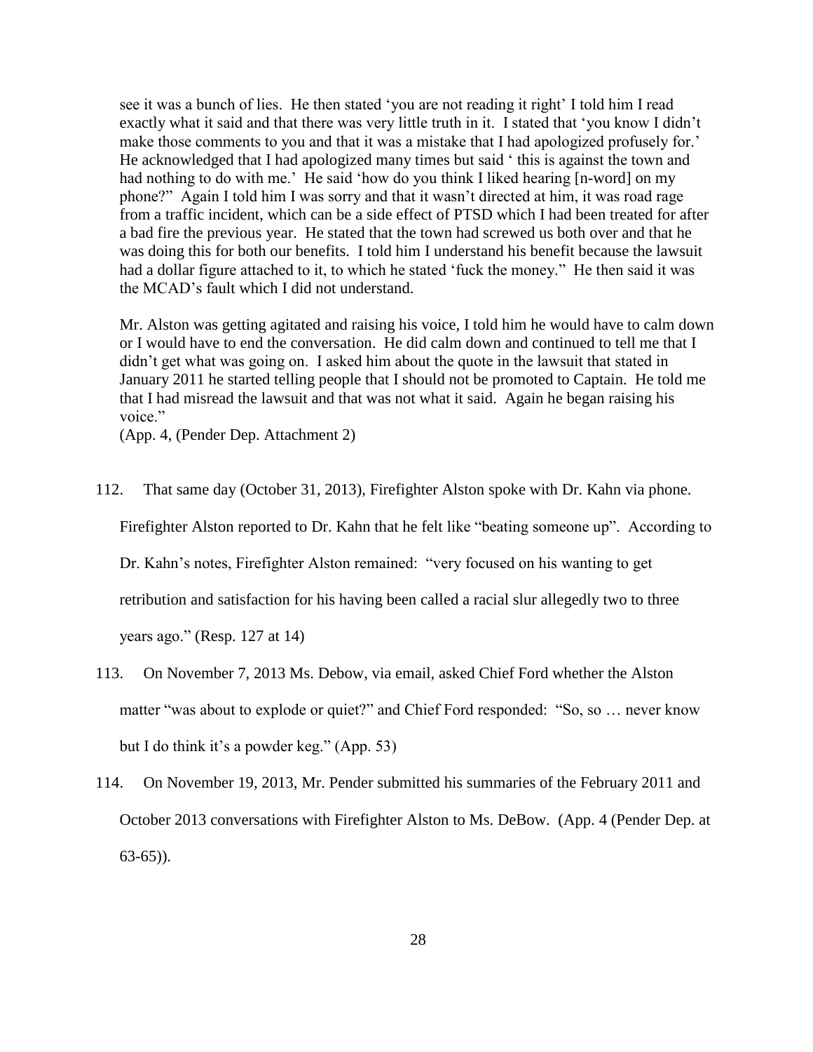> see it was a bunch of lies. He then stated 'you are not reading it right' I told him I read exactly what it said and that there was very little truth in it. I stated that 'you know I didn't make those comments to you and that it was a mistake that I had apologized profusely for.' He acknowledged that I had apologized many times but said ' this is against the town and had nothing to do with me.' He said 'how do you think I liked hearing [n-word] on my phone?" Again I told him I was sorry and that it wasn't directed at him, it was road rage from a traffic incident, which can be a side effect of PTSD which I had been treated for after a bad fire the previous year. He stated that the town had screwed us both over and that he was doing this for both our benefits. I told him I understand his benefit because the lawsuit had a dollar figure attached to it, to which he stated 'fuck the money." He then said it was the MCAD's fault which I did not understand.
>
> Mr. Alston was getting agitated and raising his voice, I told him he would have to calm down or I would have to end the conversation. He did calm down and continued to tell me that I didn't get what was going on. I asked him about the quote in the lawsuit that stated in January 2011 he started telling people that I should not be promoted to Captain. He told me that I had misread the lawsuit and that was not what it said. Again he began raising his voice."
>
> (App. 4, (Pender Dep. Attachment 2)

112. That same day (October 31, 2013), Firefighter Alston spoke with Dr. Kahn via phone. Firefighter Alston reported to Dr. Kahn that he felt like "beating someone up". According to Dr. Kahn's notes, Firefighter Alston remained: "very focused on his wanting to get retribution and satisfaction for his having been called a racial slur allegedly two to three years ago." (Resp. 127 at 14)

113. On November 7, 2013 Ms. Debow, via email, asked Chief Ford whether the Alston matter "was about to explode or quiet?" and Chief Ford responded: "So, so … never know but I do think it's a powder keg." (App. 53)

114. On November 19, 2013, Mr. Pender submitted his summaries of the February 2011 and October 2013 conversations with Firefighter Alston to Ms. DeBow. (App. 4 (Pender Dep. at 63-65)).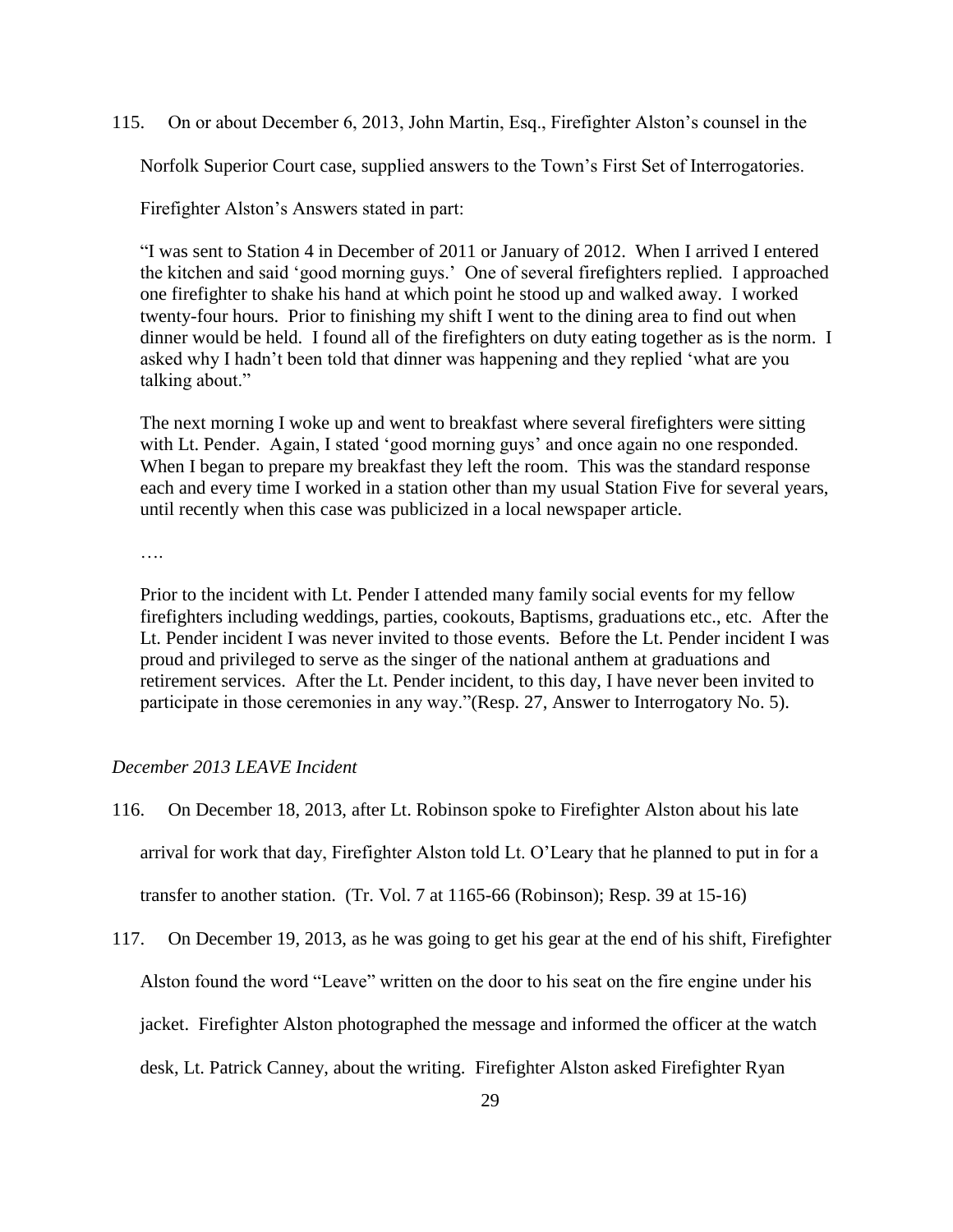115. On or about December 6, 2013, John Martin, Esq., Firefighter Alston's counsel in the Norfolk Superior Court case, supplied answers to the Town's First Set of Interrogatories.

Firefighter Alston's Answers stated in part:

> "I was sent to Station 4 in December of 2011 or January of 2012. When I arrived I entered the kitchen and said 'good morning guys.' One of several firefighters replied. I approached one firefighter to shake his hand at which point he stood up and walked away. I worked twenty-four hours. Prior to finishing my shift I went to the dining area to find out when dinner would be held. I found all of the firefighters on duty eating together as is the norm. I asked why I hadn't been told that dinner was happening and they replied 'what are you talking about."
>
> The next morning I woke up and went to breakfast where several firefighters were sitting with Lt. Pender. Again, I stated 'good morning guys' and once again no one responded. When I began to prepare my breakfast they left the room. This was the standard response each and every time I worked in a station other than my usual Station Five for several years, until recently when this case was publicized in a local newspaper article.
>
> ….
>
> Prior to the incident with Lt. Pender I attended many family social events for my fellow firefighters including weddings, parties, cookouts, Baptisms, graduations etc., etc. After the Lt. Pender incident I was never invited to those events. Before the Lt. Pender incident I was proud and privileged to serve as the singer of the national anthem at graduations and retirement services. After the Lt. Pender incident, to this day, I have never been invited to participate in those ceremonies in any way."(Resp. 27, Answer to Interrogatory No. 5).

*December 2013 LEAVE Incident*

116. On December 18, 2013, after Lt. Robinson spoke to Firefighter Alston about his late arrival for work that day, Firefighter Alston told Lt. O'Leary that he planned to put in for a transfer to another station. (Tr. Vol. 7 at 1165-66 (Robinson); Resp. 39 at 15-16)

117. On December 19, 2013, as he was going to get his gear at the end of his shift, Firefighter Alston found the word "Leave" written on the door to his seat on the fire engine under his jacket. Firefighter Alston photographed the message and informed the officer at the watch desk, Lt. Patrick Canney, about the writing. Firefighter Alston asked Firefighter Ryan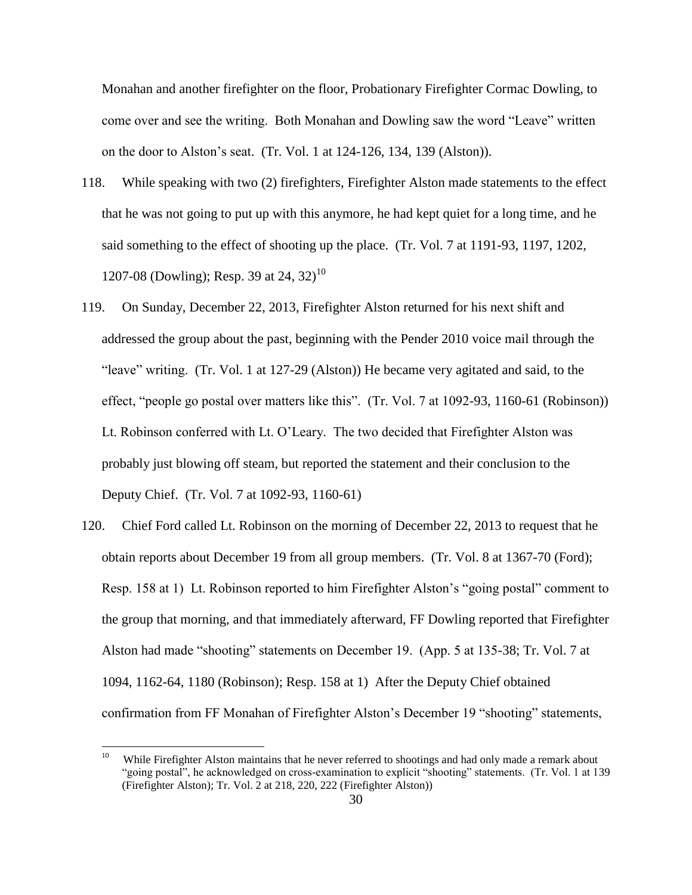Monahan and another firefighter on the floor, Probationary Firefighter Cormac Dowling, to come over and see the writing. Both Monahan and Dowling saw the word "Leave" written on the door to Alston's seat. (Tr. Vol. 1 at 124-126, 134, 139 (Alston)).

118. While speaking with two (2) firefighters, Firefighter Alston made statements to the effect that he was not going to put up with this anymore, he had kept quiet for a long time, and he said something to the effect of shooting up the place. (Tr. Vol. 7 at 1191-93, 1197, 1202, 1207-08 (Dowling); Resp. 39 at 24, 32)[10]

119. On Sunday, December 22, 2013, Firefighter Alston returned for his next shift and addressed the group about the past, beginning with the Pender 2010 voice mail through the "leave" writing. (Tr. Vol. 1 at 127-29 (Alston)) He became very agitated and said, to the effect, "people go postal over matters like this". (Tr. Vol. 7 at 1092-93, 1160-61 (Robinson)) Lt. Robinson conferred with Lt. O'Leary. The two decided that Firefighter Alston was probably just blowing off steam, but reported the statement and their conclusion to the Deputy Chief. (Tr. Vol. 7 at 1092-93, 1160-61)

120. Chief Ford called Lt. Robinson on the morning of December 22, 2013 to request that he obtain reports about December 19 from all group members. (Tr. Vol. 8 at 1367-70 (Ford); Resp. 158 at 1) Lt. Robinson reported to him Firefighter Alston's "going postal" comment to the group that morning, and that immediately afterward, FF Dowling reported that Firefighter Alston had made "shooting" statements on December 19. (App. 5 at 135-38; Tr. Vol. 7 at 1094, 1162-64, 1180 (Robinson); Resp. 158 at 1) After the Deputy Chief obtained confirmation from FF Monahan of Firefighter Alston's December 19 "shooting" statements,

[10] While Firefighter Alston maintains that he never referred to shootings and had only made a remark about "going postal", he acknowledged on cross-examination to explicit "shooting" statements. (Tr. Vol. 1 at 139 (Firefighter Alston); Tr. Vol. 2 at 218, 220, 222 (Firefighter Alston))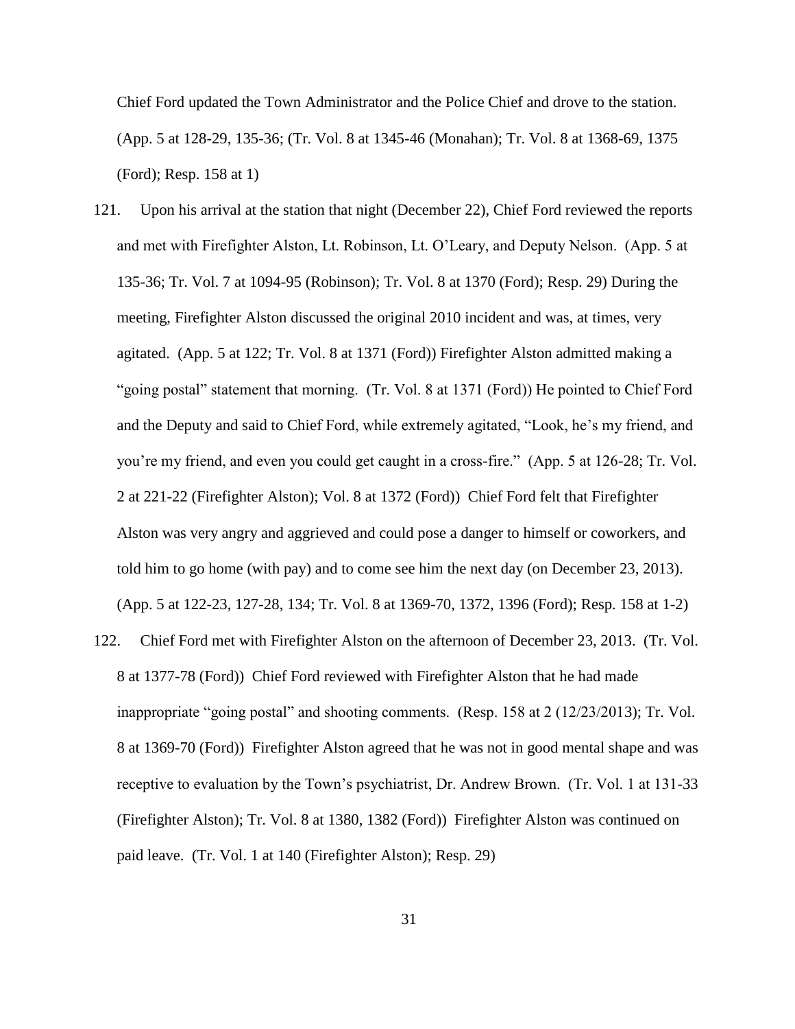Chief Ford updated the Town Administrator and the Police Chief and drove to the station. (App. 5 at 128-29, 135-36; (Tr. Vol. 8 at 1345-46 (Monahan); Tr. Vol. 8 at 1368-69, 1375 (Ford); Resp. 158 at 1)

121. Upon his arrival at the station that night (December 22), Chief Ford reviewed the reports and met with Firefighter Alston, Lt. Robinson, Lt. O'Leary, and Deputy Nelson. (App. 5 at 135-36; Tr. Vol. 7 at 1094-95 (Robinson); Tr. Vol. 8 at 1370 (Ford); Resp. 29) During the meeting, Firefighter Alston discussed the original 2010 incident and was, at times, very agitated. (App. 5 at 122; Tr. Vol. 8 at 1371 (Ford)) Firefighter Alston admitted making a "going postal" statement that morning. (Tr. Vol. 8 at 1371 (Ford)) He pointed to Chief Ford and the Deputy and said to Chief Ford, while extremely agitated, "Look, he's my friend, and you're my friend, and even you could get caught in a cross-fire." (App. 5 at 126-28; Tr. Vol. 2 at 221-22 (Firefighter Alston); Vol. 8 at 1372 (Ford)) Chief Ford felt that Firefighter Alston was very angry and aggrieved and could pose a danger to himself or coworkers, and told him to go home (with pay) and to come see him the next day (on December 23, 2013). (App. 5 at 122-23, 127-28, 134; Tr. Vol. 8 at 1369-70, 1372, 1396 (Ford); Resp. 158 at 1-2)

122. Chief Ford met with Firefighter Alston on the afternoon of December 23, 2013. (Tr. Vol. 8 at 1377-78 (Ford)) Chief Ford reviewed with Firefighter Alston that he had made inappropriate "going postal" and shooting comments. (Resp. 158 at 2 (12/23/2013); Tr. Vol. 8 at 1369-70 (Ford)) Firefighter Alston agreed that he was not in good mental shape and was receptive to evaluation by the Town's psychiatrist, Dr. Andrew Brown. (Tr. Vol. 1 at 131-33 (Firefighter Alston); Tr. Vol. 8 at 1380, 1382 (Ford)) Firefighter Alston was continued on paid leave. (Tr. Vol. 1 at 140 (Firefighter Alston); Resp. 29)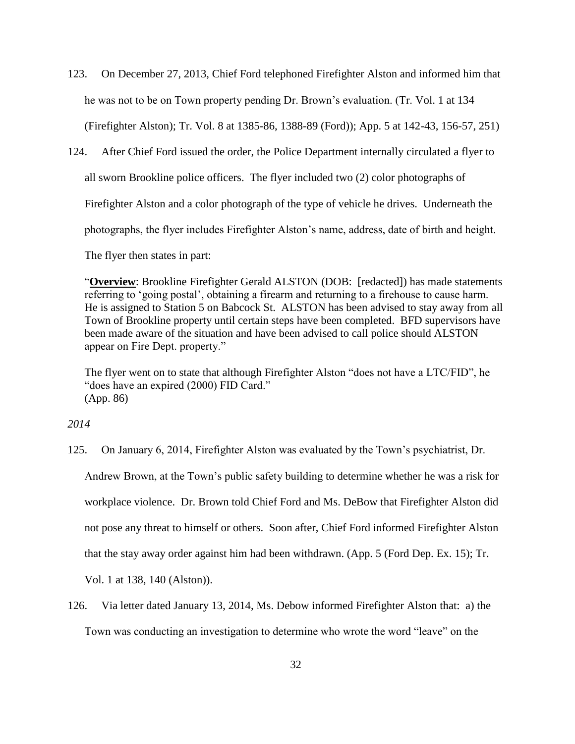123. On December 27, 2013, Chief Ford telephoned Firefighter Alston and informed him that he was not to be on Town property pending Dr. Brown's evaluation. (Tr. Vol. 1 at 134 (Firefighter Alston); Tr. Vol. 8 at 1385-86, 1388-89 (Ford)); App. 5 at 142-43, 156-57, 251)

124. After Chief Ford issued the order, the Police Department internally circulated a flyer to all sworn Brookline police officers. The flyer included two (2) color photographs of Firefighter Alston and a color photograph of the type of vehicle he drives. Underneath the photographs, the flyer includes Firefighter Alston's name, address, date of birth and height. The flyer then states in part:

> "**Overview**: Brookline Firefighter Gerald ALSTON (DOB: [redacted]) has made statements referring to 'going postal', obtaining a firearm and returning to a firehouse to cause harm. He is assigned to Station 5 on Babcock St. ALSTON has been advised to stay away from all Town of Brookline property until certain steps have been completed. BFD supervisors have been made aware of the situation and have been advised to call police should ALSTON appear on Fire Dept. property."
>
> The flyer went on to state that although Firefighter Alston "does not have a LTC/FID", he "does have an expired (2000) FID Card."
> (App. 86)

*2014*

125. On January 6, 2014, Firefighter Alston was evaluated by the Town's psychiatrist, Dr. Andrew Brown, at the Town's public safety building to determine whether he was a risk for workplace violence. Dr. Brown told Chief Ford and Ms. DeBow that Firefighter Alston did not pose any threat to himself or others. Soon after, Chief Ford informed Firefighter Alston that the stay away order against him had been withdrawn. (App. 5 (Ford Dep. Ex. 15); Tr. Vol. 1 at 138, 140 (Alston)).

126. Via letter dated January 13, 2014, Ms. Debow informed Firefighter Alston that: a) the Town was conducting an investigation to determine who wrote the word "leave" on the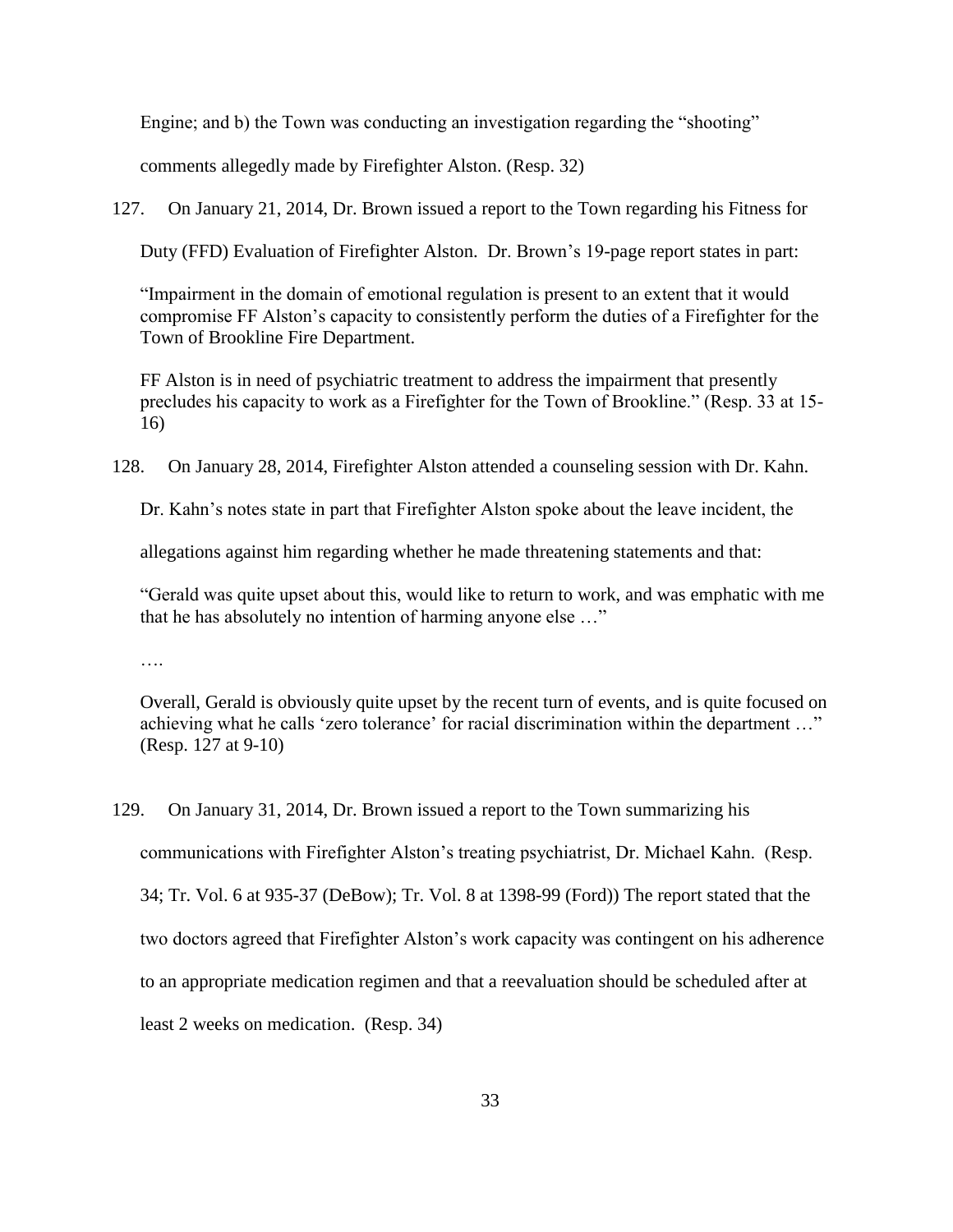Engine; and b) the Town was conducting an investigation regarding the "shooting" comments allegedly made by Firefighter Alston. (Resp. 32)

127. On January 21, 2014, Dr. Brown issued a report to the Town regarding his Fitness for Duty (FFD) Evaluation of Firefighter Alston. Dr. Brown's 19-page report states in part:

> "Impairment in the domain of emotional regulation is present to an extent that it would compromise FF Alston's capacity to consistently perform the duties of a Firefighter for the Town of Brookline Fire Department.
>
> FF Alston is in need of psychiatric treatment to address the impairment that presently precludes his capacity to work as a Firefighter for the Town of Brookline." (Resp. 33 at 15-16)

128. On January 28, 2014, Firefighter Alston attended a counseling session with Dr. Kahn. Dr. Kahn's notes state in part that Firefighter Alston spoke about the leave incident, the allegations against him regarding whether he made threatening statements and that:

> "Gerald was quite upset about this, would like to return to work, and was emphatic with me that he has absolutely no intention of harming anyone else …"
>
> ….
>
> Overall, Gerald is obviously quite upset by the recent turn of events, and is quite focused on achieving what he calls 'zero tolerance' for racial discrimination within the department …" (Resp. 127 at 9-10)

129. On January 31, 2014, Dr. Brown issued a report to the Town summarizing his communications with Firefighter Alston's treating psychiatrist, Dr. Michael Kahn. (Resp. 34; Tr. Vol. 6 at 935-37 (DeBow); Tr. Vol. 8 at 1398-99 (Ford)) The report stated that the two doctors agreed that Firefighter Alston's work capacity was contingent on his adherence to an appropriate medication regimen and that a reevaluation should be scheduled after at least 2 weeks on medication. (Resp. 34)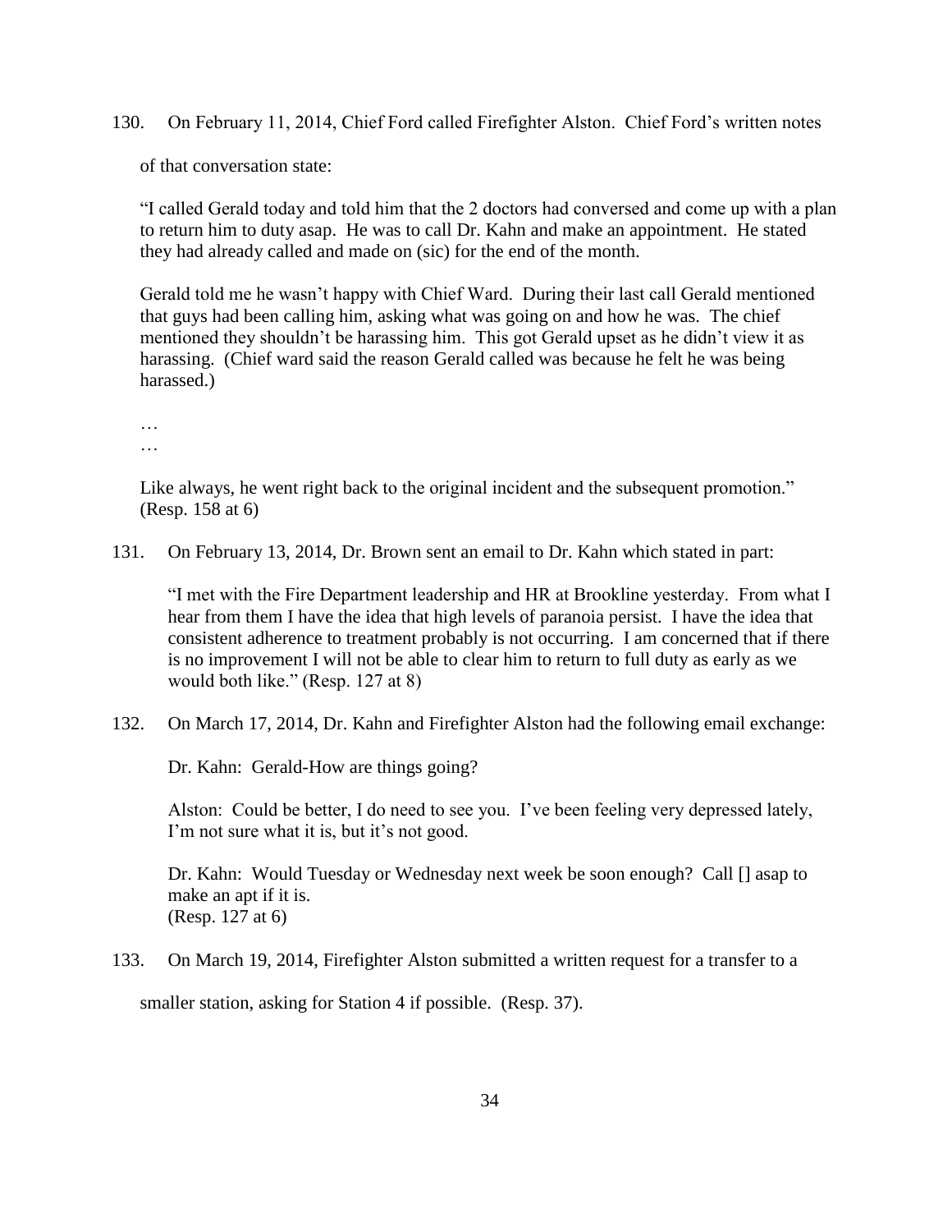130. On February 11, 2014, Chief Ford called Firefighter Alston. Chief Ford's written notes of that conversation state:

> "I called Gerald today and told him that the 2 doctors had conversed and come up with a plan to return him to duty asap. He was to call Dr. Kahn and make an appointment. He stated they had already called and made on (sic) for the end of the month.
>
> Gerald told me he wasn't happy with Chief Ward. During their last call Gerald mentioned that guys had been calling him, asking what was going on and how he was. The chief mentioned they shouldn't be harassing him. This got Gerald upset as he didn't view it as harassing. (Chief ward said the reason Gerald called was because he felt he was being harassed.)
>
> …
> …
>
> Like always, he went right back to the original incident and the subsequent promotion." (Resp. 158 at 6)

131. On February 13, 2014, Dr. Brown sent an email to Dr. Kahn which stated in part:

> "I met with the Fire Department leadership and HR at Brookline yesterday. From what I hear from them I have the idea that high levels of paranoia persist. I have the idea that consistent adherence to treatment probably is not occurring. I am concerned that if there is no improvement I will not be able to clear him to return to full duty as early as we would both like." (Resp. 127 at 8)

132. On March 17, 2014, Dr. Kahn and Firefighter Alston had the following email exchange:

> Dr. Kahn: Gerald-How are things going?
>
> Alston: Could be better, I do need to see you. I've been feeling very depressed lately, I'm not sure what it is, but it's not good.
>
> Dr. Kahn: Would Tuesday or Wednesday next week be soon enough? Call [] asap to make an apt if it is.
> (Resp. 127 at 6)

133. On March 19, 2014, Firefighter Alston submitted a written request for a transfer to a smaller station, asking for Station 4 if possible. (Resp. 37).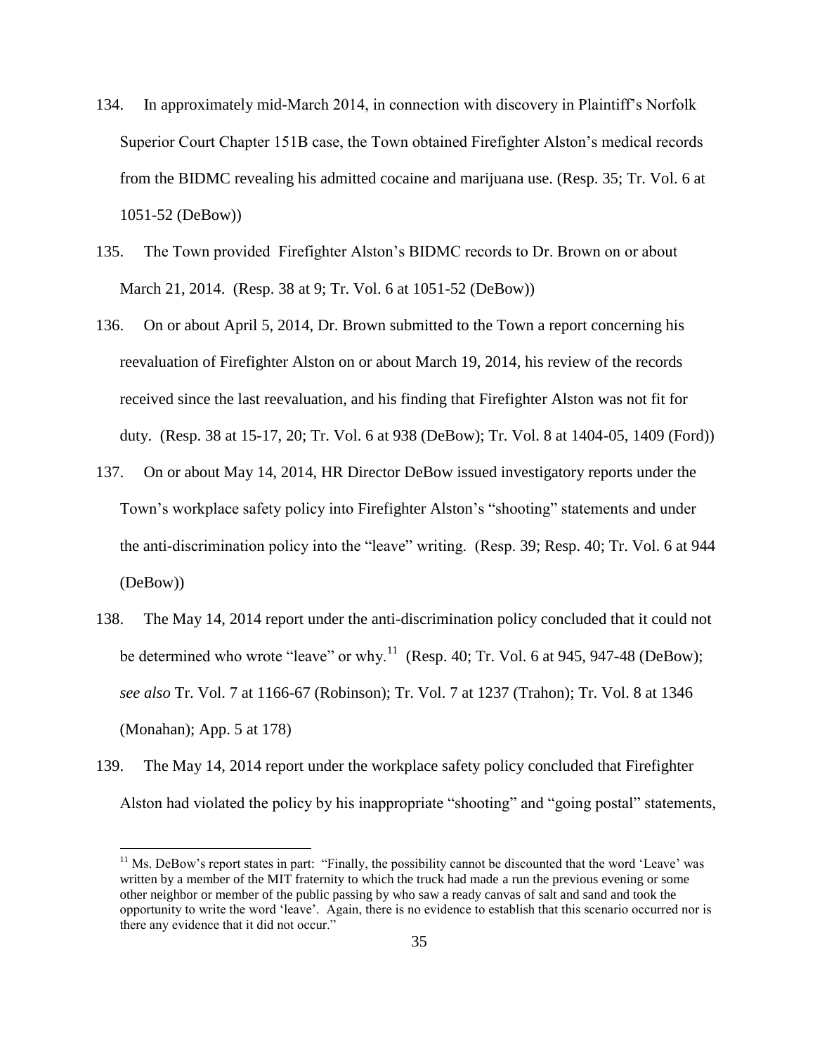134. In approximately mid-March 2014, in connection with discovery in Plaintiff's Norfolk Superior Court Chapter 151B case, the Town obtained Firefighter Alston's medical records from the BIDMC revealing his admitted cocaine and marijuana use. (Resp. 35; Tr. Vol. 6 at 1051-52 (DeBow))

135. The Town provided Firefighter Alston's BIDMC records to Dr. Brown on or about March 21, 2014. (Resp. 38 at 9; Tr. Vol. 6 at 1051-52 (DeBow))

136. On or about April 5, 2014, Dr. Brown submitted to the Town a report concerning his reevaluation of Firefighter Alston on or about March 19, 2014, his review of the records received since the last reevaluation, and his finding that Firefighter Alston was not fit for duty. (Resp. 38 at 15-17, 20; Tr. Vol. 6 at 938 (DeBow); Tr. Vol. 8 at 1404-05, 1409 (Ford))

137. On or about May 14, 2014, HR Director DeBow issued investigatory reports under the Town's workplace safety policy into Firefighter Alston's "shooting" statements and under the anti-discrimination policy into the "leave" writing. (Resp. 39; Resp. 40; Tr. Vol. 6 at 944 (DeBow))

138. The May 14, 2014 report under the anti-discrimination policy concluded that it could not be determined who wrote "leave" or why.[11] (Resp. 40; Tr. Vol. 6 at 945, 947-48 (DeBow); *see also* Tr. Vol. 7 at 1166-67 (Robinson); Tr. Vol. 7 at 1237 (Trahon); Tr. Vol. 8 at 1346 (Monahan); App. 5 at 178)

139. The May 14, 2014 report under the workplace safety policy concluded that Firefighter Alston had violated the policy by his inappropriate "shooting" and "going postal" statements,

[11] Ms. DeBow's report states in part: "Finally, the possibility cannot be discounted that the word 'Leave' was written by a member of the MIT fraternity to which the truck had made a run the previous evening or some other neighbor or member of the public passing by who saw a ready canvas of salt and sand and took the opportunity to write the word 'leave'. Again, there is no evidence to establish that this scenario occurred nor is there any evidence that it did not occur."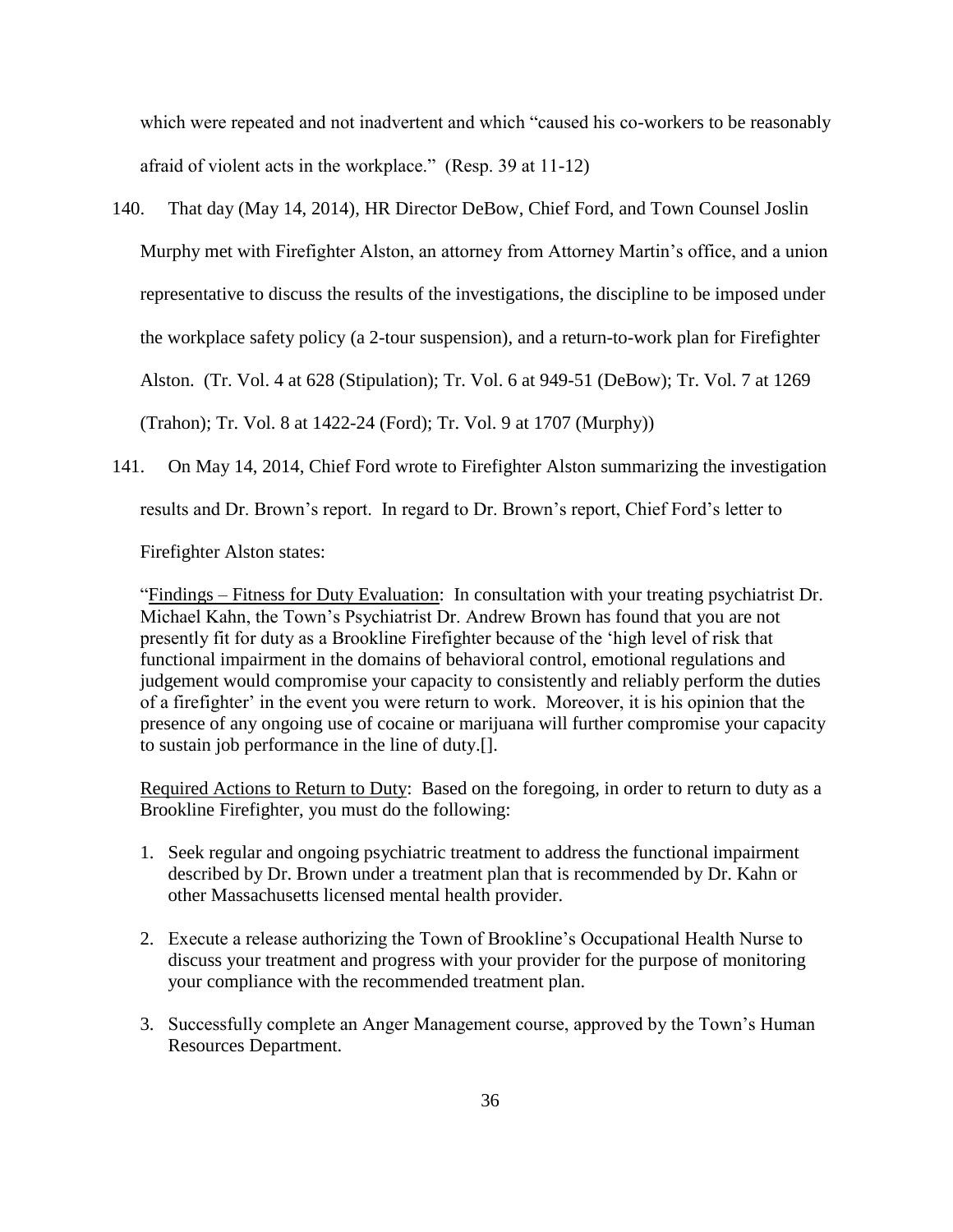which were repeated and not inadvertent and which "caused his co-workers to be reasonably afraid of violent acts in the workplace." (Resp. 39 at 11-12)

140. That day (May 14, 2014), HR Director DeBow, Chief Ford, and Town Counsel Joslin Murphy met with Firefighter Alston, an attorney from Attorney Martin's office, and a union representative to discuss the results of the investigations, the discipline to be imposed under the workplace safety policy (a 2-tour suspension), and a return-to-work plan for Firefighter Alston. (Tr. Vol. 4 at 628 (Stipulation); Tr. Vol. 6 at 949-51 (DeBow); Tr. Vol. 7 at 1269 (Trahon); Tr. Vol. 8 at 1422-24 (Ford); Tr. Vol. 9 at 1707 (Murphy))

141. On May 14, 2014, Chief Ford wrote to Firefighter Alston summarizing the investigation results and Dr. Brown's report. In regard to Dr. Brown's report, Chief Ford's letter to Firefighter Alston states:

> "<u>Findings – Fitness for Duty Evaluation</u>: In consultation with your treating psychiatrist Dr. Michael Kahn, the Town's Psychiatrist Dr. Andrew Brown has found that you are not presently fit for duty as a Brookline Firefighter because of the 'high level of risk that functional impairment in the domains of behavioral control, emotional regulations and judgement would compromise your capacity to consistently and reliably perform the duties of a firefighter' in the event you were return to work. Moreover, it is his opinion that the presence of any ongoing use of cocaine or marijuana will further compromise your capacity to sustain job performance in the line of duty.[].
>
> <u>Required Actions to Return to Duty</u>: Based on the foregoing, in order to return to duty as a Brookline Firefighter, you must do the following:
>
> 1. Seek regular and ongoing psychiatric treatment to address the functional impairment described by Dr. Brown under a treatment plan that is recommended by Dr. Kahn or other Massachusetts licensed mental health provider.
> 2. Execute a release authorizing the Town of Brookline's Occupational Health Nurse to discuss your treatment and progress with your provider for the purpose of monitoring your compliance with the recommended treatment plan.
> 3. Successfully complete an Anger Management course, approved by the Town's Human Resources Department.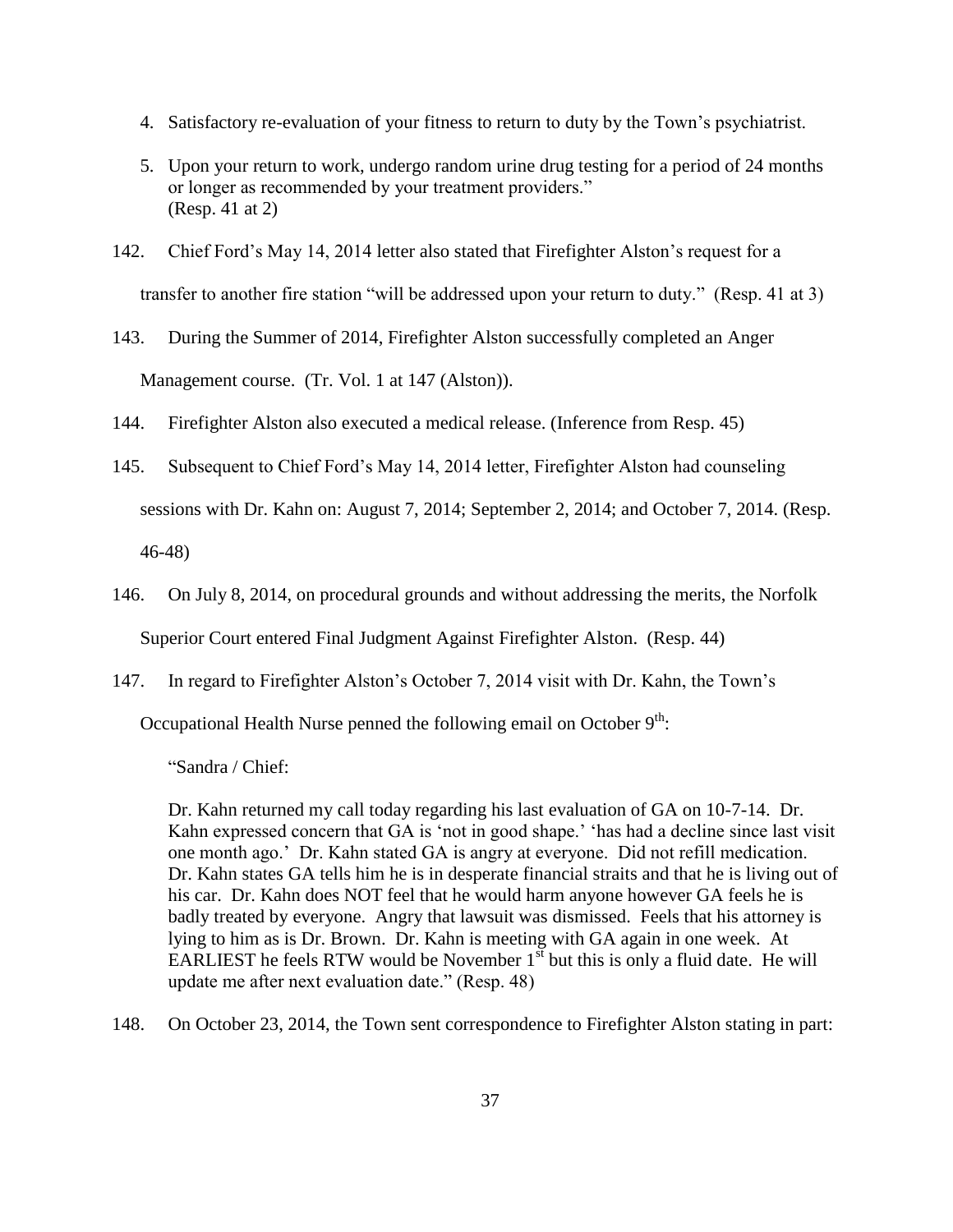4. Satisfactory re-evaluation of your fitness to return to duty by the Town's psychiatrist.

5. Upon your return to work, undergo random urine drug testing for a period of 24 months or longer as recommended by your treatment providers."
(Resp. 41 at 2)

142. Chief Ford's May 14, 2014 letter also stated that Firefighter Alston's request for a transfer to another fire station "will be addressed upon your return to duty." (Resp. 41 at 3)

143. During the Summer of 2014, Firefighter Alston successfully completed an Anger Management course. (Tr. Vol. 1 at 147 (Alston)).

144. Firefighter Alston also executed a medical release. (Inference from Resp. 45)

145. Subsequent to Chief Ford's May 14, 2014 letter, Firefighter Alston had counseling sessions with Dr. Kahn on: August 7, 2014; September 2, 2014; and October 7, 2014. (Resp. 46-48)

146. On July 8, 2014, on procedural grounds and without addressing the merits, the Norfolk Superior Court entered Final Judgment Against Firefighter Alston. (Resp. 44)

147. In regard to Firefighter Alston's October 7, 2014 visit with Dr. Kahn, the Town's Occupational Health Nurse penned the following email on October 9th:

"Sandra / Chief:

Dr. Kahn returned my call today regarding his last evaluation of GA on 10-7-14. Dr. Kahn expressed concern that GA is 'not in good shape.' 'has had a decline since last visit one month ago.' Dr. Kahn stated GA is angry at everyone. Did not refill medication. Dr. Kahn states GA tells him he is in desperate financial straits and that he is living out of his car. Dr. Kahn does NOT feel that he would harm anyone however GA feels he is badly treated by everyone. Angry that lawsuit was dismissed. Feels that his attorney is lying to him as is Dr. Brown. Dr. Kahn is meeting with GA again in one week. At EARLIEST he feels RTW would be November 1st but this is only a fluid date. He will update me after next evaluation date." (Resp. 48)

148. On October 23, 2014, the Town sent correspondence to Firefighter Alston stating in part: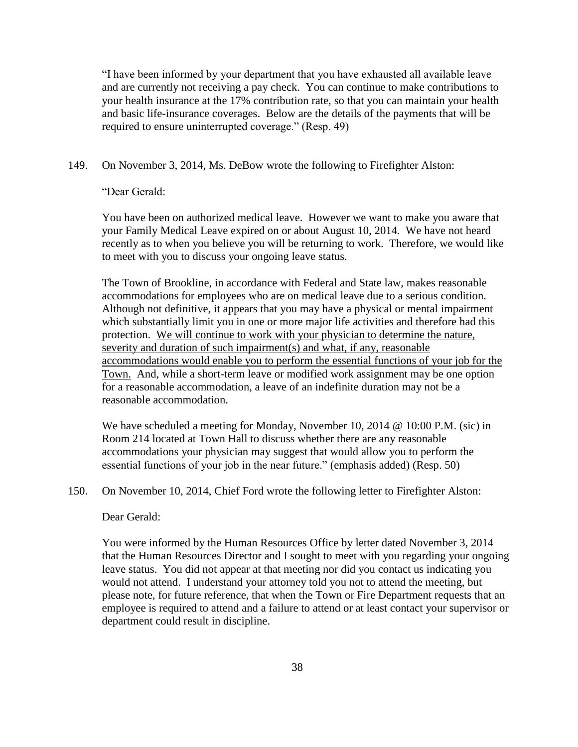"I have been informed by your department that you have exhausted all available leave and are currently not receiving a pay check. You can continue to make contributions to your health insurance at the 17% contribution rate, so that you can maintain your health and basic life-insurance coverages. Below are the details of the payments that will be required to ensure uninterrupted coverage." (Resp. 49)

149. On November 3, 2014, Ms. DeBow wrote the following to Firefighter Alston:

"Dear Gerald:

You have been on authorized medical leave. However we want to make you aware that your Family Medical Leave expired on or about August 10, 2014. We have not heard recently as to when you believe you will be returning to work. Therefore, we would like to meet with you to discuss your ongoing leave status.

The Town of Brookline, in accordance with Federal and State law, makes reasonable accommodations for employees who are on medical leave due to a serious condition. Although not definitive, it appears that you may have a physical or mental impairment which substantially limit you in one or more major life activities and therefore had this protection. <u>We will continue to work with your physician to determine the nature, severity and duration of such impairment(s) and what, if any, reasonable accommodations would enable you to perform the essential functions of your job for the Town.</u> And, while a short-term leave or modified work assignment may be one option for a reasonable accommodation, a leave of an indefinite duration may not be a reasonable accommodation.

We have scheduled a meeting for Monday, November 10, 2014 @ 10:00 P.M. (sic) in Room 214 located at Town Hall to discuss whether there are any reasonable accommodations your physician may suggest that would allow you to perform the essential functions of your job in the near future." (emphasis added) (Resp. 50)

150. On November 10, 2014, Chief Ford wrote the following letter to Firefighter Alston:

Dear Gerald:

You were informed by the Human Resources Office by letter dated November 3, 2014 that the Human Resources Director and I sought to meet with you regarding your ongoing leave status. You did not appear at that meeting nor did you contact us indicating you would not attend. I understand your attorney told you not to attend the meeting, but please note, for future reference, that when the Town or Fire Department requests that an employee is required to attend and a failure to attend or at least contact your supervisor or department could result in discipline.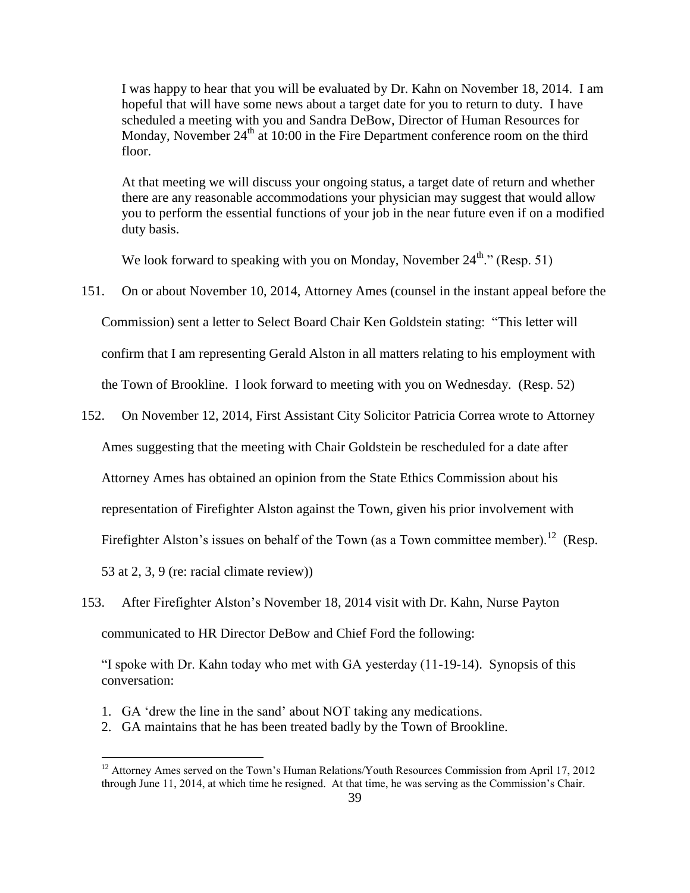> I was happy to hear that you will be evaluated by Dr. Kahn on November 18, 2014. I am hopeful that will have some news about a target date for you to return to duty. I have scheduled a meeting with you and Sandra DeBow, Director of Human Resources for Monday, November 24th at 10:00 in the Fire Department conference room on the third floor.
>
> At that meeting we will discuss your ongoing status, a target date of return and whether there are any reasonable accommodations your physician may suggest that would allow you to perform the essential functions of your job in the near future even if on a modified duty basis.
>
> We look forward to speaking with you on Monday, November 24th." (Resp. 51)

151. On or about November 10, 2014, Attorney Ames (counsel in the instant appeal before the Commission) sent a letter to Select Board Chair Ken Goldstein stating: "This letter will confirm that I am representing Gerald Alston in all matters relating to his employment with the Town of Brookline. I look forward to meeting with you on Wednesday. (Resp. 52)

152. On November 12, 2014, First Assistant City Solicitor Patricia Correa wrote to Attorney Ames suggesting that the meeting with Chair Goldstein be rescheduled for a date after Attorney Ames has obtained an opinion from the State Ethics Commission about his representation of Firefighter Alston against the Town, given his prior involvement with Firefighter Alston's issues on behalf of the Town (as a Town committee member).[12] (Resp. 53 at 2, 3, 9 (re: racial climate review))

153. After Firefighter Alston's November 18, 2014 visit with Dr. Kahn, Nurse Payton communicated to HR Director DeBow and Chief Ford the following:

> "I spoke with Dr. Kahn today who met with GA yesterday (11-19-14). Synopsis of this conversation:
>
> 1. GA 'drew the line in the sand' about NOT taking any medications.
> 2. GA maintains that he has been treated badly by the Town of Brookline.

[12] Attorney Ames served on the Town's Human Relations/Youth Resources Commission from April 17, 2012 through June 11, 2014, at which time he resigned. At that time, he was serving as the Commission's Chair.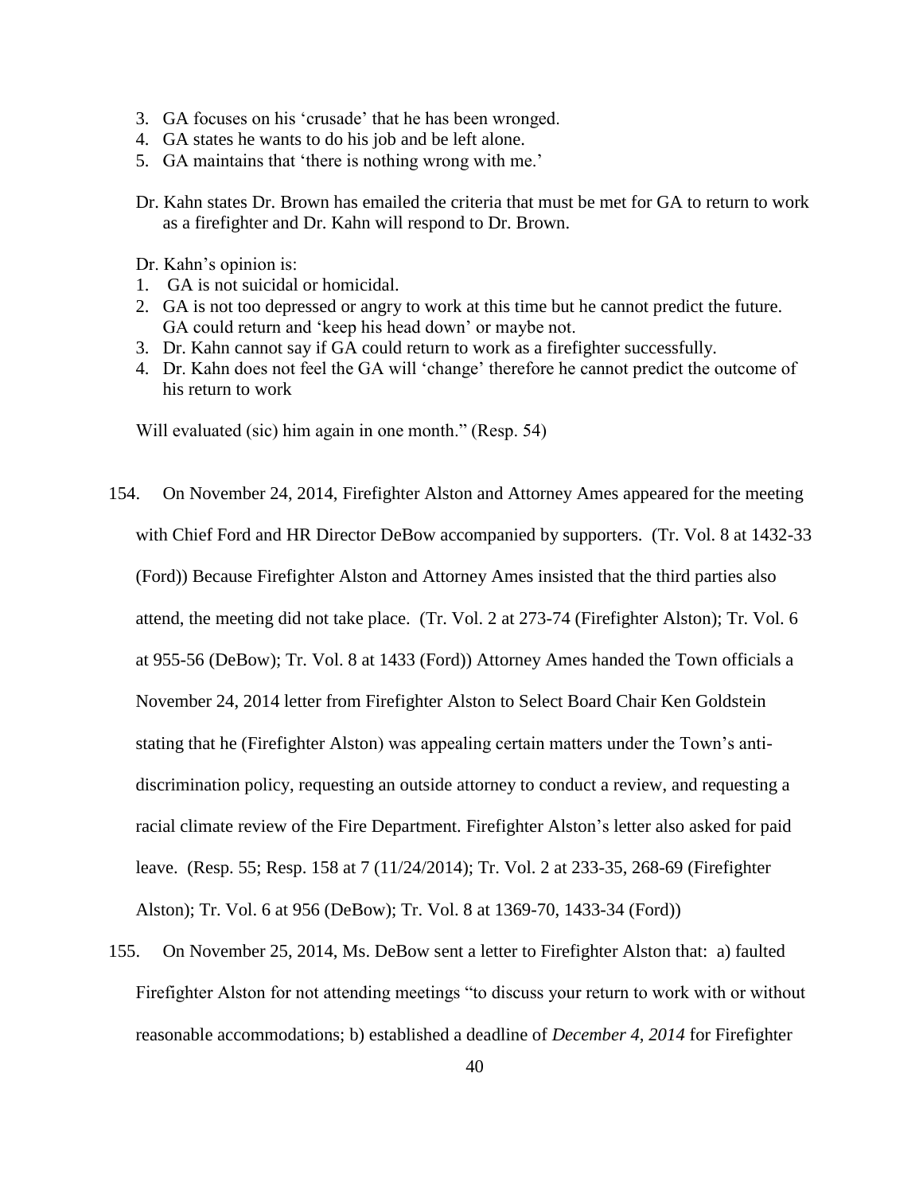3. GA focuses on his 'crusade' that he has been wronged.
4. GA states he wants to do his job and be left alone.
5. GA maintains that 'there is nothing wrong with me.'

Dr. Kahn states Dr. Brown has emailed the criteria that must be met for GA to return to work as a firefighter and Dr. Kahn will respond to Dr. Brown.

Dr. Kahn's opinion is:

1. GA is not suicidal or homicidal.
2. GA is not too depressed or angry to work at this time but he cannot predict the future. GA could return and 'keep his head down' or maybe not.
3. Dr. Kahn cannot say if GA could return to work as a firefighter successfully.
4. Dr. Kahn does not feel the GA will 'change' therefore he cannot predict the outcome of his return to work

Will evaluated (sic) him again in one month." (Resp. 54)

154. On November 24, 2014, Firefighter Alston and Attorney Ames appeared for the meeting with Chief Ford and HR Director DeBow accompanied by supporters. (Tr. Vol. 8 at 1432-33 (Ford)) Because Firefighter Alston and Attorney Ames insisted that the third parties also attend, the meeting did not take place. (Tr. Vol. 2 at 273-74 (Firefighter Alston); Tr. Vol. 6 at 955-56 (DeBow); Tr. Vol. 8 at 1433 (Ford)) Attorney Ames handed the Town officials a November 24, 2014 letter from Firefighter Alston to Select Board Chair Ken Goldstein stating that he (Firefighter Alston) was appealing certain matters under the Town's anti-discrimination policy, requesting an outside attorney to conduct a review, and requesting a racial climate review of the Fire Department. Firefighter Alston's letter also asked for paid leave. (Resp. 55; Resp. 158 at 7 (11/24/2014); Tr. Vol. 2 at 233-35, 268-69 (Firefighter Alston); Tr. Vol. 6 at 956 (DeBow); Tr. Vol. 8 at 1369-70, 1433-34 (Ford))

155. On November 25, 2014, Ms. DeBow sent a letter to Firefighter Alston that: a) faulted Firefighter Alston for not attending meetings "to discuss your return to work with or without reasonable accommodations; b) established a deadline of *December 4, 2014* for Firefighter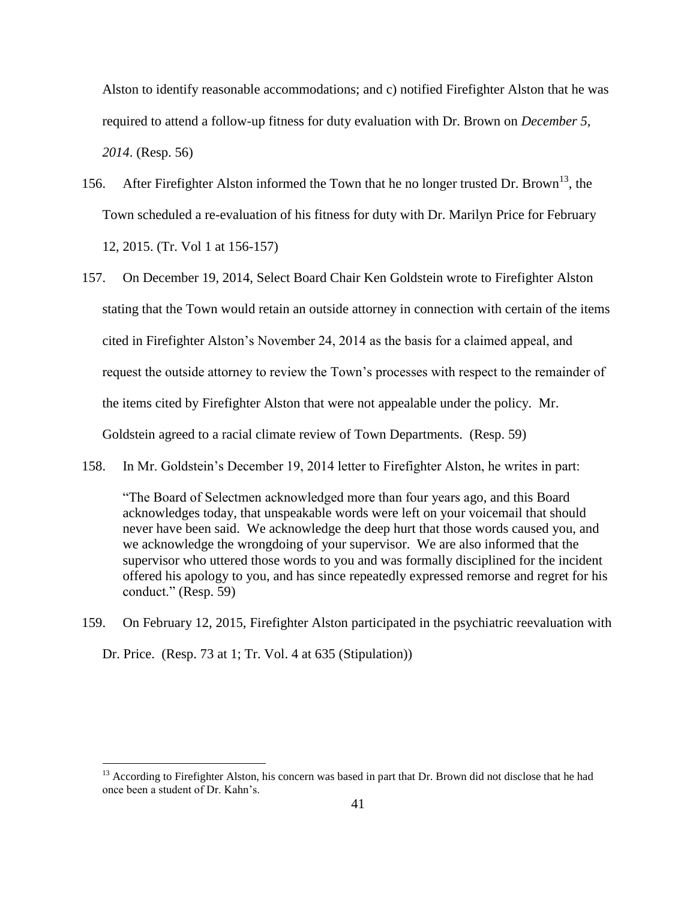Alston to identify reasonable accommodations; and c) notified Firefighter Alston that he was required to attend a follow-up fitness for duty evaluation with Dr. Brown on *December 5, 2014*. (Resp. 56)

156. After Firefighter Alston informed the Town that he no longer trusted Dr. Brown[13], the Town scheduled a re-evaluation of his fitness for duty with Dr. Marilyn Price for February 12, 2015. (Tr. Vol 1 at 156-157)

157. On December 19, 2014, Select Board Chair Ken Goldstein wrote to Firefighter Alston stating that the Town would retain an outside attorney in connection with certain of the items cited in Firefighter Alston's November 24, 2014 as the basis for a claimed appeal, and request the outside attorney to review the Town's processes with respect to the remainder of the items cited by Firefighter Alston that were not appealable under the policy. Mr. Goldstein agreed to a racial climate review of Town Departments. (Resp. 59)

158. In Mr. Goldstein's December 19, 2014 letter to Firefighter Alston, he writes in part:

> "The Board of Selectmen acknowledged more than four years ago, and this Board acknowledges today, that unspeakable words were left on your voicemail that should never have been said. We acknowledge the deep hurt that those words caused you, and we acknowledge the wrongdoing of your supervisor. We are also informed that the supervisor who uttered those words to you and was formally disciplined for the incident offered his apology to you, and has since repeatedly expressed remorse and regret for his conduct." (Resp. 59)

159. On February 12, 2015, Firefighter Alston participated in the psychiatric reevaluation with Dr. Price. (Resp. 73 at 1; Tr. Vol. 4 at 635 (Stipulation))

---

[13] According to Firefighter Alston, his concern was based in part that Dr. Brown did not disclose that he had once been a student of Dr. Kahn's.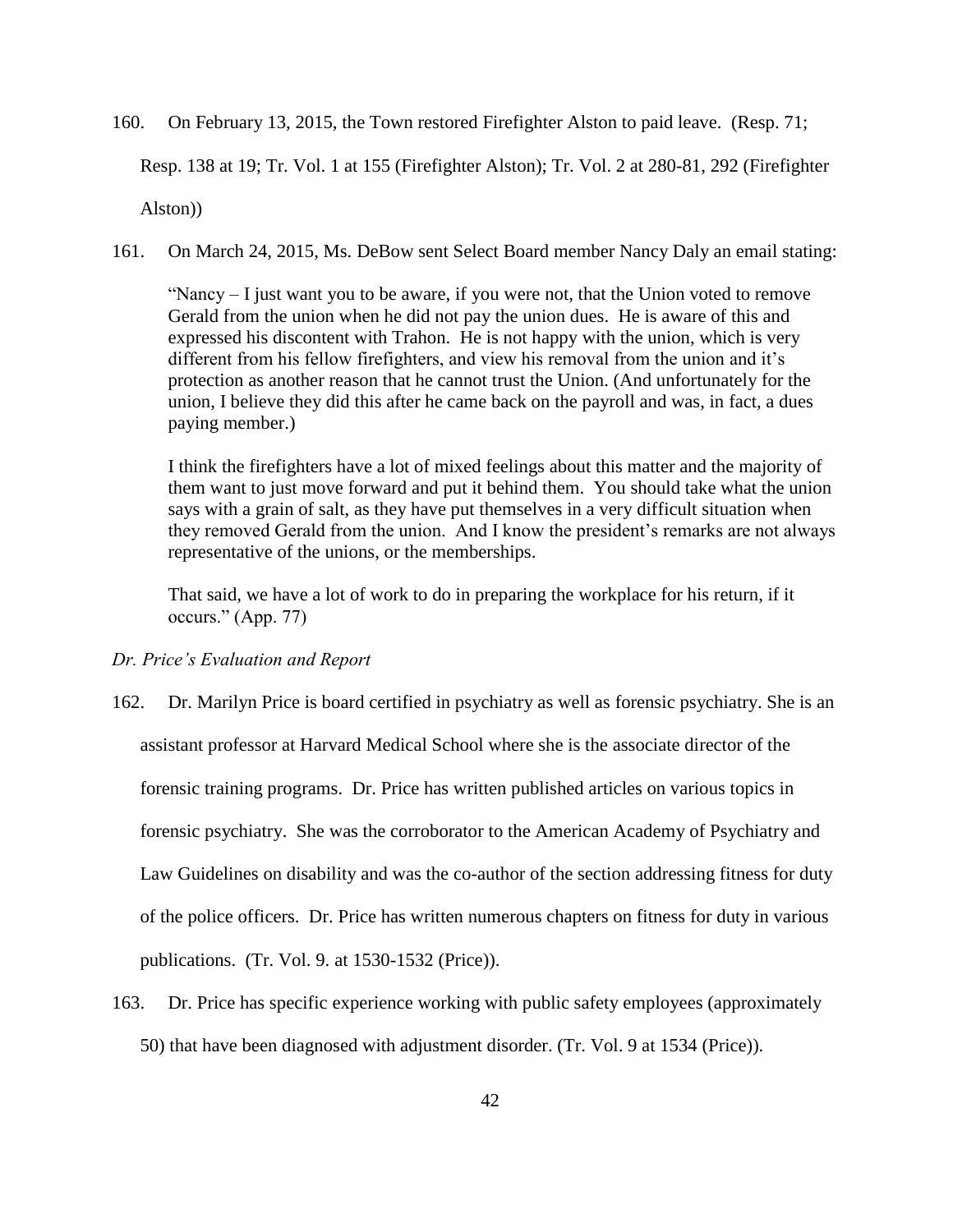160. On February 13, 2015, the Town restored Firefighter Alston to paid leave. (Resp. 71; Resp. 138 at 19; Tr. Vol. 1 at 155 (Firefighter Alston); Tr. Vol. 2 at 280-81, 292 (Firefighter Alston))

161. On March 24, 2015, Ms. DeBow sent Select Board member Nancy Daly an email stating:

> "Nancy – I just want you to be aware, if you were not, that the Union voted to remove Gerald from the union when he did not pay the union dues. He is aware of this and expressed his discontent with Trahon. He is not happy with the union, which is very different from his fellow firefighters, and view his removal from the union and it's protection as another reason that he cannot trust the Union. (And unfortunately for the union, I believe they did this after he came back on the payroll and was, in fact, a dues paying member.)
>
> I think the firefighters have a lot of mixed feelings about this matter and the majority of them want to just move forward and put it behind them. You should take what the union says with a grain of salt, as they have put themselves in a very difficult situation when they removed Gerald from the union. And I know the president's remarks are not always representative of the unions, or the memberships.
>
> That said, we have a lot of work to do in preparing the workplace for his return, if it occurs." (App. 77)

*Dr. Price's Evaluation and Report*

162. Dr. Marilyn Price is board certified in psychiatry as well as forensic psychiatry. She is an assistant professor at Harvard Medical School where she is the associate director of the forensic training programs. Dr. Price has written published articles on various topics in forensic psychiatry. She was the corroborator to the American Academy of Psychiatry and Law Guidelines on disability and was the co-author of the section addressing fitness for duty of the police officers. Dr. Price has written numerous chapters on fitness for duty in various publications. (Tr. Vol. 9. at 1530-1532 (Price)).

163. Dr. Price has specific experience working with public safety employees (approximately 50) that have been diagnosed with adjustment disorder. (Tr. Vol. 9 at 1534 (Price)).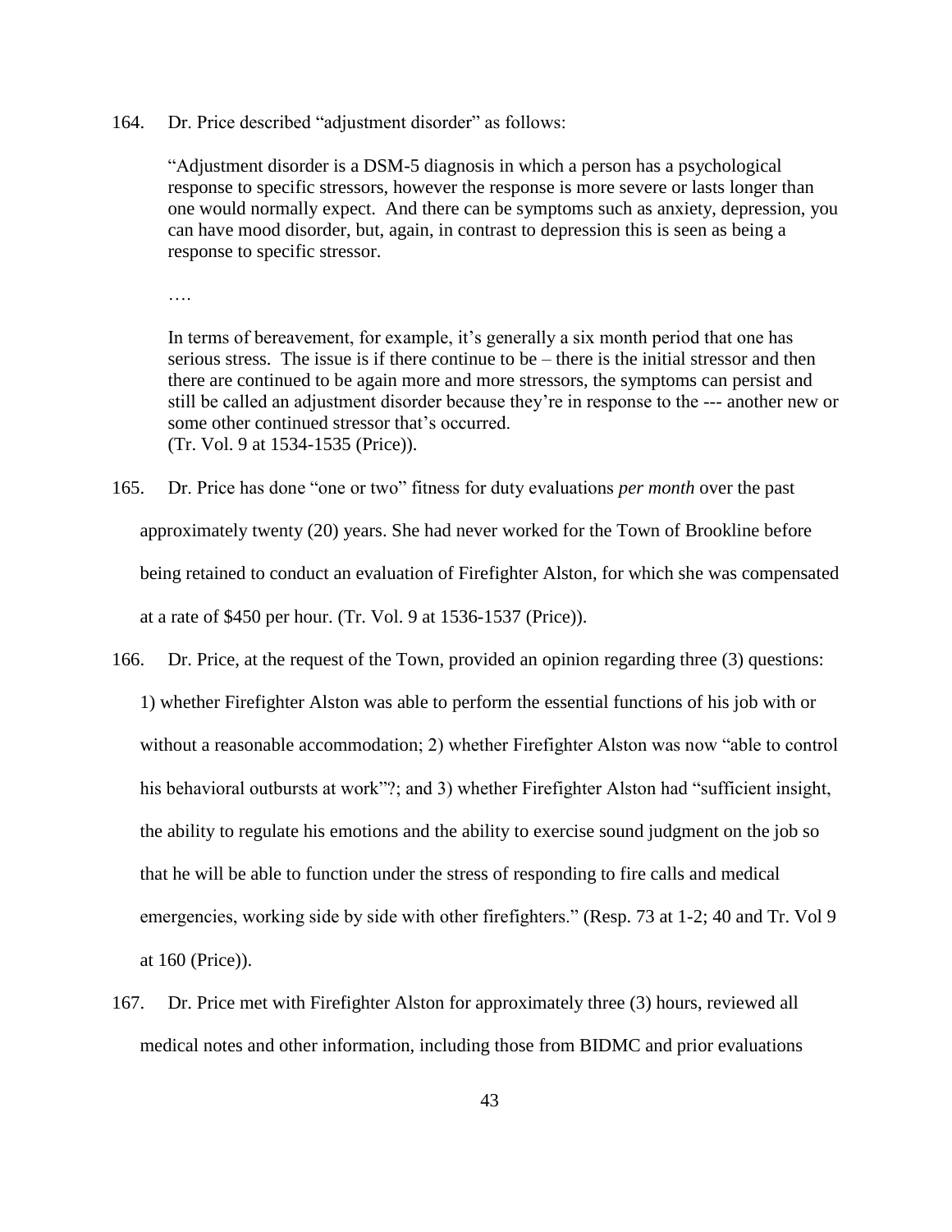164. Dr. Price described "adjustment disorder" as follows:

> "Adjustment disorder is a DSM-5 diagnosis in which a person has a psychological response to specific stressors, however the response is more severe or lasts longer than one would normally expect. And there can be symptoms such as anxiety, depression, you can have mood disorder, but, again, in contrast to depression this is seen as being a response to specific stressor.
>
> ….
>
> In terms of bereavement, for example, it's generally a six month period that one has serious stress. The issue is if there continue to be – there is the initial stressor and then there are continued to be again more and more stressors, the symptoms can persist and still be called an adjustment disorder because they're in response to the --- another new or some other continued stressor that's occurred.
> (Tr. Vol. 9 at 1534-1535 (Price)).

165. Dr. Price has done "one or two" fitness for duty evaluations *per month* over the past approximately twenty (20) years. She had never worked for the Town of Brookline before being retained to conduct an evaluation of Firefighter Alston, for which she was compensated at a rate of $450 per hour. (Tr. Vol. 9 at 1536-1537 (Price)).

166. Dr. Price, at the request of the Town, provided an opinion regarding three (3) questions: 1) whether Firefighter Alston was able to perform the essential functions of his job with or without a reasonable accommodation; 2) whether Firefighter Alston was now "able to control his behavioral outbursts at work"?; and 3) whether Firefighter Alston had "sufficient insight, the ability to regulate his emotions and the ability to exercise sound judgment on the job so that he will be able to function under the stress of responding to fire calls and medical emergencies, working side by side with other firefighters." (Resp. 73 at 1-2; 40 and Tr. Vol 9 at 160 (Price)).

167. Dr. Price met with Firefighter Alston for approximately three (3) hours, reviewed all medical notes and other information, including those from BIDMC and prior evaluations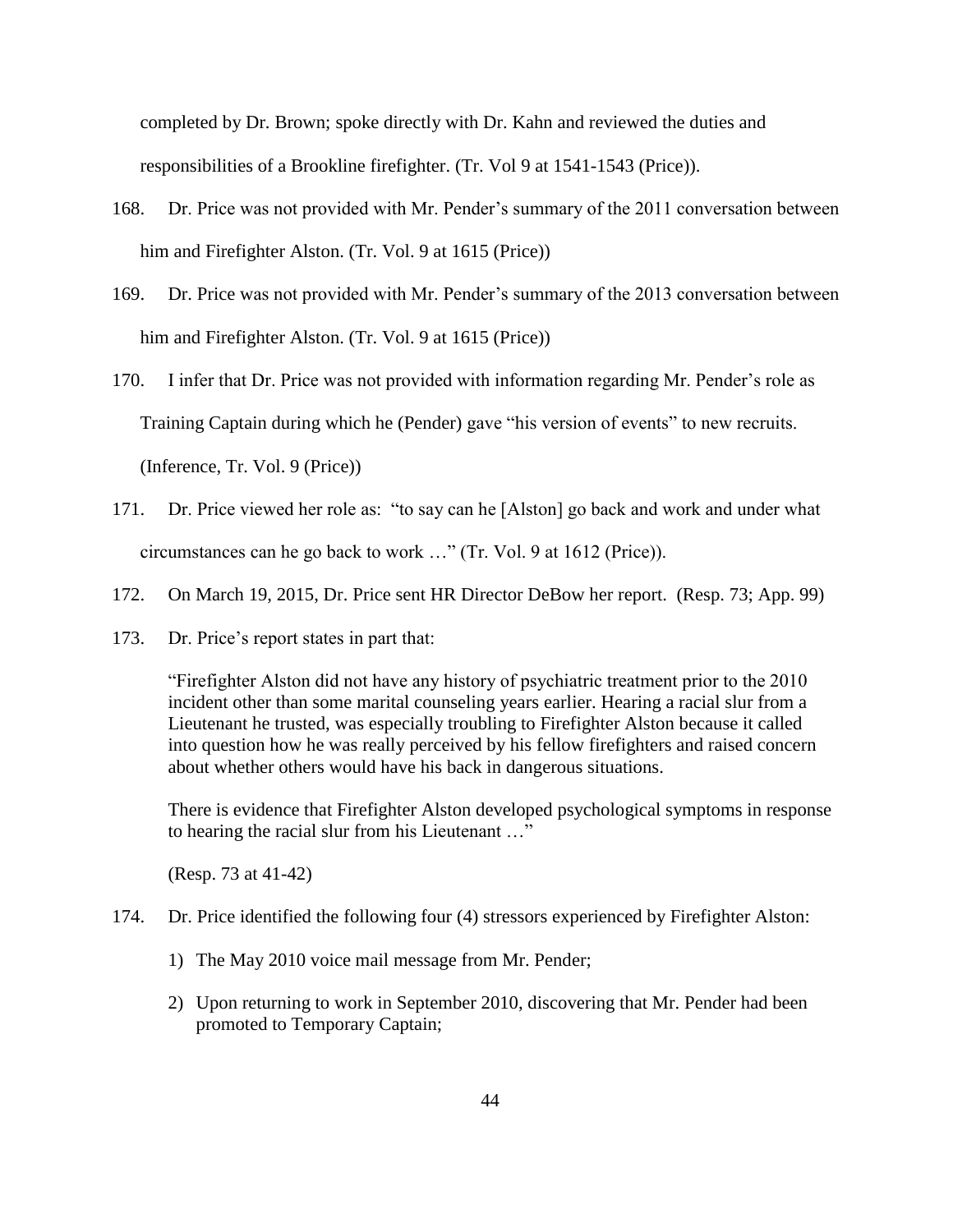completed by Dr. Brown; spoke directly with Dr. Kahn and reviewed the duties and responsibilities of a Brookline firefighter. (Tr. Vol 9 at 1541-1543 (Price)).

168. Dr. Price was not provided with Mr. Pender's summary of the 2011 conversation between him and Firefighter Alston. (Tr. Vol. 9 at 1615 (Price))

169. Dr. Price was not provided with Mr. Pender's summary of the 2013 conversation between him and Firefighter Alston. (Tr. Vol. 9 at 1615 (Price))

170. I infer that Dr. Price was not provided with information regarding Mr. Pender's role as Training Captain during which he (Pender) gave "his version of events" to new recruits. (Inference, Tr. Vol. 9 (Price))

171. Dr. Price viewed her role as: "to say can he [Alston] go back and work and under what circumstances can he go back to work …" (Tr. Vol. 9 at 1612 (Price)).

172. On March 19, 2015, Dr. Price sent HR Director DeBow her report. (Resp. 73; App. 99)

173. Dr. Price's report states in part that:

> "Firefighter Alston did not have any history of psychiatric treatment prior to the 2010 incident other than some marital counseling years earlier. Hearing a racial slur from a Lieutenant he trusted, was especially troubling to Firefighter Alston because it called into question how he was really perceived by his fellow firefighters and raised concern about whether others would have his back in dangerous situations.
>
> There is evidence that Firefighter Alston developed psychological symptoms in response to hearing the racial slur from his Lieutenant …"
>
> (Resp. 73 at 41-42)

174. Dr. Price identified the following four (4) stressors experienced by Firefighter Alston:

    1) The May 2010 voice mail message from Mr. Pender;

    2) Upon returning to work in September 2010, discovering that Mr. Pender had been promoted to Temporary Captain;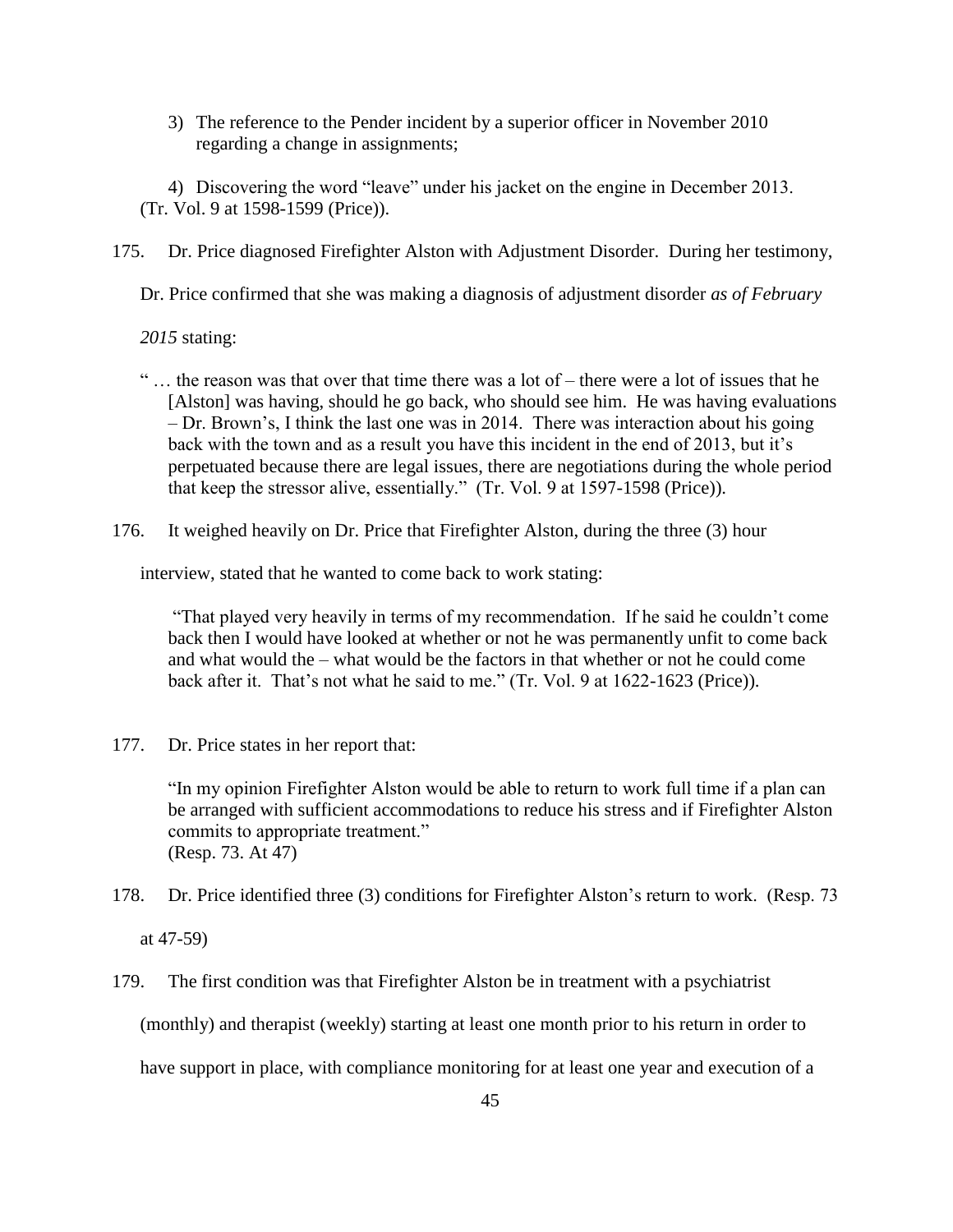3) The reference to the Pender incident by a superior officer in November 2010 regarding a change in assignments;

4) Discovering the word "leave" under his jacket on the engine in December 2013. (Tr. Vol. 9 at 1598-1599 (Price)).

175. Dr. Price diagnosed Firefighter Alston with Adjustment Disorder. During her testimony, Dr. Price confirmed that she was making a diagnosis of adjustment disorder *as of February 2015* stating:

> " … the reason was that over that time there was a lot of – there were a lot of issues that he [Alston] was having, should he go back, who should see him. He was having evaluations – Dr. Brown's, I think the last one was in 2014. There was interaction about his going back with the town and as a result you have this incident in the end of 2013, but it's perpetuated because there are legal issues, there are negotiations during the whole period that keep the stressor alive, essentially." (Tr. Vol. 9 at 1597-1598 (Price)).

176. It weighed heavily on Dr. Price that Firefighter Alston, during the three (3) hour interview, stated that he wanted to come back to work stating:

> "That played very heavily in terms of my recommendation. If he said he couldn't come back then I would have looked at whether or not he was permanently unfit to come back and what would the – what would be the factors in that whether or not he could come back after it. That's not what he said to me." (Tr. Vol. 9 at 1622-1623 (Price)).

177. Dr. Price states in her report that:

> "In my opinion Firefighter Alston would be able to return to work full time if a plan can be arranged with sufficient accommodations to reduce his stress and if Firefighter Alston commits to appropriate treatment."
> (Resp. 73. At 47)

178. Dr. Price identified three (3) conditions for Firefighter Alston's return to work. (Resp. 73 at 47-59)

179. The first condition was that Firefighter Alston be in treatment with a psychiatrist (monthly) and therapist (weekly) starting at least one month prior to his return in order to have support in place, with compliance monitoring for at least one year and execution of a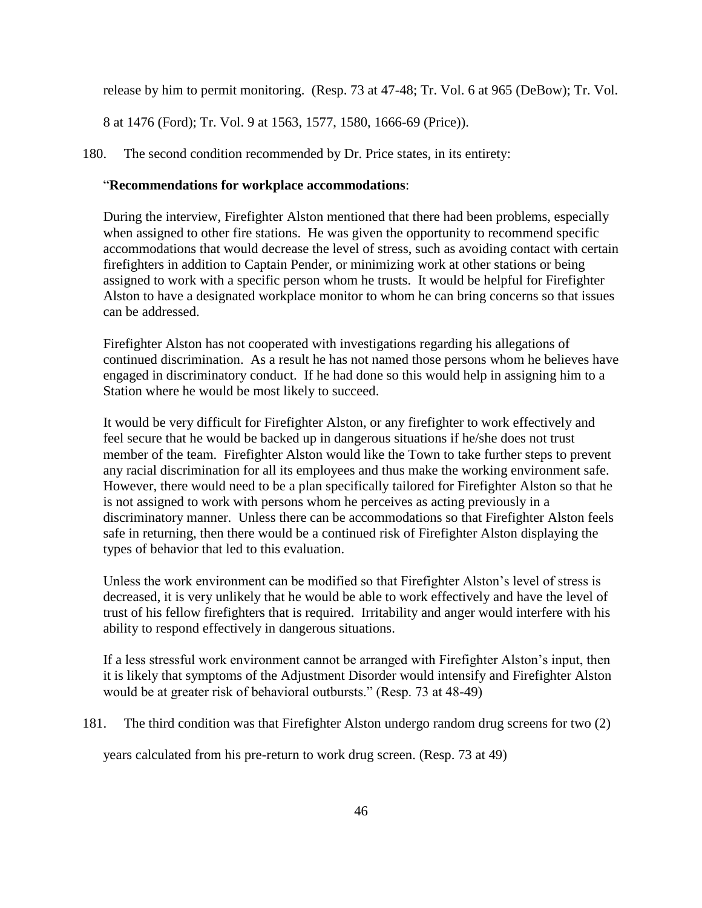release by him to permit monitoring. (Resp. 73 at 47-48; Tr. Vol. 6 at 965 (DeBow); Tr. Vol. 8 at 1476 (Ford); Tr. Vol. 9 at 1563, 1577, 1580, 1666-69 (Price)).

180. The second condition recommended by Dr. Price states, in its entirety:

> "**Recommendations for workplace accommodations**:
>
> During the interview, Firefighter Alston mentioned that there had been problems, especially when assigned to other fire stations. He was given the opportunity to recommend specific accommodations that would decrease the level of stress, such as avoiding contact with certain firefighters in addition to Captain Pender, or minimizing work at other stations or being assigned to work with a specific person whom he trusts. It would be helpful for Firefighter Alston to have a designated workplace monitor to whom he can bring concerns so that issues can be addressed.
>
> Firefighter Alston has not cooperated with investigations regarding his allegations of continued discrimination. As a result he has not named those persons whom he believes have engaged in discriminatory conduct. If he had done so this would help in assigning him to a Station where he would be most likely to succeed.
>
> It would be very difficult for Firefighter Alston, or any firefighter to work effectively and feel secure that he would be backed up in dangerous situations if he/she does not trust member of the team. Firefighter Alston would like the Town to take further steps to prevent any racial discrimination for all its employees and thus make the working environment safe. However, there would need to be a plan specifically tailored for Firefighter Alston so that he is not assigned to work with persons whom he perceives as acting previously in a discriminatory manner. Unless there can be accommodations so that Firefighter Alston feels safe in returning, then there would be a continued risk of Firefighter Alston displaying the types of behavior that led to this evaluation.
>
> Unless the work environment can be modified so that Firefighter Alston's level of stress is decreased, it is very unlikely that he would be able to work effectively and have the level of trust of his fellow firefighters that is required. Irritability and anger would interfere with his ability to respond effectively in dangerous situations.
>
> If a less stressful work environment cannot be arranged with Firefighter Alston's input, then it is likely that symptoms of the Adjustment Disorder would intensify and Firefighter Alston would be at greater risk of behavioral outbursts." (Resp. 73 at 48-49)

181. The third condition was that Firefighter Alston undergo random drug screens for two (2) years calculated from his pre-return to work drug screen. (Resp. 73 at 49)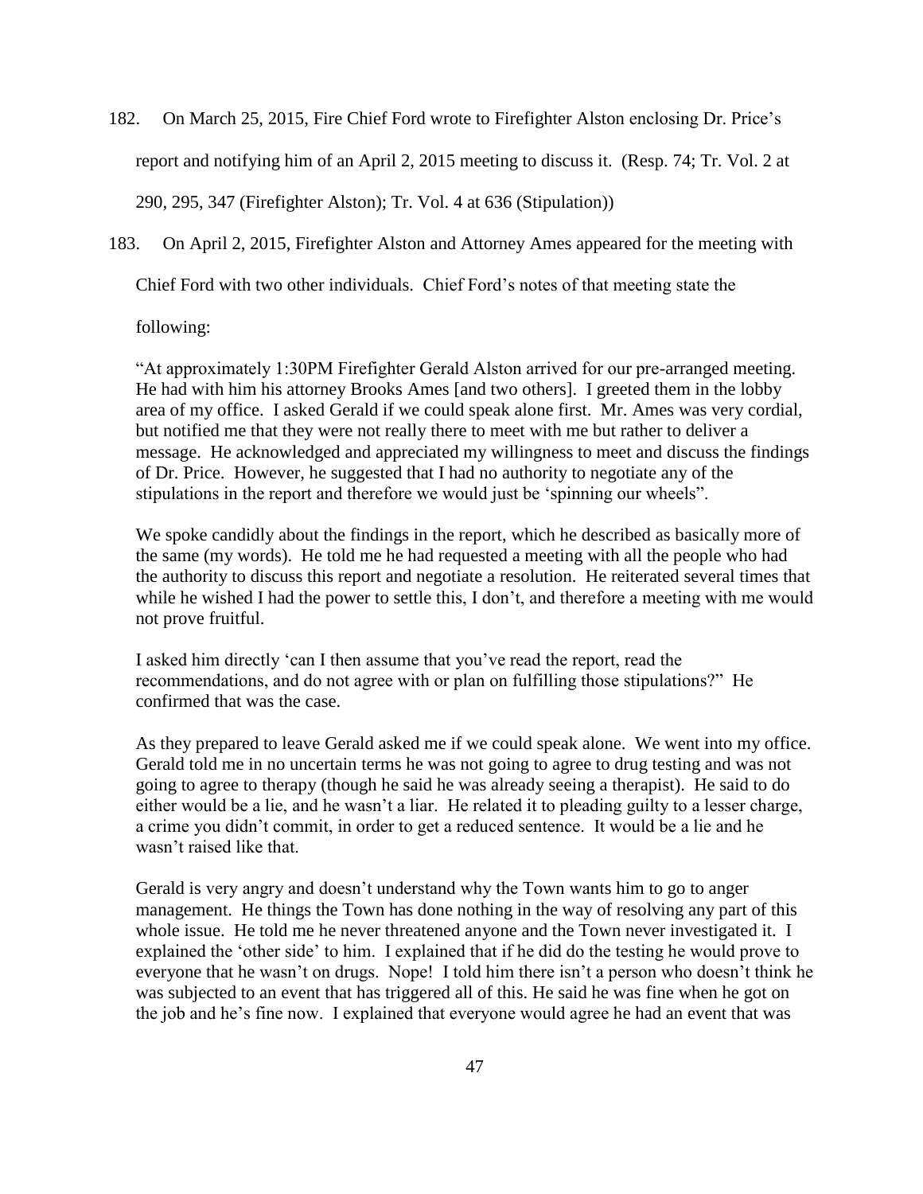182. On March 25, 2015, Fire Chief Ford wrote to Firefighter Alston enclosing Dr. Price's report and notifying him of an April 2, 2015 meeting to discuss it. (Resp. 74; Tr. Vol. 2 at 290, 295, 347 (Firefighter Alston); Tr. Vol. 4 at 636 (Stipulation))

183. On April 2, 2015, Firefighter Alston and Attorney Ames appeared for the meeting with Chief Ford with two other individuals. Chief Ford's notes of that meeting state the following:

> "At approximately 1:30PM Firefighter Gerald Alston arrived for our pre-arranged meeting. He had with him his attorney Brooks Ames [and two others]. I greeted them in the lobby area of my office. I asked Gerald if we could speak alone first. Mr. Ames was very cordial, but notified me that they were not really there to meet with me but rather to deliver a message. He acknowledged and appreciated my willingness to meet and discuss the findings of Dr. Price. However, he suggested that I had no authority to negotiate any of the stipulations in the report and therefore we would just be 'spinning our wheels".
>
> We spoke candidly about the findings in the report, which he described as basically more of the same (my words). He told me he had requested a meeting with all the people who had the authority to discuss this report and negotiate a resolution. He reiterated several times that while he wished I had the power to settle this, I don't, and therefore a meeting with me would not prove fruitful.
>
> I asked him directly 'can I then assume that you've read the report, read the recommendations, and do not agree with or plan on fulfilling those stipulations?" He confirmed that was the case.
>
> As they prepared to leave Gerald asked me if we could speak alone. We went into my office. Gerald told me in no uncertain terms he was not going to agree to drug testing and was not going to agree to therapy (though he said he was already seeing a therapist). He said to do either would be a lie, and he wasn't a liar. He related it to pleading guilty to a lesser charge, a crime you didn't commit, in order to get a reduced sentence. It would be a lie and he wasn't raised like that.
>
> Gerald is very angry and doesn't understand why the Town wants him to go to anger management. He things the Town has done nothing in the way of resolving any part of this whole issue. He told me he never threatened anyone and the Town never investigated it. I explained the 'other side' to him. I explained that if he did do the testing he would prove to everyone that he wasn't on drugs. Nope! I told him there isn't a person who doesn't think he was subjected to an event that has triggered all of this. He said he was fine when he got on the job and he's fine now. I explained that everyone would agree he had an event that was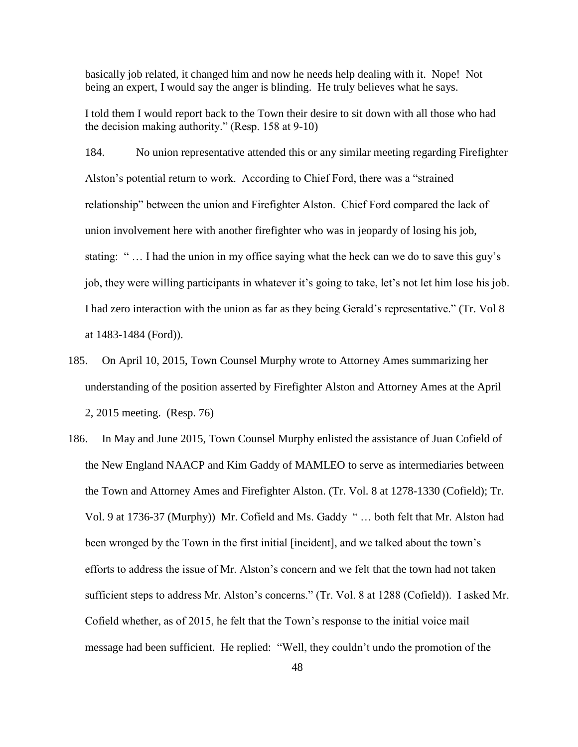basically job related, it changed him and now he needs help dealing with it. Nope! Not being an expert, I would say the anger is blinding. He truly believes what he says.

I told them I would report back to the Town their desire to sit down with all those who had the decision making authority." (Resp. 158 at 9-10)

184. No union representative attended this or any similar meeting regarding Firefighter Alston's potential return to work. According to Chief Ford, there was a "strained relationship" between the union and Firefighter Alston. Chief Ford compared the lack of union involvement here with another firefighter who was in jeopardy of losing his job, stating: " … I had the union in my office saying what the heck can we do to save this guy's job, they were willing participants in whatever it's going to take, let's not let him lose his job. I had zero interaction with the union as far as they being Gerald's representative." (Tr. Vol 8 at 1483-1484 (Ford)).

185. On April 10, 2015, Town Counsel Murphy wrote to Attorney Ames summarizing her understanding of the position asserted by Firefighter Alston and Attorney Ames at the April 2, 2015 meeting. (Resp. 76)

186. In May and June 2015, Town Counsel Murphy enlisted the assistance of Juan Cofield of the New England NAACP and Kim Gaddy of MAMLEO to serve as intermediaries between the Town and Attorney Ames and Firefighter Alston. (Tr. Vol. 8 at 1278-1330 (Cofield); Tr. Vol. 9 at 1736-37 (Murphy)) Mr. Cofield and Ms. Gaddy " … both felt that Mr. Alston had been wronged by the Town in the first initial [incident], and we talked about the town's efforts to address the issue of Mr. Alston's concern and we felt that the town had not taken sufficient steps to address Mr. Alston's concerns." (Tr. Vol. 8 at 1288 (Cofield)). I asked Mr. Cofield whether, as of 2015, he felt that the Town's response to the initial voice mail message had been sufficient. He replied: "Well, they couldn't undo the promotion of the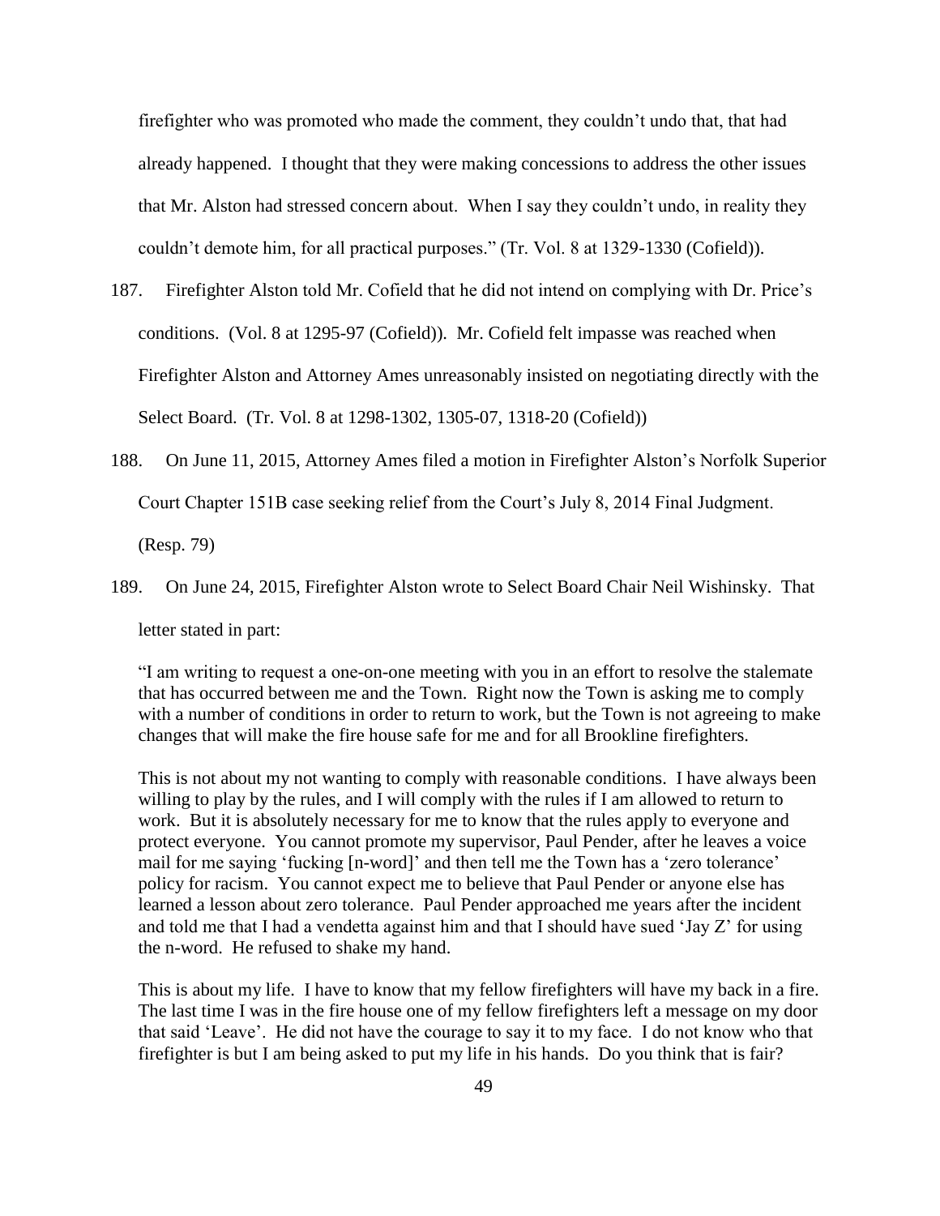firefighter who was promoted who made the comment, they couldn't undo that, that had already happened. I thought that they were making concessions to address the other issues that Mr. Alston had stressed concern about. When I say they couldn't undo, in reality they couldn't demote him, for all practical purposes." (Tr. Vol. 8 at 1329-1330 (Cofield)).

187. Firefighter Alston told Mr. Cofield that he did not intend on complying with Dr. Price's conditions. (Vol. 8 at 1295-97 (Cofield)). Mr. Cofield felt impasse was reached when Firefighter Alston and Attorney Ames unreasonably insisted on negotiating directly with the Select Board. (Tr. Vol. 8 at 1298-1302, 1305-07, 1318-20 (Cofield))

188. On June 11, 2015, Attorney Ames filed a motion in Firefighter Alston's Norfolk Superior Court Chapter 151B case seeking relief from the Court's July 8, 2014 Final Judgment. (Resp. 79)

189. On June 24, 2015, Firefighter Alston wrote to Select Board Chair Neil Wishinsky. That letter stated in part:

> "I am writing to request a one-on-one meeting with you in an effort to resolve the stalemate that has occurred between me and the Town. Right now the Town is asking me to comply with a number of conditions in order to return to work, but the Town is not agreeing to make changes that will make the fire house safe for me and for all Brookline firefighters.
>
> This is not about my not wanting to comply with reasonable conditions. I have always been willing to play by the rules, and I will comply with the rules if I am allowed to return to work. But it is absolutely necessary for me to know that the rules apply to everyone and protect everyone. You cannot promote my supervisor, Paul Pender, after he leaves a voice mail for me saying 'fucking [n-word]' and then tell me the Town has a 'zero tolerance' policy for racism. You cannot expect me to believe that Paul Pender or anyone else has learned a lesson about zero tolerance. Paul Pender approached me years after the incident and told me that I had a vendetta against him and that I should have sued 'Jay Z' for using the n-word. He refused to shake my hand.
>
> This is about my life. I have to know that my fellow firefighters will have my back in a fire. The last time I was in the fire house one of my fellow firefighters left a message on my door that said 'Leave'. He did not have the courage to say it to my face. I do not know who that firefighter is but I am being asked to put my life in his hands. Do you think that is fair?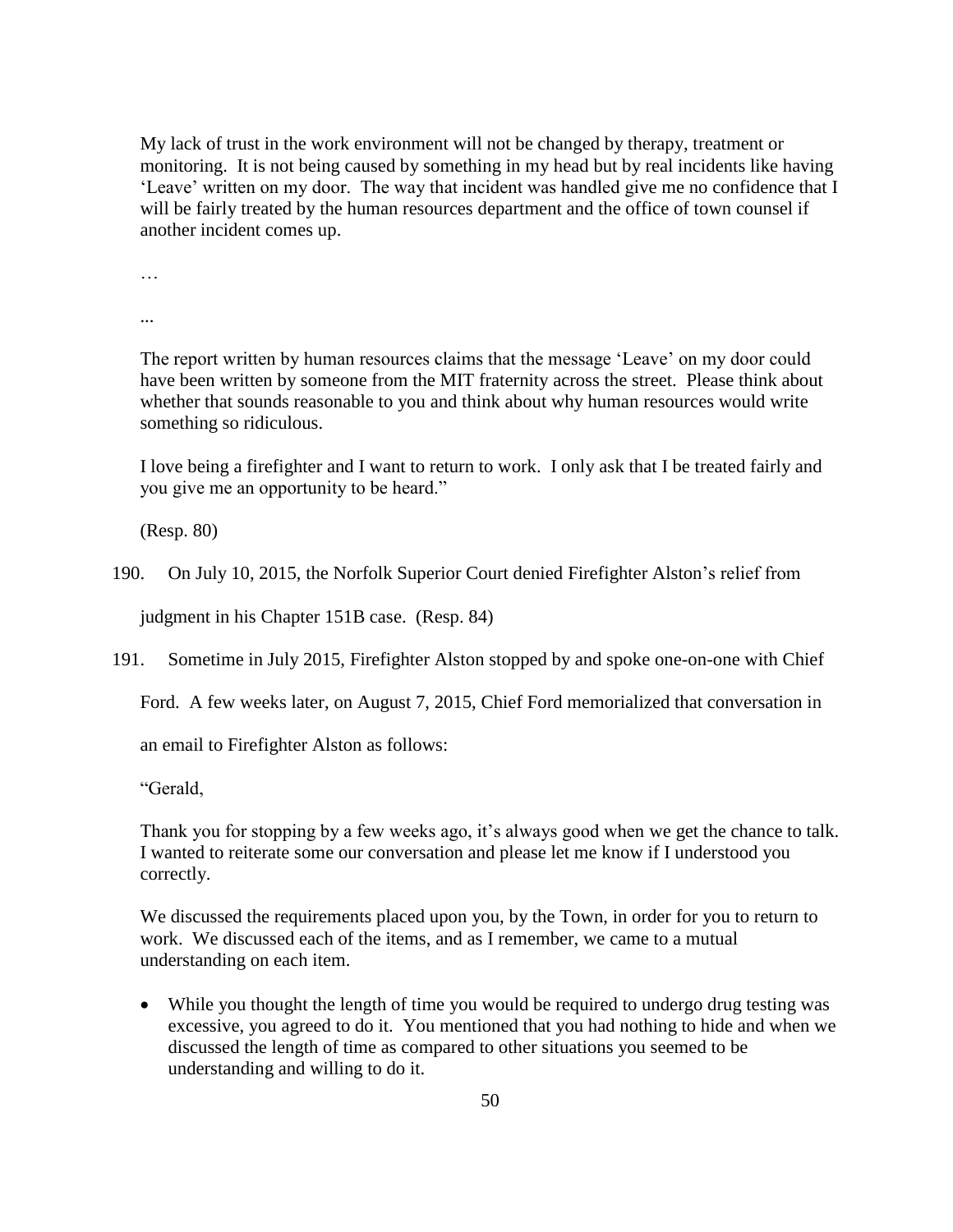My lack of trust in the work environment will not be changed by therapy, treatment or monitoring. It is not being caused by something in my head but by real incidents like having 'Leave' written on my door. The way that incident was handled give me no confidence that I will be fairly treated by the human resources department and the office of town counsel if another incident comes up.

…

...

The report written by human resources claims that the message 'Leave' on my door could have been written by someone from the MIT fraternity across the street. Please think about whether that sounds reasonable to you and think about why human resources would write something so ridiculous.

I love being a firefighter and I want to return to work. I only ask that I be treated fairly and you give me an opportunity to be heard."

(Resp. 80)

190. On July 10, 2015, the Norfolk Superior Court denied Firefighter Alston's relief from judgment in his Chapter 151B case. (Resp. 84)

191. Sometime in July 2015, Firefighter Alston stopped by and spoke one-on-one with Chief Ford. A few weeks later, on August 7, 2015, Chief Ford memorialized that conversation in an email to Firefighter Alston as follows:

"Gerald,

Thank you for stopping by a few weeks ago, it's always good when we get the chance to talk. I wanted to reiterate some our conversation and please let me know if I understood you correctly.

We discussed the requirements placed upon you, by the Town, in order for you to return to work. We discussed each of the items, and as I remember, we came to a mutual understanding on each item.

- While you thought the length of time you would be required to undergo drug testing was excessive, you agreed to do it. You mentioned that you had nothing to hide and when we discussed the length of time as compared to other situations you seemed to be understanding and willing to do it.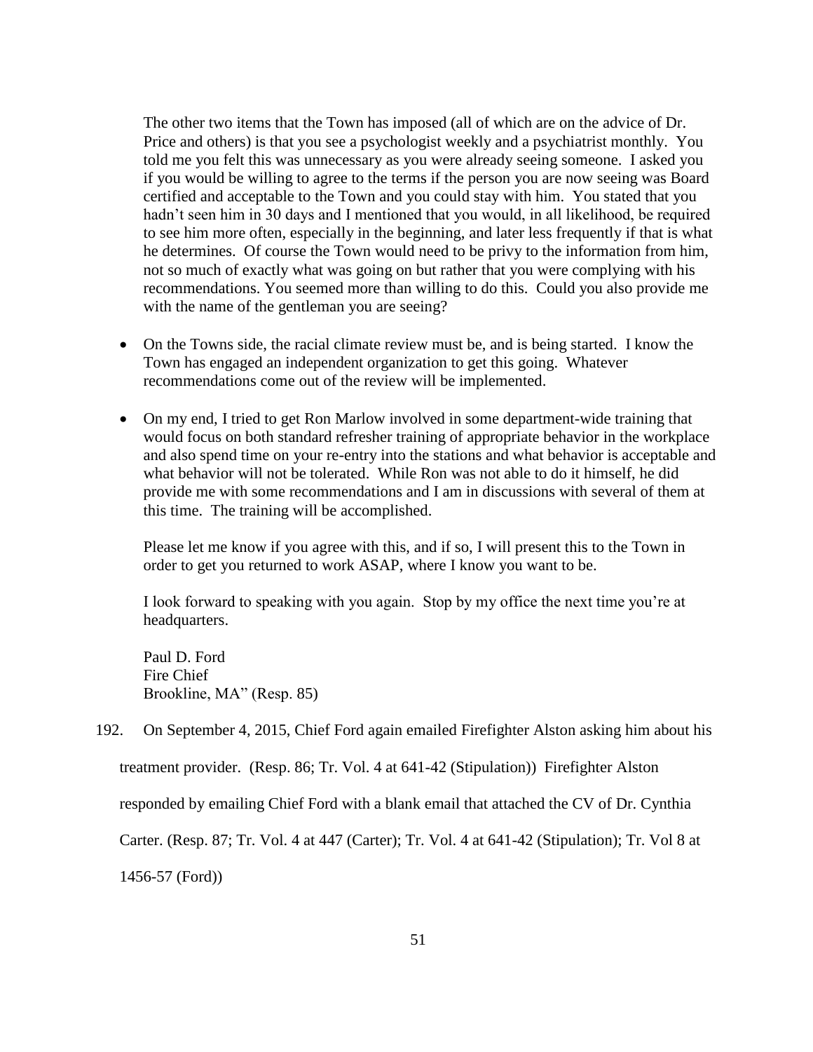The other two items that the Town has imposed (all of which are on the advice of Dr. Price and others) is that you see a psychologist weekly and a psychiatrist monthly. You told me you felt this was unnecessary as you were already seeing someone. I asked you if you would be willing to agree to the terms if the person you are now seeing was Board certified and acceptable to the Town and you could stay with him. You stated that you hadn't seen him in 30 days and I mentioned that you would, in all likelihood, be required to see him more often, especially in the beginning, and later less frequently if that is what he determines. Of course the Town would need to be privy to the information from him, not so much of exactly what was going on but rather that you were complying with his recommendations. You seemed more than willing to do this. Could you also provide me with the name of the gentleman you are seeing?

- On the Towns side, the racial climate review must be, and is being started. I know the Town has engaged an independent organization to get this going. Whatever recommendations come out of the review will be implemented.
- On my end, I tried to get Ron Marlow involved in some department-wide training that would focus on both standard refresher training of appropriate behavior in the workplace and also spend time on your re-entry into the stations and what behavior is acceptable and what behavior will not be tolerated. While Ron was not able to do it himself, he did provide me with some recommendations and I am in discussions with several of them at this time. The training will be accomplished.

Please let me know if you agree with this, and if so, I will present this to the Town in order to get you returned to work ASAP, where I know you want to be.

I look forward to speaking with you again. Stop by my office the next time you're at headquarters.

Paul D. Ford
Fire Chief
Brookline, MA" (Resp. 85)

192. On September 4, 2015, Chief Ford again emailed Firefighter Alston asking him about his treatment provider. (Resp. 86; Tr. Vol. 4 at 641-42 (Stipulation)) Firefighter Alston responded by emailing Chief Ford with a blank email that attached the CV of Dr. Cynthia Carter. (Resp. 87; Tr. Vol. 4 at 447 (Carter); Tr. Vol. 4 at 641-42 (Stipulation); Tr. Vol 8 at 1456-57 (Ford))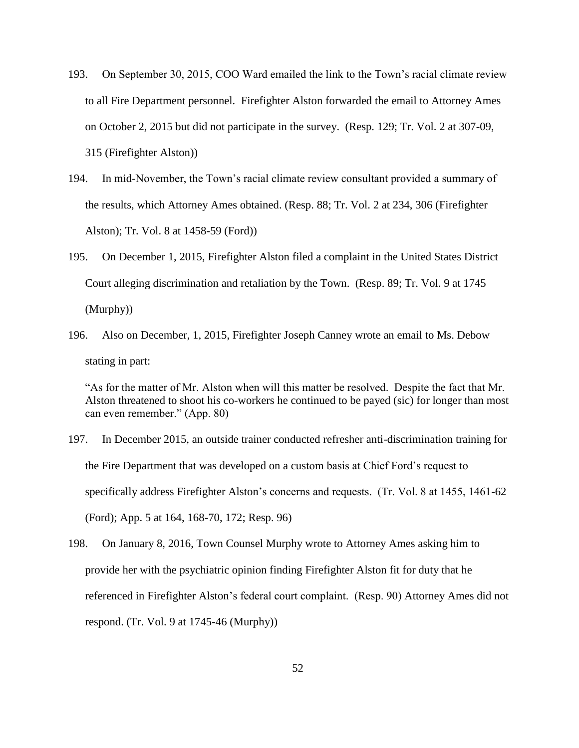193. On September 30, 2015, COO Ward emailed the link to the Town's racial climate review to all Fire Department personnel. Firefighter Alston forwarded the email to Attorney Ames on October 2, 2015 but did not participate in the survey. (Resp. 129; Tr. Vol. 2 at 307-09, 315 (Firefighter Alston))

194. In mid-November, the Town's racial climate review consultant provided a summary of the results, which Attorney Ames obtained. (Resp. 88; Tr. Vol. 2 at 234, 306 (Firefighter Alston); Tr. Vol. 8 at 1458-59 (Ford))

195. On December 1, 2015, Firefighter Alston filed a complaint in the United States District Court alleging discrimination and retaliation by the Town. (Resp. 89; Tr. Vol. 9 at 1745 (Murphy))

196. Also on December, 1, 2015, Firefighter Joseph Canney wrote an email to Ms. Debow stating in part:

> "As for the matter of Mr. Alston when will this matter be resolved. Despite the fact that Mr. Alston threatened to shoot his co-workers he continued to be payed (sic) for longer than most can even remember." (App. 80)

197. In December 2015, an outside trainer conducted refresher anti-discrimination training for the Fire Department that was developed on a custom basis at Chief Ford's request to specifically address Firefighter Alston's concerns and requests. (Tr. Vol. 8 at 1455, 1461-62 (Ford); App. 5 at 164, 168-70, 172; Resp. 96)

198. On January 8, 2016, Town Counsel Murphy wrote to Attorney Ames asking him to provide her with the psychiatric opinion finding Firefighter Alston fit for duty that he referenced in Firefighter Alston's federal court complaint. (Resp. 90) Attorney Ames did not respond. (Tr. Vol. 9 at 1745-46 (Murphy))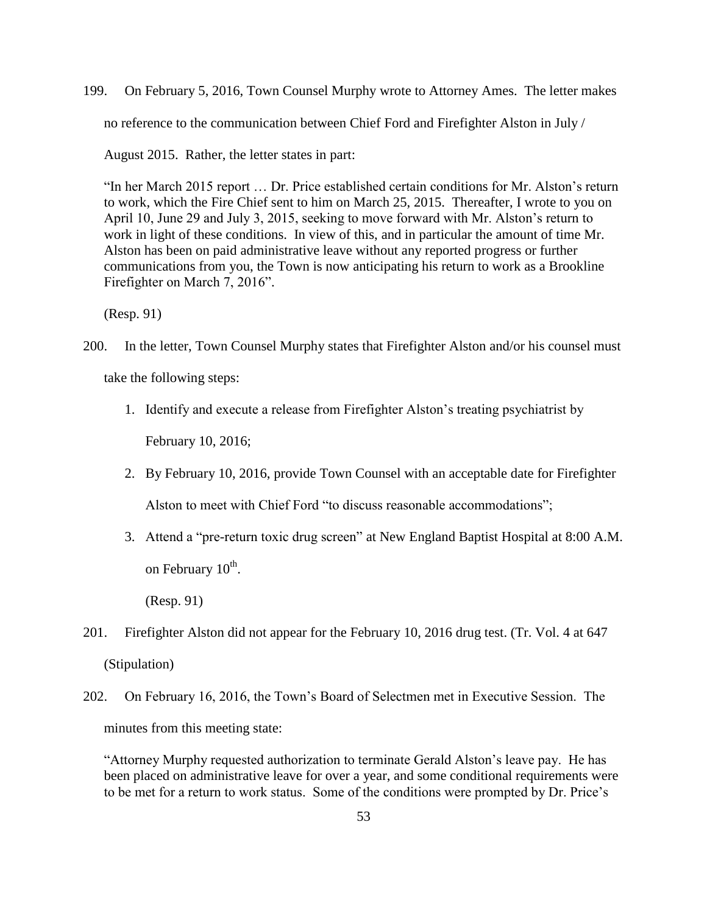199. On February 5, 2016, Town Counsel Murphy wrote to Attorney Ames. The letter makes no reference to the communication between Chief Ford and Firefighter Alston in July / August 2015. Rather, the letter states in part:

> "In her March 2015 report … Dr. Price established certain conditions for Mr. Alston's return to work, which the Fire Chief sent to him on March 25, 2015. Thereafter, I wrote to you on April 10, June 29 and July 3, 2015, seeking to move forward with Mr. Alston's return to work in light of these conditions. In view of this, and in particular the amount of time Mr. Alston has been on paid administrative leave without any reported progress or further communications from you, the Town is now anticipating his return to work as a Brookline Firefighter on March 7, 2016".

(Resp. 91)

200. In the letter, Town Counsel Murphy states that Firefighter Alston and/or his counsel must take the following steps:

   1. Identify and execute a release from Firefighter Alston's treating psychiatrist by February 10, 2016;
   2. By February 10, 2016, provide Town Counsel with an acceptable date for Firefighter Alston to meet with Chief Ford "to discuss reasonable accommodations";
   3. Attend a "pre-return toxic drug screen" at New England Baptist Hospital at 8:00 A.M. on February 10th.

   (Resp. 91)

201. Firefighter Alston did not appear for the February 10, 2016 drug test. (Tr. Vol. 4 at 647 (Stipulation)

202. On February 16, 2016, the Town's Board of Selectmen met in Executive Session. The minutes from this meeting state:

> "Attorney Murphy requested authorization to terminate Gerald Alston's leave pay. He has been placed on administrative leave for over a year, and some conditional requirements were to be met for a return to work status. Some of the conditions were prompted by Dr. Price's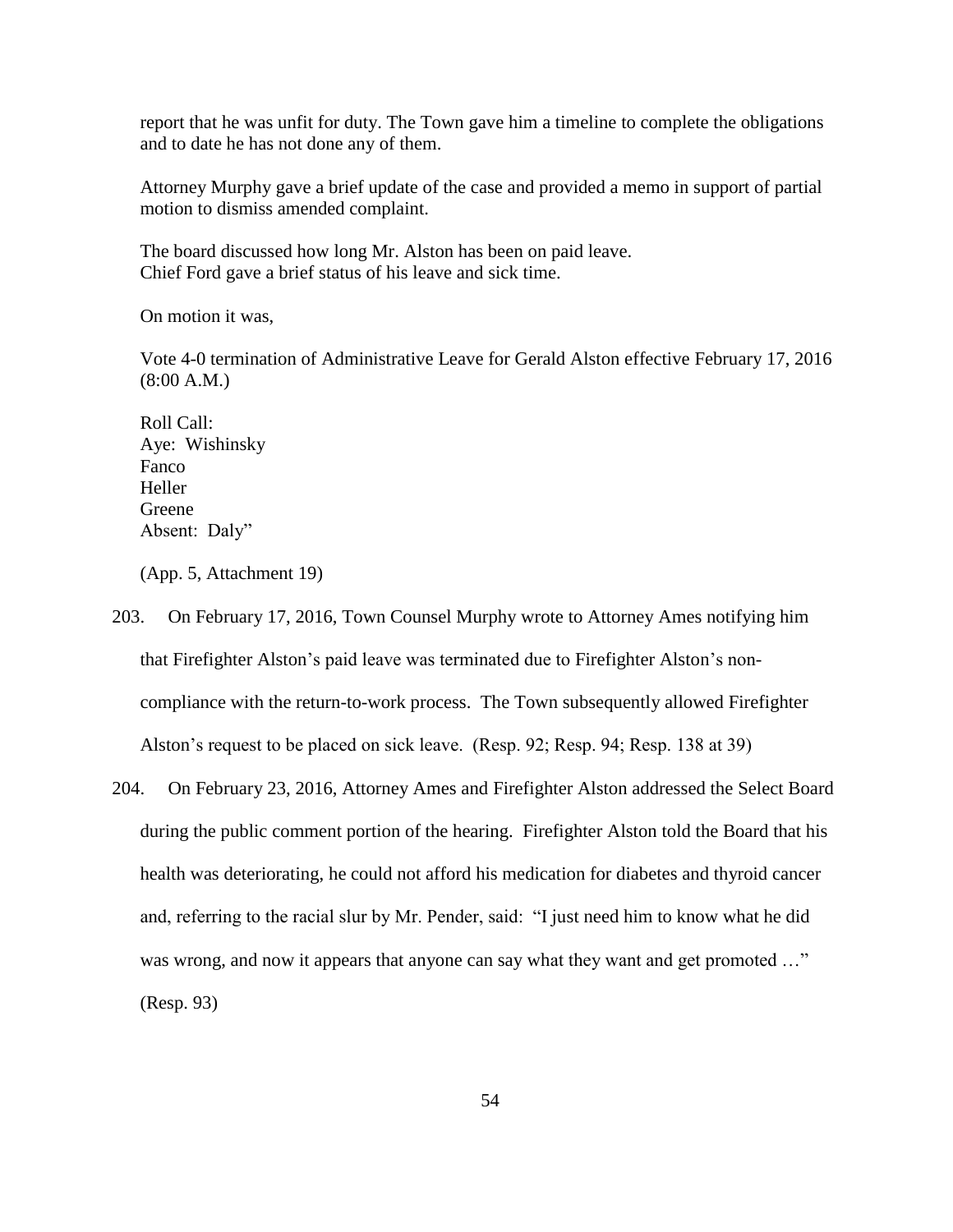report that he was unfit for duty. The Town gave him a timeline to complete the obligations and to date he has not done any of them.

Attorney Murphy gave a brief update of the case and provided a memo in support of partial motion to dismiss amended complaint.

The board discussed how long Mr. Alston has been on paid leave.
Chief Ford gave a brief status of his leave and sick time.

On motion it was,

Vote 4-0 termination of Administrative Leave for Gerald Alston effective February 17, 2016 (8:00 A.M.)

Roll Call:
Aye: Wishinsky
Fanco
Heller
Greene
Absent: Daly"

(App. 5, Attachment 19)

203. On February 17, 2016, Town Counsel Murphy wrote to Attorney Ames notifying him that Firefighter Alston's paid leave was terminated due to Firefighter Alston's non-compliance with the return-to-work process. The Town subsequently allowed Firefighter Alston's request to be placed on sick leave. (Resp. 92; Resp. 94; Resp. 138 at 39)

204. On February 23, 2016, Attorney Ames and Firefighter Alston addressed the Select Board during the public comment portion of the hearing. Firefighter Alston told the Board that his health was deteriorating, he could not afford his medication for diabetes and thyroid cancer and, referring to the racial slur by Mr. Pender, said: "I just need him to know what he did was wrong, and now it appears that anyone can say what they want and get promoted …" (Resp. 93)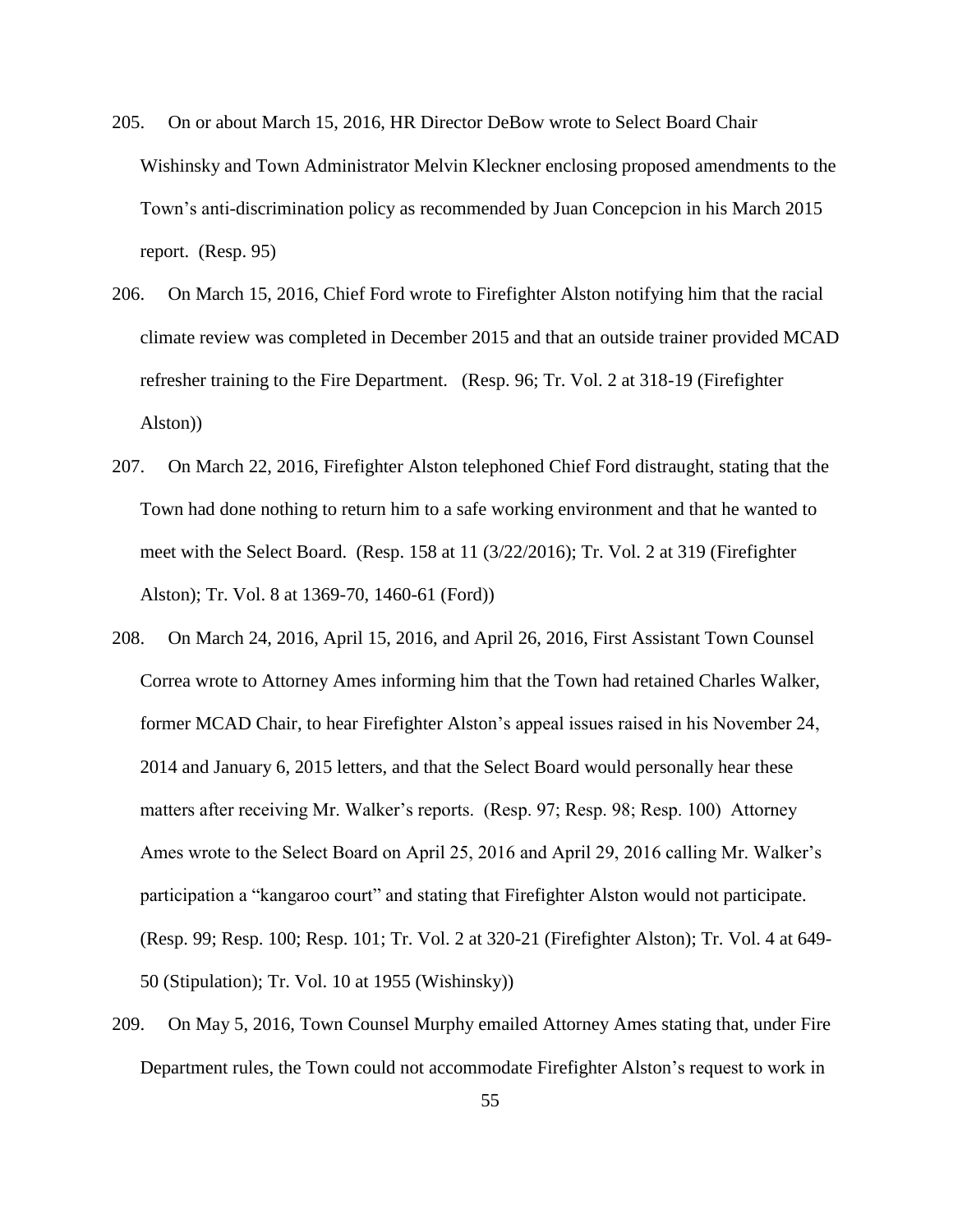205. On or about March 15, 2016, HR Director DeBow wrote to Select Board Chair Wishinsky and Town Administrator Melvin Kleckner enclosing proposed amendments to the Town's anti-discrimination policy as recommended by Juan Concepcion in his March 2015 report. (Resp. 95)

206. On March 15, 2016, Chief Ford wrote to Firefighter Alston notifying him that the racial climate review was completed in December 2015 and that an outside trainer provided MCAD refresher training to the Fire Department. (Resp. 96; Tr. Vol. 2 at 318-19 (Firefighter Alston))

207. On March 22, 2016, Firefighter Alston telephoned Chief Ford distraught, stating that the Town had done nothing to return him to a safe working environment and that he wanted to meet with the Select Board. (Resp. 158 at 11 (3/22/2016); Tr. Vol. 2 at 319 (Firefighter Alston); Tr. Vol. 8 at 1369-70, 1460-61 (Ford))

208. On March 24, 2016, April 15, 2016, and April 26, 2016, First Assistant Town Counsel Correa wrote to Attorney Ames informing him that the Town had retained Charles Walker, former MCAD Chair, to hear Firefighter Alston's appeal issues raised in his November 24, 2014 and January 6, 2015 letters, and that the Select Board would personally hear these matters after receiving Mr. Walker's reports. (Resp. 97; Resp. 98; Resp. 100) Attorney Ames wrote to the Select Board on April 25, 2016 and April 29, 2016 calling Mr. Walker's participation a "kangaroo court" and stating that Firefighter Alston would not participate. (Resp. 99; Resp. 100; Resp. 101; Tr. Vol. 2 at 320-21 (Firefighter Alston); Tr. Vol. 4 at 649-50 (Stipulation); Tr. Vol. 10 at 1955 (Wishinsky))

209. On May 5, 2016, Town Counsel Murphy emailed Attorney Ames stating that, under Fire Department rules, the Town could not accommodate Firefighter Alston's request to work in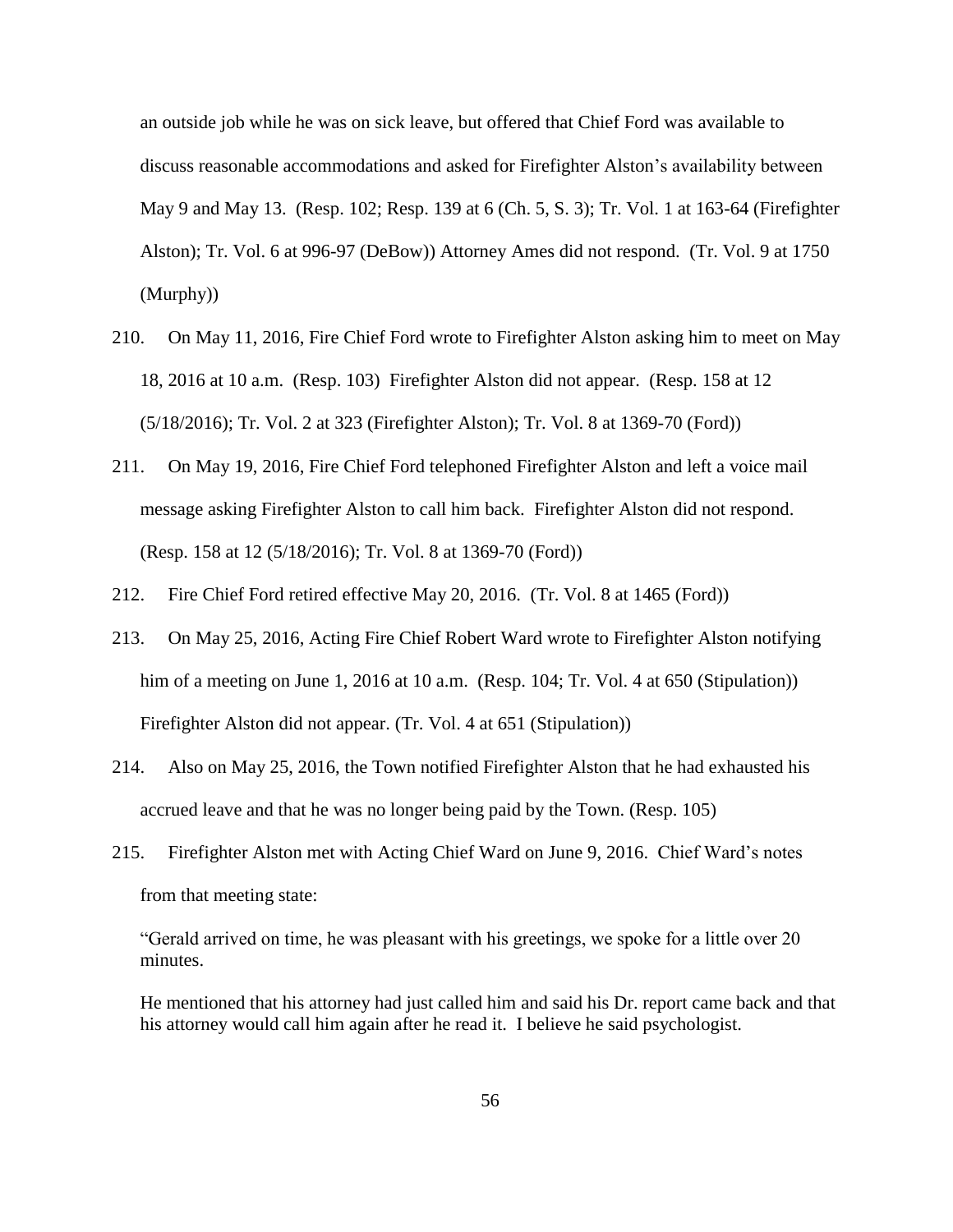an outside job while he was on sick leave, but offered that Chief Ford was available to discuss reasonable accommodations and asked for Firefighter Alston's availability between May 9 and May 13. (Resp. 102; Resp. 139 at 6 (Ch. 5, S. 3); Tr. Vol. 1 at 163-64 (Firefighter Alston); Tr. Vol. 6 at 996-97 (DeBow)) Attorney Ames did not respond. (Tr. Vol. 9 at 1750 (Murphy))

210. On May 11, 2016, Fire Chief Ford wrote to Firefighter Alston asking him to meet on May 18, 2016 at 10 a.m. (Resp. 103) Firefighter Alston did not appear. (Resp. 158 at 12 (5/18/2016); Tr. Vol. 2 at 323 (Firefighter Alston); Tr. Vol. 8 at 1369-70 (Ford))

211. On May 19, 2016, Fire Chief Ford telephoned Firefighter Alston and left a voice mail message asking Firefighter Alston to call him back. Firefighter Alston did not respond. (Resp. 158 at 12 (5/18/2016); Tr. Vol. 8 at 1369-70 (Ford))

212. Fire Chief Ford retired effective May 20, 2016. (Tr. Vol. 8 at 1465 (Ford))

213. On May 25, 2016, Acting Fire Chief Robert Ward wrote to Firefighter Alston notifying him of a meeting on June 1, 2016 at 10 a.m. (Resp. 104; Tr. Vol. 4 at 650 (Stipulation)) Firefighter Alston did not appear. (Tr. Vol. 4 at 651 (Stipulation))

214. Also on May 25, 2016, the Town notified Firefighter Alston that he had exhausted his accrued leave and that he was no longer being paid by the Town. (Resp. 105)

215. Firefighter Alston met with Acting Chief Ward on June 9, 2016. Chief Ward's notes from that meeting state:

> "Gerald arrived on time, he was pleasant with his greetings, we spoke for a little over 20 minutes.
>
> He mentioned that his attorney had just called him and said his Dr. report came back and that his attorney would call him again after he read it. I believe he said psychologist.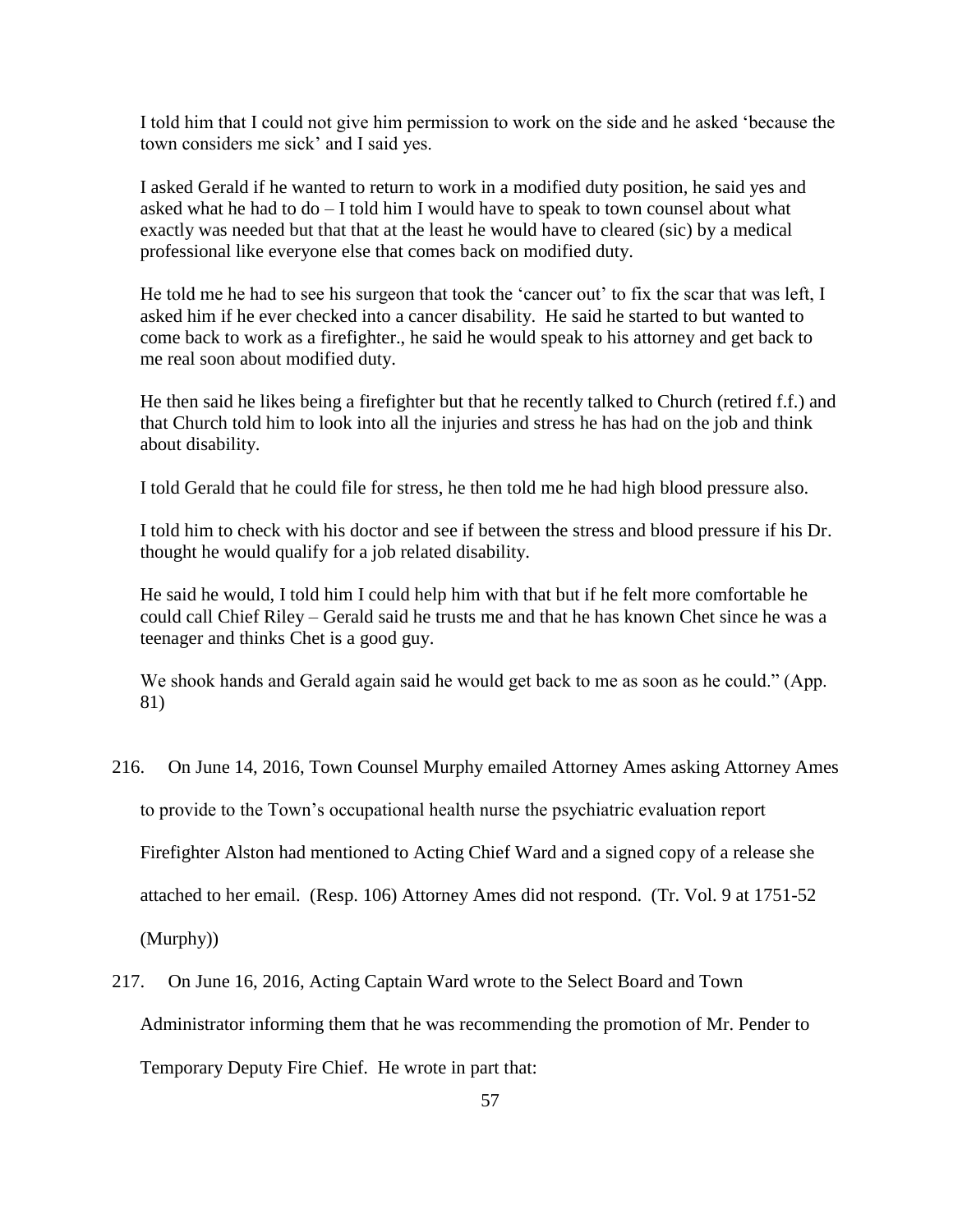> I told him that I could not give him permission to work on the side and he asked 'because the town considers me sick' and I said yes.
>
> I asked Gerald if he wanted to return to work in a modified duty position, he said yes and asked what he had to do – I told him I would have to speak to town counsel about what exactly was needed but that that at the least he would have to cleared (sic) by a medical professional like everyone else that comes back on modified duty.
>
> He told me he had to see his surgeon that took the 'cancer out' to fix the scar that was left, I asked him if he ever checked into a cancer disability. He said he started to but wanted to come back to work as a firefighter., he said he would speak to his attorney and get back to me real soon about modified duty.
>
> He then said he likes being a firefighter but that he recently talked to Church (retired f.f.) and that Church told him to look into all the injuries and stress he has had on the job and think about disability.
>
> I told Gerald that he could file for stress, he then told me he had high blood pressure also.
>
> I told him to check with his doctor and see if between the stress and blood pressure if his Dr. thought he would qualify for a job related disability.
>
> He said he would, I told him I could help him with that but if he felt more comfortable he could call Chief Riley – Gerald said he trusts me and that he has known Chet since he was a teenager and thinks Chet is a good guy.
>
> We shook hands and Gerald again said he would get back to me as soon as he could." (App. 81)

216. On June 14, 2016, Town Counsel Murphy emailed Attorney Ames asking Attorney Ames to provide to the Town's occupational health nurse the psychiatric evaluation report Firefighter Alston had mentioned to Acting Chief Ward and a signed copy of a release she attached to her email. (Resp. 106) Attorney Ames did not respond. (Tr. Vol. 9 at 1751-52 (Murphy))

217. On June 16, 2016, Acting Captain Ward wrote to the Select Board and Town Administrator informing them that he was recommending the promotion of Mr. Pender to Temporary Deputy Fire Chief. He wrote in part that: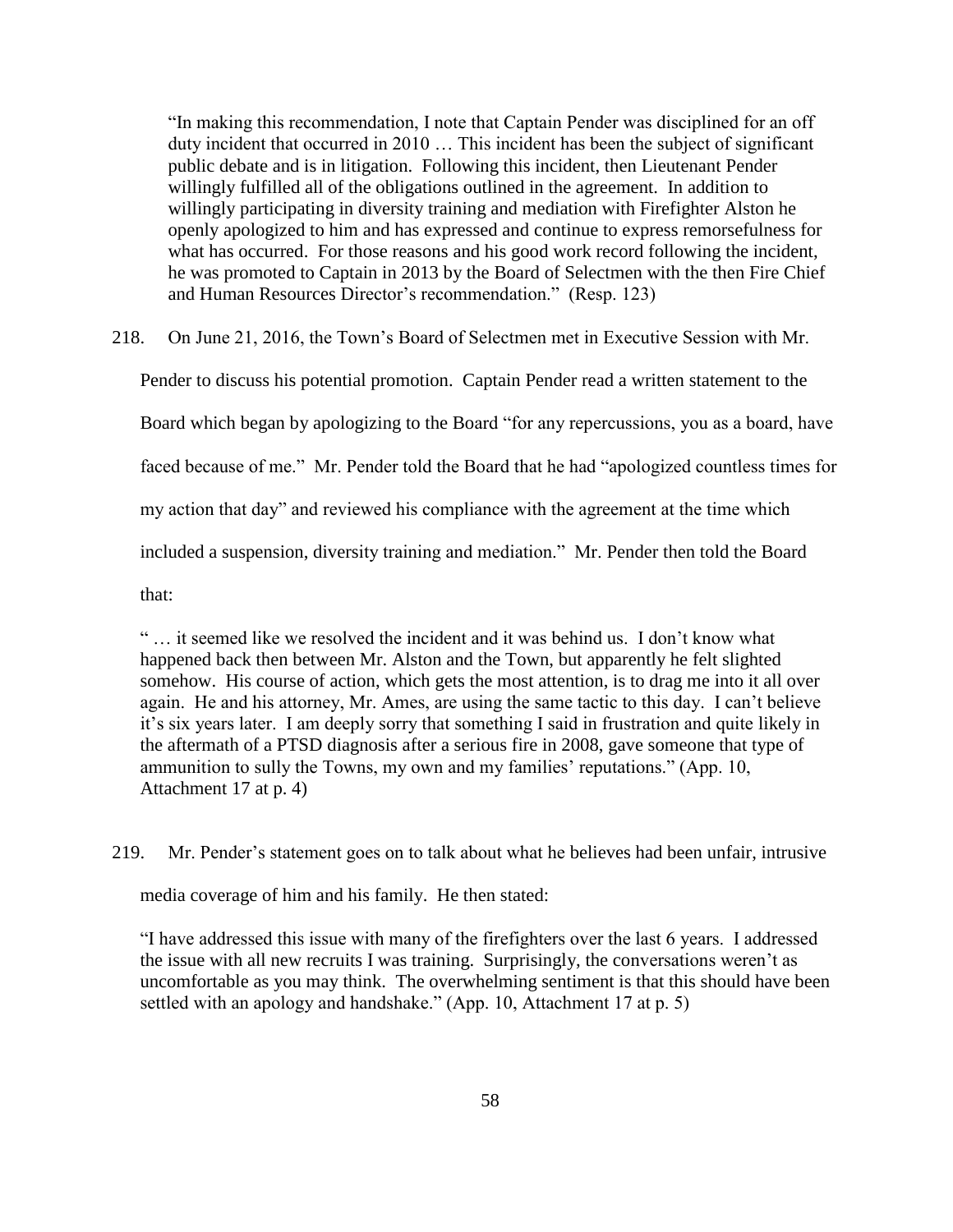> "In making this recommendation, I note that Captain Pender was disciplined for an off duty incident that occurred in 2010 … This incident has been the subject of significant public debate and is in litigation. Following this incident, then Lieutenant Pender willingly fulfilled all of the obligations outlined in the agreement. In addition to willingly participating in diversity training and mediation with Firefighter Alston he openly apologized to him and has expressed and continue to express remorsefulness for what has occurred. For those reasons and his good work record following the incident, he was promoted to Captain in 2013 by the Board of Selectmen with the then Fire Chief and Human Resources Director's recommendation." (Resp. 123)

218. On June 21, 2016, the Town's Board of Selectmen met in Executive Session with Mr. Pender to discuss his potential promotion. Captain Pender read a written statement to the Board which began by apologizing to the Board "for any repercussions, you as a board, have faced because of me." Mr. Pender told the Board that he had "apologized countless times for my action that day" and reviewed his compliance with the agreement at the time which included a suspension, diversity training and mediation." Mr. Pender then told the Board that:

> " … it seemed like we resolved the incident and it was behind us. I don't know what happened back then between Mr. Alston and the Town, but apparently he felt slighted somehow. His course of action, which gets the most attention, is to drag me into it all over again. He and his attorney, Mr. Ames, are using the same tactic to this day. I can't believe it's six years later. I am deeply sorry that something I said in frustration and quite likely in the aftermath of a PTSD diagnosis after a serious fire in 2008, gave someone that type of ammunition to sully the Towns, my own and my families' reputations." (App. 10, Attachment 17 at p. 4)

219. Mr. Pender's statement goes on to talk about what he believes had been unfair, intrusive media coverage of him and his family. He then stated:

> "I have addressed this issue with many of the firefighters over the last 6 years. I addressed the issue with all new recruits I was training. Surprisingly, the conversations weren't as uncomfortable as you may think. The overwhelming sentiment is that this should have been settled with an apology and handshake." (App. 10, Attachment 17 at p. 5)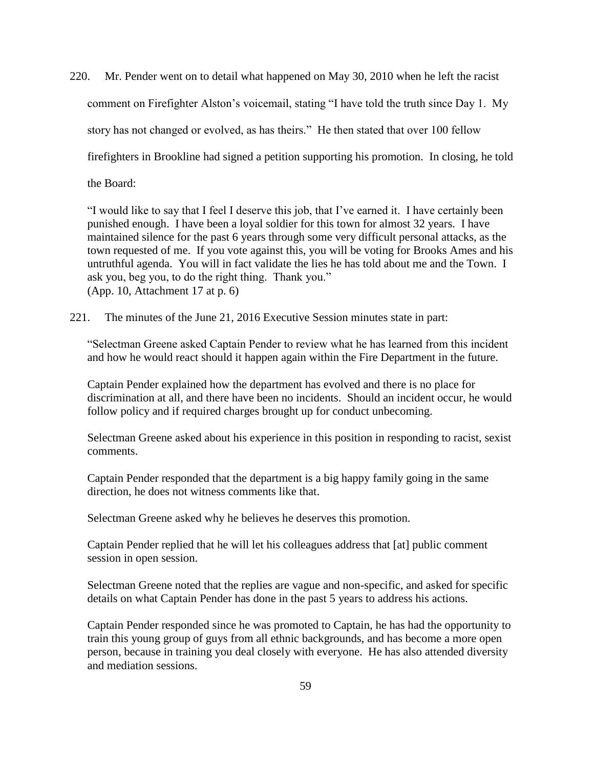220. Mr. Pender went on to detail what happened on May 30, 2010 when he left the racist comment on Firefighter Alston's voicemail, stating "I have told the truth since Day 1. My story has not changed or evolved, as has theirs." He then stated that over 100 fellow firefighters in Brookline had signed a petition supporting his promotion. In closing, he told the Board:

> "I would like to say that I feel I deserve this job, that I've earned it. I have certainly been punished enough. I have been a loyal soldier for this town for almost 32 years. I have maintained silence for the past 6 years through some very difficult personal attacks, as the town requested of me. If you vote against this, you will be voting for Brooks Ames and his untruthful agenda. You will in fact validate the lies he has told about me and the Town. I ask you, beg you, to do the right thing. Thank you."
> (App. 10, Attachment 17 at p. 6)

221. The minutes of the June 21, 2016 Executive Session minutes state in part:

> "Selectman Greene asked Captain Pender to review what he has learned from this incident and how he would react should it happen again within the Fire Department in the future.
>
> Captain Pender explained how the department has evolved and there is no place for discrimination at all, and there have been no incidents. Should an incident occur, he would follow policy and if required charges brought up for conduct unbecoming.
>
> Selectman Greene asked about his experience in this position in responding to racist, sexist comments.
>
> Captain Pender responded that the department is a big happy family going in the same direction, he does not witness comments like that.
>
> Selectman Greene asked why he believes he deserves this promotion.
>
> Captain Pender replied that he will let his colleagues address that [at] public comment session in open session.
>
> Selectman Greene noted that the replies are vague and non-specific, and asked for specific details on what Captain Pender has done in the past 5 years to address his actions.
>
> Captain Pender responded since he was promoted to Captain, he has had the opportunity to train this young group of guys from all ethnic backgrounds, and has become a more open person, because in training you deal closely with everyone. He has also attended diversity and mediation sessions.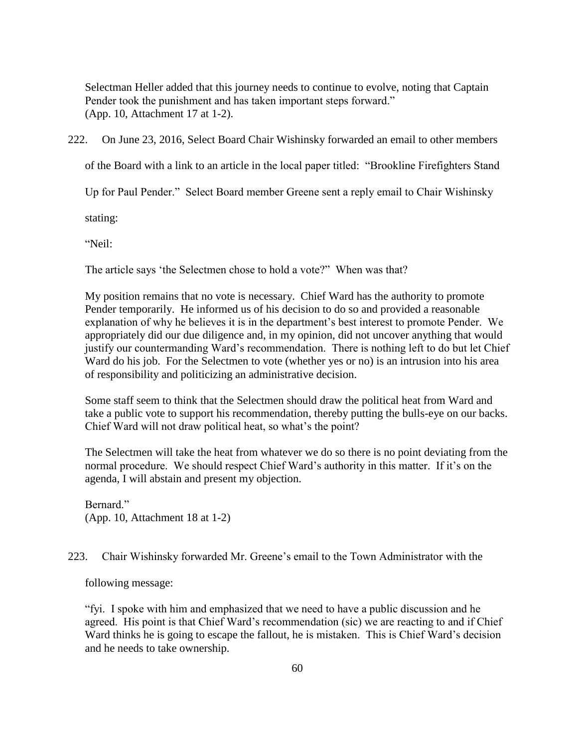Selectman Heller added that this journey needs to continue to evolve, noting that Captain Pender took the punishment and has taken important steps forward."
(App. 10, Attachment 17 at 1-2).

222. On June 23, 2016, Select Board Chair Wishinsky forwarded an email to other members of the Board with a link to an article in the local paper titled: "Brookline Firefighters Stand Up for Paul Pender." Select Board member Greene sent a reply email to Chair Wishinsky stating:

> "Neil:
>
> The article says 'the Selectmen chose to hold a vote?" When was that?
>
> My position remains that no vote is necessary. Chief Ward has the authority to promote Pender temporarily. He informed us of his decision to do so and provided a reasonable explanation of why he believes it is in the department's best interest to promote Pender. We appropriately did our due diligence and, in my opinion, did not uncover anything that would justify our countermanding Ward's recommendation. There is nothing left to do but let Chief Ward do his job. For the Selectmen to vote (whether yes or no) is an intrusion into his area of responsibility and politicizing an administrative decision.
>
> Some staff seem to think that the Selectmen should draw the political heat from Ward and take a public vote to support his recommendation, thereby putting the bulls-eye on our backs. Chief Ward will not draw political heat, so what's the point?
>
> The Selectmen will take the heat from whatever we do so there is no point deviating from the normal procedure. We should respect Chief Ward's authority in this matter. If it's on the agenda, I will abstain and present my objection.
>
> Bernard."
>
> (App. 10, Attachment 18 at 1-2)

223. Chair Wishinsky forwarded Mr. Greene's email to the Town Administrator with the following message:

> "fyi. I spoke with him and emphasized that we need to have a public discussion and he agreed. His point is that Chief Ward's recommendation (sic) we are reacting to and if Chief Ward thinks he is going to escape the fallout, he is mistaken. This is Chief Ward's decision and he needs to take ownership.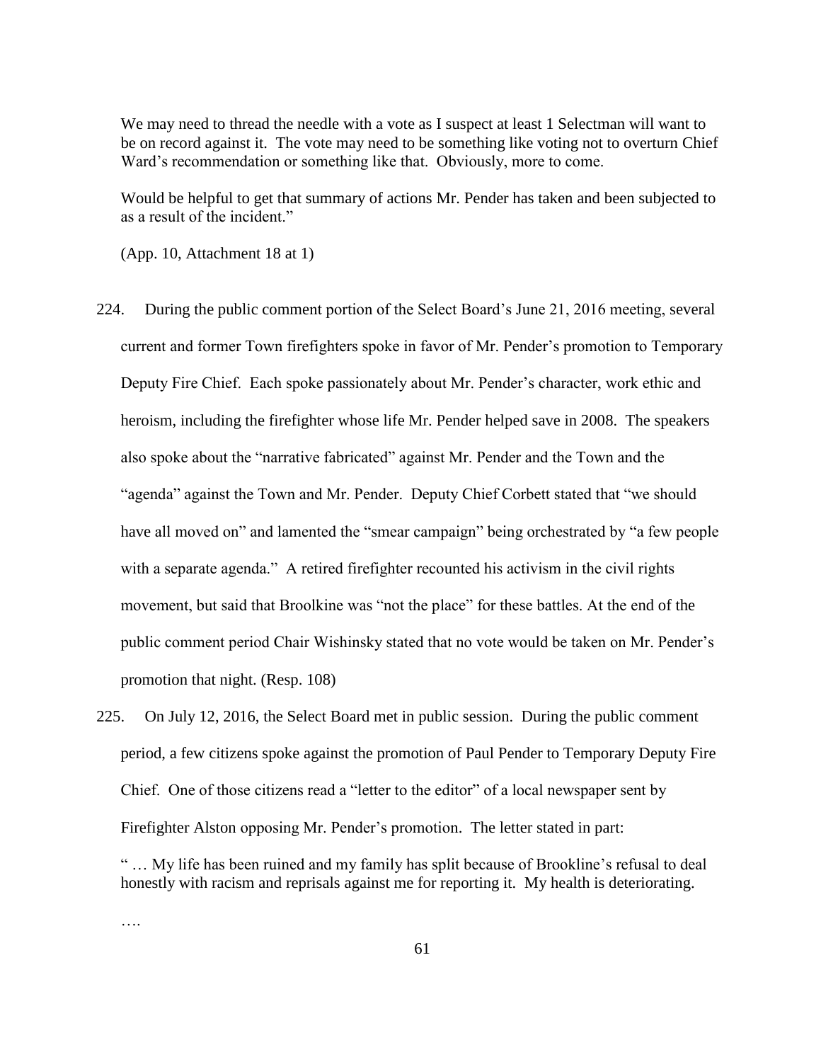We may need to thread the needle with a vote as I suspect at least 1 Selectman will want to be on record against it. The vote may need to be something like voting not to overturn Chief Ward's recommendation or something like that. Obviously, more to come.

Would be helpful to get that summary of actions Mr. Pender has taken and been subjected to as a result of the incident."

(App. 10, Attachment 18 at 1)

224. During the public comment portion of the Select Board's June 21, 2016 meeting, several current and former Town firefighters spoke in favor of Mr. Pender's promotion to Temporary Deputy Fire Chief. Each spoke passionately about Mr. Pender's character, work ethic and heroism, including the firefighter whose life Mr. Pender helped save in 2008. The speakers also spoke about the "narrative fabricated" against Mr. Pender and the Town and the "agenda" against the Town and Mr. Pender. Deputy Chief Corbett stated that "we should have all moved on" and lamented the "smear campaign" being orchestrated by "a few people with a separate agenda." A retired firefighter recounted his activism in the civil rights movement, but said that Broolkine was "not the place" for these battles. At the end of the public comment period Chair Wishinsky stated that no vote would be taken on Mr. Pender's promotion that night. (Resp. 108)

225. On July 12, 2016, the Select Board met in public session. During the public comment period, a few citizens spoke against the promotion of Paul Pender to Temporary Deputy Fire Chief. One of those citizens read a "letter to the editor" of a local newspaper sent by Firefighter Alston opposing Mr. Pender's promotion. The letter stated in part:

" … My life has been ruined and my family has split because of Brookline's refusal to deal honestly with racism and reprisals against me for reporting it. My health is deteriorating.

….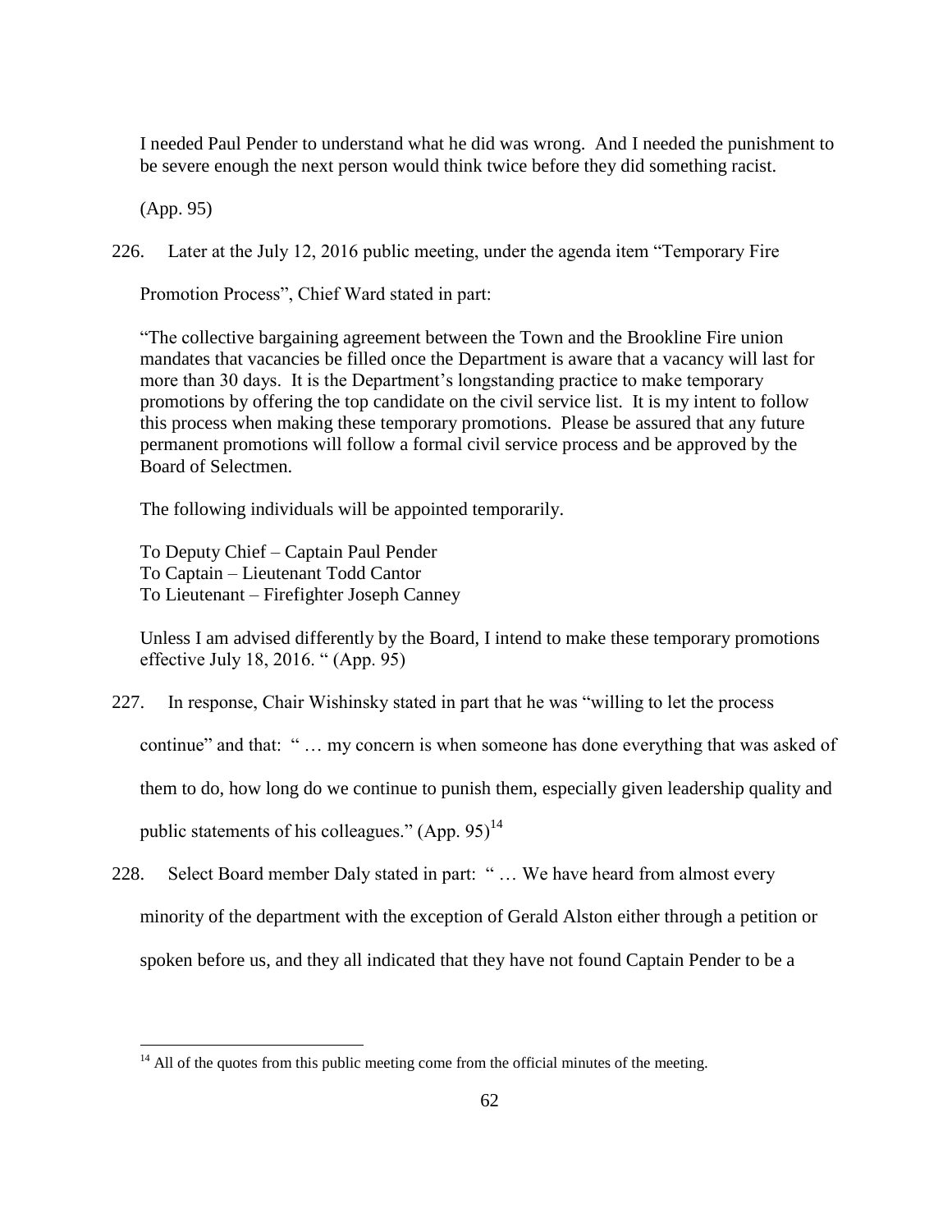I needed Paul Pender to understand what he did was wrong. And I needed the punishment to be severe enough the next person would think twice before they did something racist.

(App. 95)

226. Later at the July 12, 2016 public meeting, under the agenda item "Temporary Fire Promotion Process", Chief Ward stated in part:

"The collective bargaining agreement between the Town and the Brookline Fire union mandates that vacancies be filled once the Department is aware that a vacancy will last for more than 30 days. It is the Department's longstanding practice to make temporary promotions by offering the top candidate on the civil service list. It is my intent to follow this process when making these temporary promotions. Please be assured that any future permanent promotions will follow a formal civil service process and be approved by the Board of Selectmen.

The following individuals will be appointed temporarily.

To Deputy Chief – Captain Paul Pender
To Captain – Lieutenant Todd Cantor
To Lieutenant – Firefighter Joseph Canney

Unless I am advised differently by the Board, I intend to make these temporary promotions effective July 18, 2016. " (App. 95)

227. In response, Chair Wishinsky stated in part that he was "willing to let the process continue" and that: " … my concern is when someone has done everything that was asked of them to do, how long do we continue to punish them, especially given leadership quality and public statements of his colleagues." (App. 95)[14]

228. Select Board member Daly stated in part: " … We have heard from almost every minority of the department with the exception of Gerald Alston either through a petition or spoken before us, and they all indicated that they have not found Captain Pender to be a

[14] All of the quotes from this public meeting come from the official minutes of the meeting.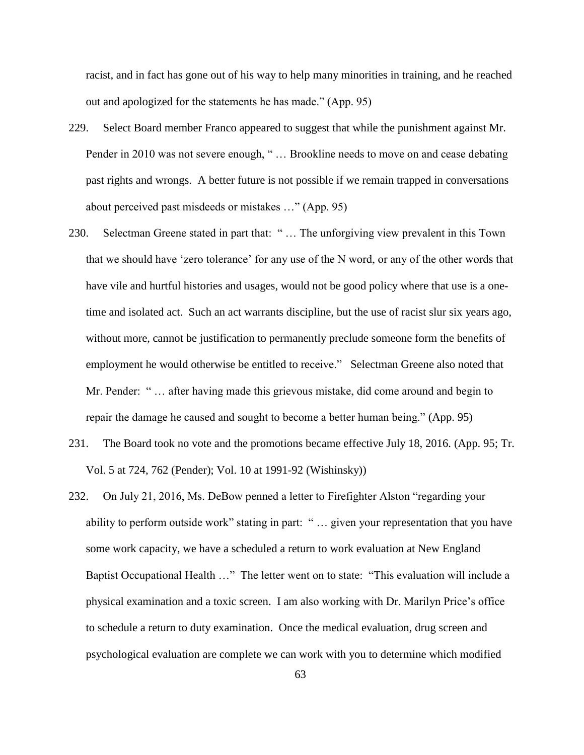racist, and in fact has gone out of his way to help many minorities in training, and he reached out and apologized for the statements he has made." (App. 95)

229. Select Board member Franco appeared to suggest that while the punishment against Mr. Pender in 2010 was not severe enough, " … Brookline needs to move on and cease debating past rights and wrongs. A better future is not possible if we remain trapped in conversations about perceived past misdeeds or mistakes …" (App. 95)

230. Selectman Greene stated in part that: " … The unforgiving view prevalent in this Town that we should have 'zero tolerance' for any use of the N word, or any of the other words that have vile and hurtful histories and usages, would not be good policy where that use is a one-time and isolated act. Such an act warrants discipline, but the use of racist slur six years ago, without more, cannot be justification to permanently preclude someone form the benefits of employment he would otherwise be entitled to receive." Selectman Greene also noted that Mr. Pender: " … after having made this grievous mistake, did come around and begin to repair the damage he caused and sought to become a better human being." (App. 95)

231. The Board took no vote and the promotions became effective July 18, 2016. (App. 95; Tr. Vol. 5 at 724, 762 (Pender); Vol. 10 at 1991-92 (Wishinsky))

232. On July 21, 2016, Ms. DeBow penned a letter to Firefighter Alston "regarding your ability to perform outside work" stating in part: " … given your representation that you have some work capacity, we have a scheduled a return to work evaluation at New England Baptist Occupational Health …" The letter went on to state: "This evaluation will include a physical examination and a toxic screen. I am also working with Dr. Marilyn Price's office to schedule a return to duty examination. Once the medical evaluation, drug screen and psychological evaluation are complete we can work with you to determine which modified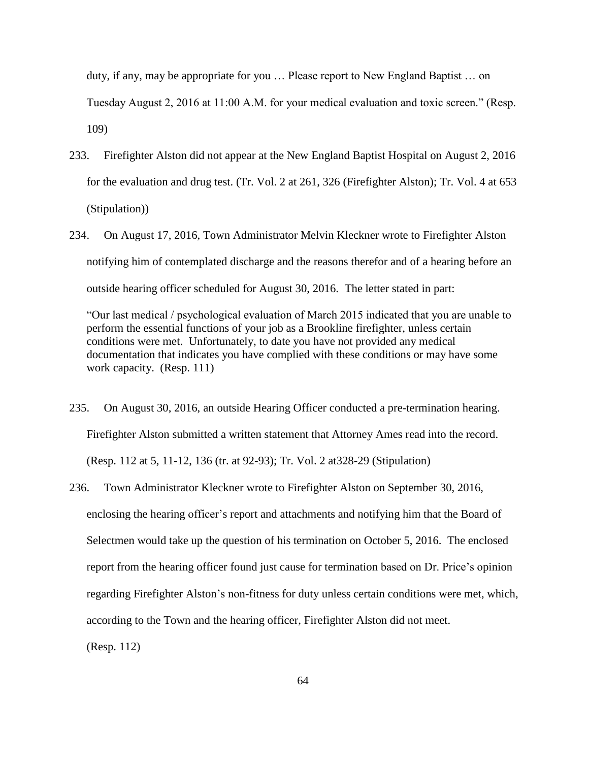duty, if any, may be appropriate for you … Please report to New England Baptist … on Tuesday August 2, 2016 at 11:00 A.M. for your medical evaluation and toxic screen." (Resp. 109)

233. Firefighter Alston did not appear at the New England Baptist Hospital on August 2, 2016 for the evaluation and drug test. (Tr. Vol. 2 at 261, 326 (Firefighter Alston); Tr. Vol. 4 at 653 (Stipulation))

234. On August 17, 2016, Town Administrator Melvin Kleckner wrote to Firefighter Alston notifying him of contemplated discharge and the reasons therefor and of a hearing before an outside hearing officer scheduled for August 30, 2016. The letter stated in part:

> "Our last medical / psychological evaluation of March 2015 indicated that you are unable to perform the essential functions of your job as a Brookline firefighter, unless certain conditions were met. Unfortunately, to date you have not provided any medical documentation that indicates you have complied with these conditions or may have some work capacity. (Resp. 111)

235. On August 30, 2016, an outside Hearing Officer conducted a pre-termination hearing. Firefighter Alston submitted a written statement that Attorney Ames read into the record. (Resp. 112 at 5, 11-12, 136 (tr. at 92-93); Tr. Vol. 2 at328-29 (Stipulation)

236. Town Administrator Kleckner wrote to Firefighter Alston on September 30, 2016, enclosing the hearing officer's report and attachments and notifying him that the Board of Selectmen would take up the question of his termination on October 5, 2016. The enclosed report from the hearing officer found just cause for termination based on Dr. Price's opinion regarding Firefighter Alston's non-fitness for duty unless certain conditions were met, which, according to the Town and the hearing officer, Firefighter Alston did not meet. (Resp. 112)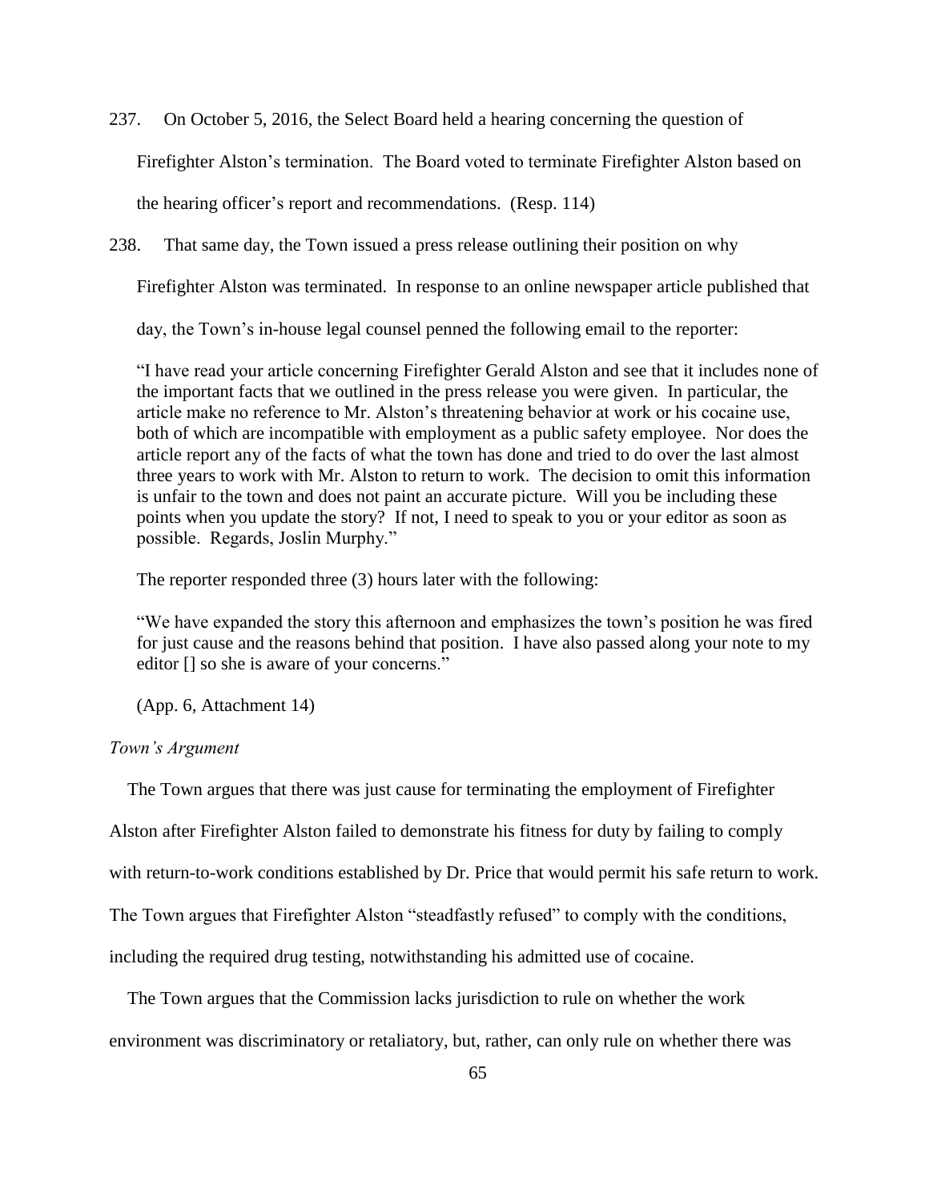237. On October 5, 2016, the Select Board held a hearing concerning the question of Firefighter Alston's termination. The Board voted to terminate Firefighter Alston based on the hearing officer's report and recommendations. (Resp. 114)

238. That same day, the Town issued a press release outlining their position on why Firefighter Alston was terminated. In response to an online newspaper article published that day, the Town's in-house legal counsel penned the following email to the reporter:

> "I have read your article concerning Firefighter Gerald Alston and see that it includes none of the important facts that we outlined in the press release you were given. In particular, the article make no reference to Mr. Alston's threatening behavior at work or his cocaine use, both of which are incompatible with employment as a public safety employee. Nor does the article report any of the facts of what the town has done and tried to do over the last almost three years to work with Mr. Alston to return to work. The decision to omit this information is unfair to the town and does not paint an accurate picture. Will you be including these points when you update the story? If not, I need to speak to you or your editor as soon as possible. Regards, Joslin Murphy."

The reporter responded three (3) hours later with the following:

> "We have expanded the story this afternoon and emphasizes the town's position he was fired for just cause and the reasons behind that position. I have also passed along your note to my editor [] so she is aware of your concerns."

(App. 6, Attachment 14)

*Town's Argument*

The Town argues that there was just cause for terminating the employment of Firefighter Alston after Firefighter Alston failed to demonstrate his fitness for duty by failing to comply with return-to-work conditions established by Dr. Price that would permit his safe return to work. The Town argues that Firefighter Alston "steadfastly refused" to comply with the conditions, including the required drug testing, notwithstanding his admitted use of cocaine.

The Town argues that the Commission lacks jurisdiction to rule on whether the work environment was discriminatory or retaliatory, but, rather, can only rule on whether there was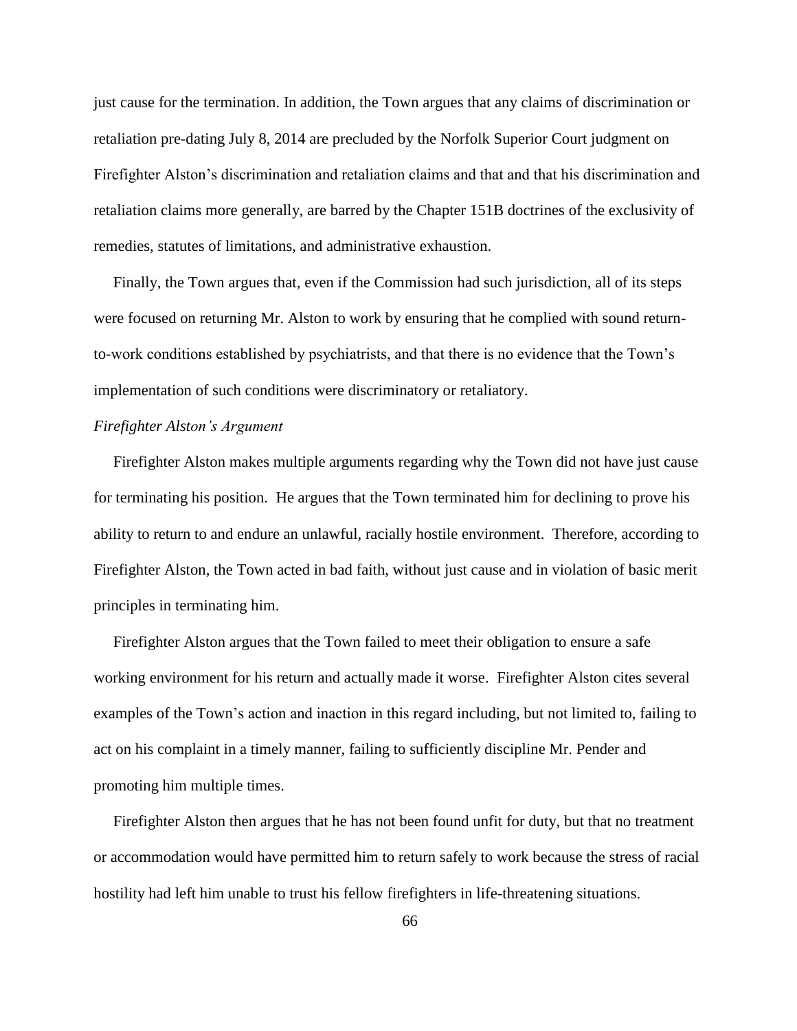just cause for the termination. In addition, the Town argues that any claims of discrimination or retaliation pre-dating July 8, 2014 are precluded by the Norfolk Superior Court judgment on Firefighter Alston's discrimination and retaliation claims and that and that his discrimination and retaliation claims more generally, are barred by the Chapter 151B doctrines of the exclusivity of remedies, statutes of limitations, and administrative exhaustion.

Finally, the Town argues that, even if the Commission had such jurisdiction, all of its steps were focused on returning Mr. Alston to work by ensuring that he complied with sound return-to-work conditions established by psychiatrists, and that there is no evidence that the Town's implementation of such conditions were discriminatory or retaliatory.

*Firefighter Alston's Argument*

Firefighter Alston makes multiple arguments regarding why the Town did not have just cause for terminating his position. He argues that the Town terminated him for declining to prove his ability to return to and endure an unlawful, racially hostile environment. Therefore, according to Firefighter Alston, the Town acted in bad faith, without just cause and in violation of basic merit principles in terminating him.

Firefighter Alston argues that the Town failed to meet their obligation to ensure a safe working environment for his return and actually made it worse. Firefighter Alston cites several examples of the Town's action and inaction in this regard including, but not limited to, failing to act on his complaint in a timely manner, failing to sufficiently discipline Mr. Pender and promoting him multiple times.

Firefighter Alston then argues that he has not been found unfit for duty, but that no treatment or accommodation would have permitted him to return safely to work because the stress of racial hostility had left him unable to trust his fellow firefighters in life-threatening situations.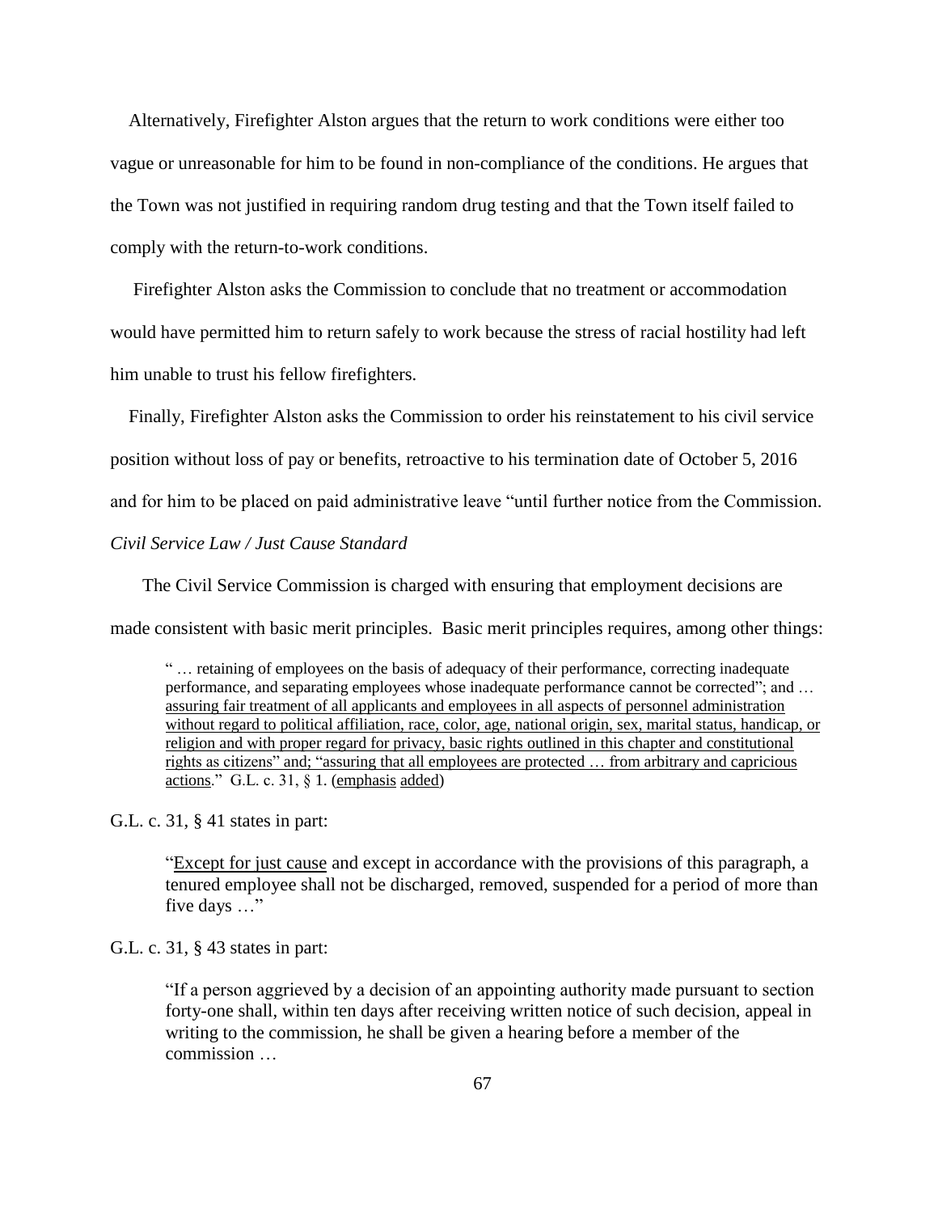Alternatively, Firefighter Alston argues that the return to work conditions were either too vague or unreasonable for him to be found in non-compliance of the conditions. He argues that the Town was not justified in requiring random drug testing and that the Town itself failed to comply with the return-to-work conditions.

Firefighter Alston asks the Commission to conclude that no treatment or accommodation would have permitted him to return safely to work because the stress of racial hostility had left him unable to trust his fellow firefighters.

Finally, Firefighter Alston asks the Commission to order his reinstatement to his civil service position without loss of pay or benefits, retroactive to his termination date of October 5, 2016 and for him to be placed on paid administrative leave "until further notice from the Commission.

*Civil Service Law / Just Cause Standard*

The Civil Service Commission is charged with ensuring that employment decisions are made consistent with basic merit principles. Basic merit principles requires, among other things:

> " … retaining of employees on the basis of adequacy of their performance, correcting inadequate performance, and separating employees whose inadequate performance cannot be corrected"; and … <u>assuring fair treatment of all applicants and employees in all aspects of personnel administration without regard to political affiliation, race, color, age, national origin, sex, marital status, handicap, or religion and with proper regard for privacy, basic rights outlined in this chapter and constitutional rights as citizens" and; "assuring that all employees are protected … from arbitrary and capricious actions</u>." G.L. c. 31, § 1. (<u>emphasis added</u>)

G.L. c. 31, § 41 states in part:

> "<u>Except for just cause</u> and except in accordance with the provisions of this paragraph, a tenured employee shall not be discharged, removed, suspended for a period of more than five days …"

G.L. c. 31, § 43 states in part:

> "If a person aggrieved by a decision of an appointing authority made pursuant to section forty-one shall, within ten days after receiving written notice of such decision, appeal in writing to the commission, he shall be given a hearing before a member of the commission …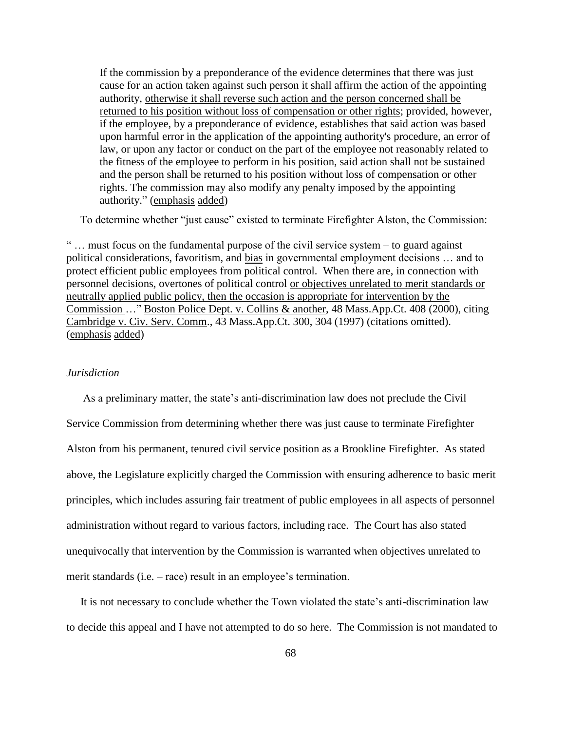> If the commission by a preponderance of the evidence determines that there was just cause for an action taken against such person it shall affirm the action of the appointing authority, <u>otherwise it shall reverse such action and the person concerned shall be returned to his position without loss of compensation or other rights</u>; provided, however, if the employee, by a preponderance of evidence, establishes that said action was based upon harmful error in the application of the appointing authority's procedure, an error of law, or upon any factor or conduct on the part of the employee not reasonably related to the fitness of the employee to perform in his position, said action shall not be sustained and the person shall be returned to his position without loss of compensation or other rights. The commission may also modify any penalty imposed by the appointing authority." (<u>emphasis added</u>)

To determine whether "just cause" existed to terminate Firefighter Alston, the Commission:

" … must focus on the fundamental purpose of the civil service system – to guard against political considerations, favoritism, and <u>bias</u> in governmental employment decisions … and to protect efficient public employees from political control. When there are, in connection with personnel decisions, overtones of political control <u>or objectives unrelated to merit standards or neutrally applied public policy, then the occasion is appropriate for intervention by the Commission</u> …" <u>Boston Police Dept. v. Collins & another</u>, 48 Mass.App.Ct. 408 (2000), citing <u>Cambridge v. Civ. Serv. Comm</u>., 43 Mass.App.Ct. 300, 304 (1997) (citations omitted). (<u>emphasis added</u>)

*Jurisdiction*

As a preliminary matter, the state's anti-discrimination law does not preclude the Civil Service Commission from determining whether there was just cause to terminate Firefighter Alston from his permanent, tenured civil service position as a Brookline Firefighter. As stated above, the Legislature explicitly charged the Commission with ensuring adherence to basic merit principles, which includes assuring fair treatment of public employees in all aspects of personnel administration without regard to various factors, including race. The Court has also stated unequivocally that intervention by the Commission is warranted when objectives unrelated to merit standards (i.e. – race) result in an employee's termination.

It is not necessary to conclude whether the Town violated the state's anti-discrimination law to decide this appeal and I have not attempted to do so here. The Commission is not mandated to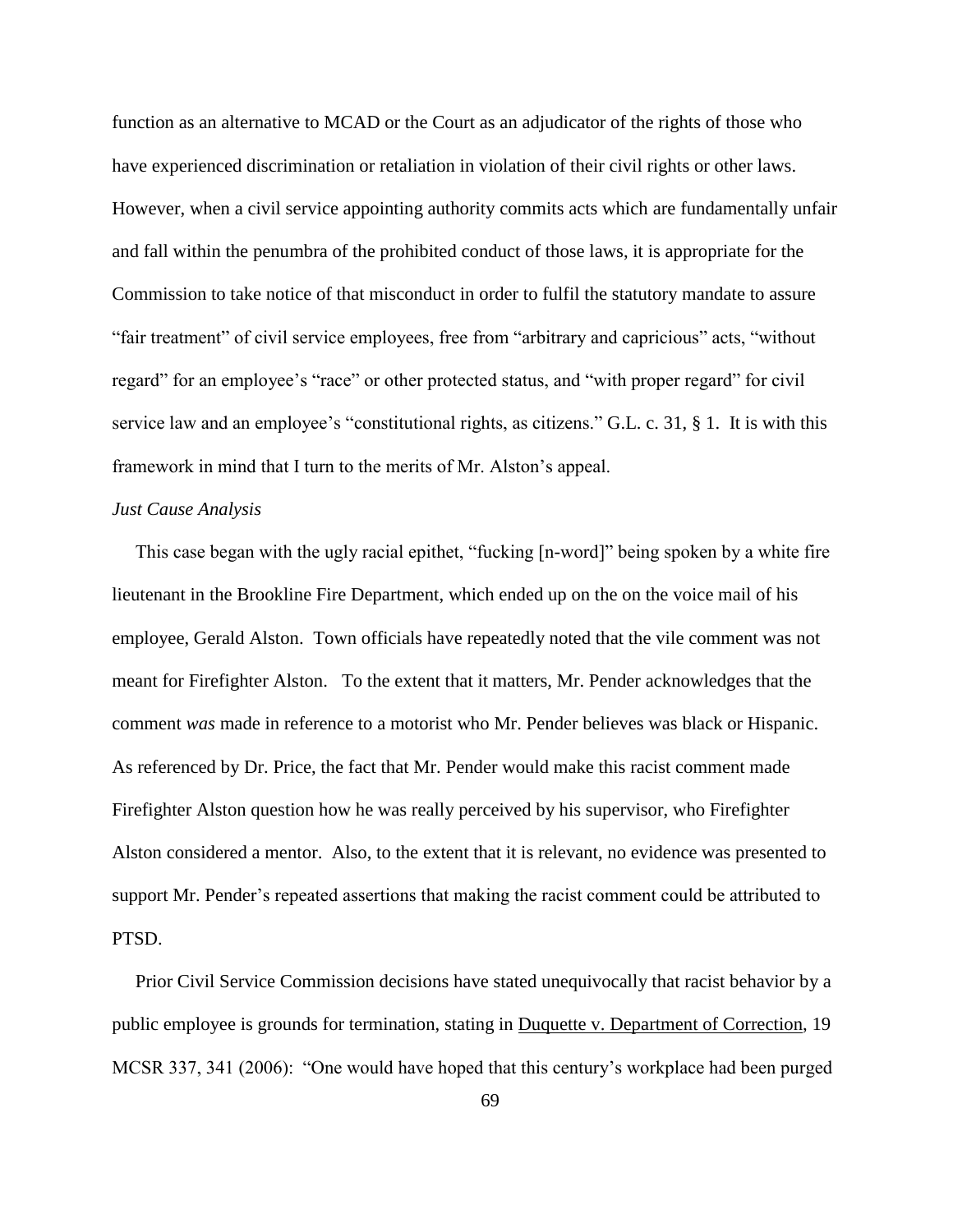function as an alternative to MCAD or the Court as an adjudicator of the rights of those who have experienced discrimination or retaliation in violation of their civil rights or other laws. However, when a civil service appointing authority commits acts which are fundamentally unfair and fall within the penumbra of the prohibited conduct of those laws, it is appropriate for the Commission to take notice of that misconduct in order to fulfil the statutory mandate to assure "fair treatment" of civil service employees, free from "arbitrary and capricious" acts, "without regard" for an employee's "race" or other protected status, and "with proper regard" for civil service law and an employee's "constitutional rights, as citizens." G.L. c. 31, § 1. It is with this framework in mind that I turn to the merits of Mr. Alston's appeal.

*Just Cause Analysis*

This case began with the ugly racial epithet, "fucking [n-word]" being spoken by a white fire lieutenant in the Brookline Fire Department, which ended up on the on the voice mail of his employee, Gerald Alston. Town officials have repeatedly noted that the vile comment was not meant for Firefighter Alston. To the extent that it matters, Mr. Pender acknowledges that the comment *was* made in reference to a motorist who Mr. Pender believes was black or Hispanic. As referenced by Dr. Price, the fact that Mr. Pender would make this racist comment made Firefighter Alston question how he was really perceived by his supervisor, who Firefighter Alston considered a mentor. Also, to the extent that it is relevant, no evidence was presented to support Mr. Pender's repeated assertions that making the racist comment could be attributed to PTSD.

Prior Civil Service Commission decisions have stated unequivocally that racist behavior by a public employee is grounds for termination, stating in Duquette v. Department of Correction, 19 MCSR 337, 341 (2006): "One would have hoped that this century's workplace had been purged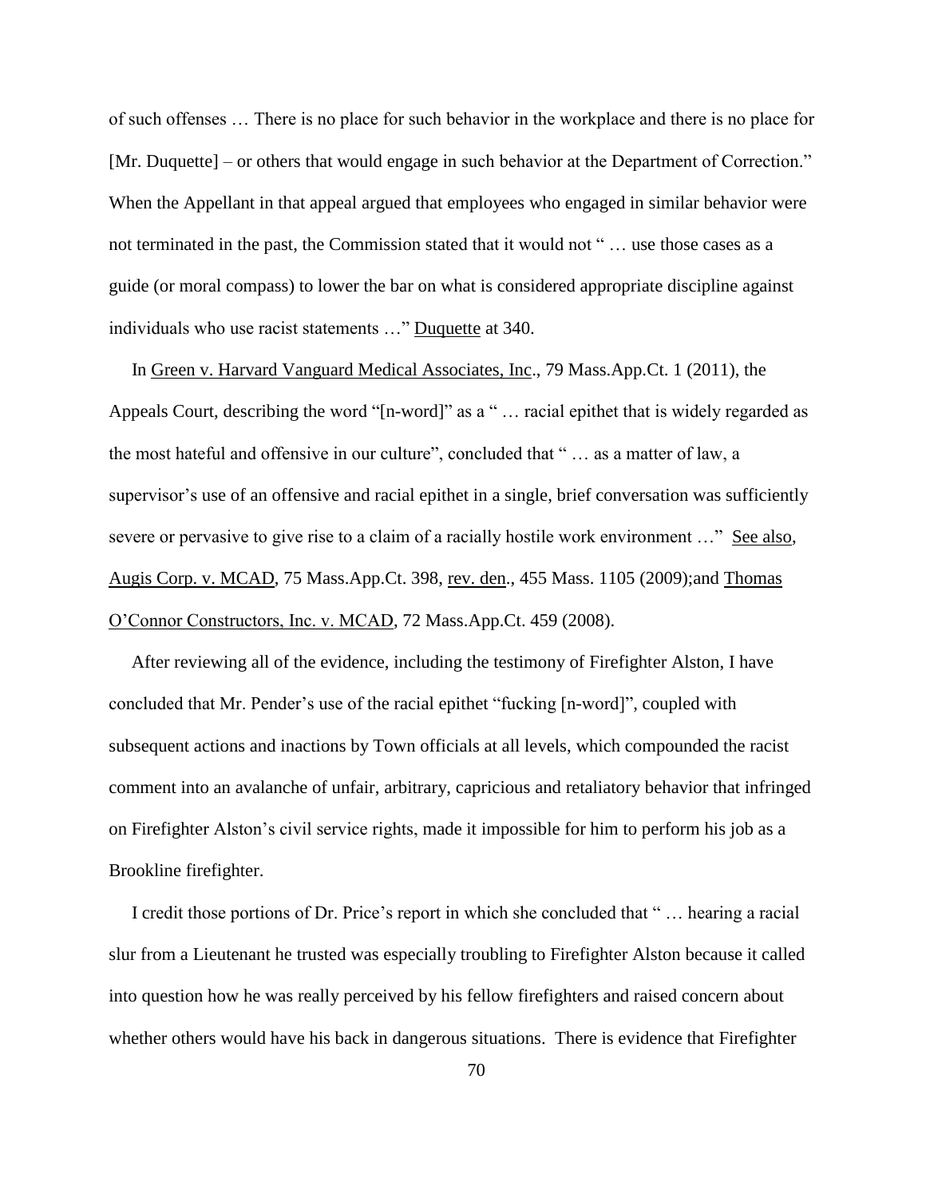of such offenses … There is no place for such behavior in the workplace and there is no place for [Mr. Duquette] – or others that would engage in such behavior at the Department of Correction." When the Appellant in that appeal argued that employees who engaged in similar behavior were not terminated in the past, the Commission stated that it would not " … use those cases as a guide (or moral compass) to lower the bar on what is considered appropriate discipline against individuals who use racist statements …" Duquette at 340.

In Green v. Harvard Vanguard Medical Associates, Inc., 79 Mass.App.Ct. 1 (2011), the Appeals Court, describing the word "[n-word]" as a " … racial epithet that is widely regarded as the most hateful and offensive in our culture", concluded that " … as a matter of law, a supervisor's use of an offensive and racial epithet in a single, brief conversation was sufficiently severe or pervasive to give rise to a claim of a racially hostile work environment …" See also, Augis Corp. v. MCAD, 75 Mass.App.Ct. 398, rev. den., 455 Mass. 1105 (2009);and Thomas O'Connor Constructors, Inc. v. MCAD, 72 Mass.App.Ct. 459 (2008).

After reviewing all of the evidence, including the testimony of Firefighter Alston, I have concluded that Mr. Pender's use of the racial epithet "fucking [n-word]", coupled with subsequent actions and inactions by Town officials at all levels, which compounded the racist comment into an avalanche of unfair, arbitrary, capricious and retaliatory behavior that infringed on Firefighter Alston's civil service rights, made it impossible for him to perform his job as a Brookline firefighter.

I credit those portions of Dr. Price's report in which she concluded that " … hearing a racial slur from a Lieutenant he trusted was especially troubling to Firefighter Alston because it called into question how he was really perceived by his fellow firefighters and raised concern about whether others would have his back in dangerous situations. There is evidence that Firefighter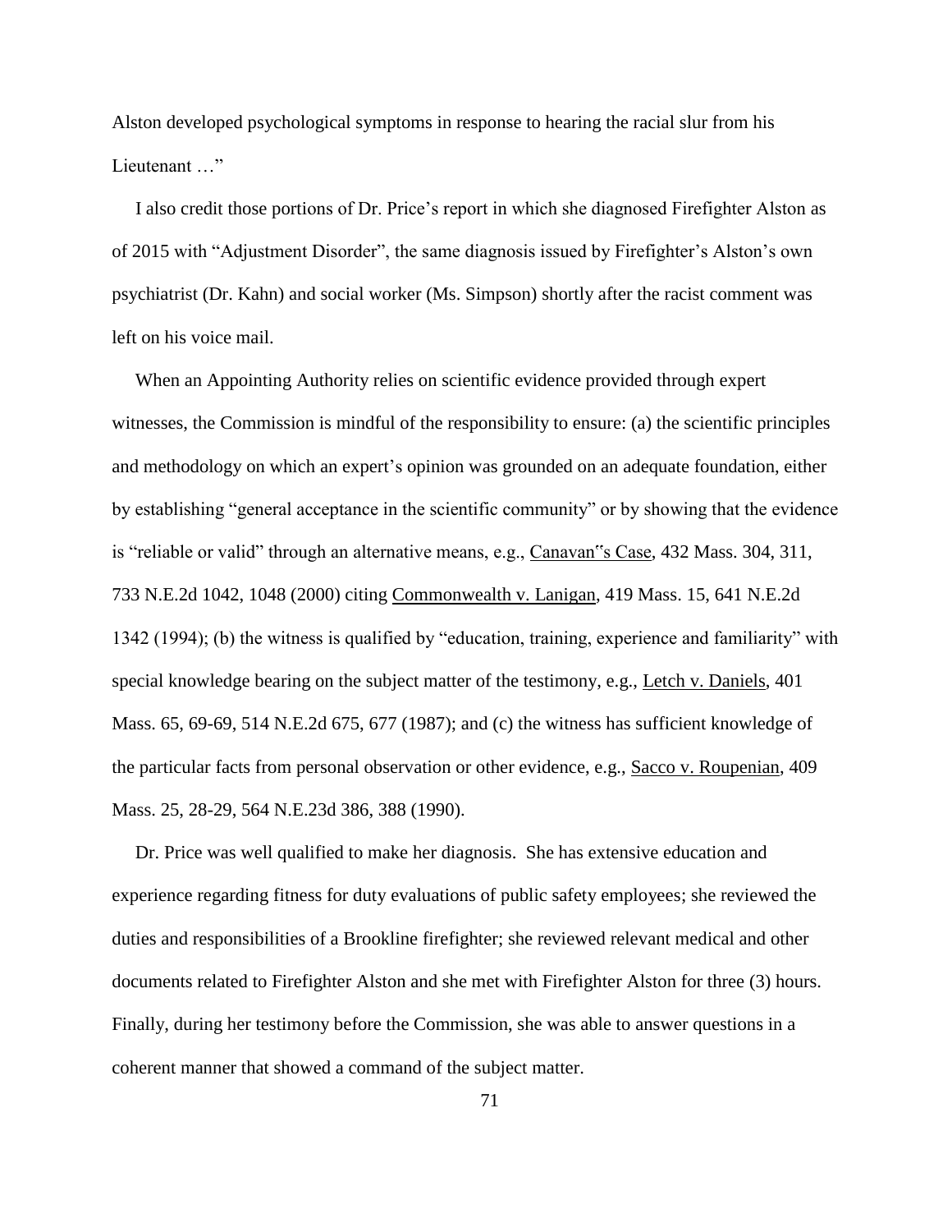Alston developed psychological symptoms in response to hearing the racial slur from his Lieutenant …"

I also credit those portions of Dr. Price's report in which she diagnosed Firefighter Alston as of 2015 with "Adjustment Disorder", the same diagnosis issued by Firefighter's Alston's own psychiatrist (Dr. Kahn) and social worker (Ms. Simpson) shortly after the racist comment was left on his voice mail.

When an Appointing Authority relies on scientific evidence provided through expert witnesses, the Commission is mindful of the responsibility to ensure: (a) the scientific principles and methodology on which an expert's opinion was grounded on an adequate foundation, either by establishing "general acceptance in the scientific community" or by showing that the evidence is "reliable or valid" through an alternative means, e.g., Canavan"s Case, 432 Mass. 304, 311, 733 N.E.2d 1042, 1048 (2000) citing Commonwealth v. Lanigan, 419 Mass. 15, 641 N.E.2d 1342 (1994); (b) the witness is qualified by "education, training, experience and familiarity" with special knowledge bearing on the subject matter of the testimony, e.g., Letch v. Daniels, 401 Mass. 65, 69-69, 514 N.E.2d 675, 677 (1987); and (c) the witness has sufficient knowledge of the particular facts from personal observation or other evidence, e.g., Sacco v. Roupenian, 409 Mass. 25, 28-29, 564 N.E.23d 386, 388 (1990).

Dr. Price was well qualified to make her diagnosis. She has extensive education and experience regarding fitness for duty evaluations of public safety employees; she reviewed the duties and responsibilities of a Brookline firefighter; she reviewed relevant medical and other documents related to Firefighter Alston and she met with Firefighter Alston for three (3) hours. Finally, during her testimony before the Commission, she was able to answer questions in a coherent manner that showed a command of the subject matter.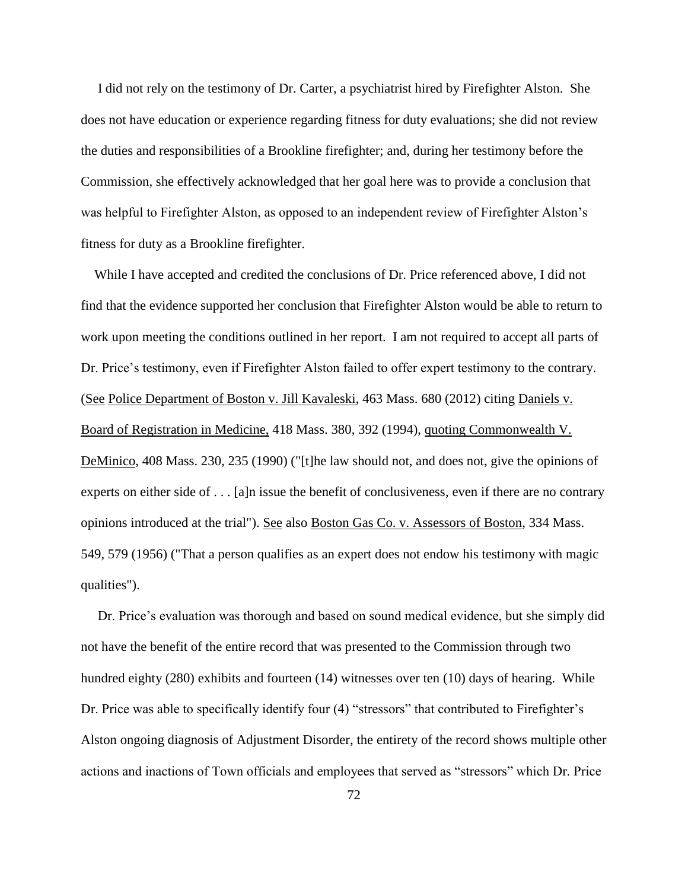I did not rely on the testimony of Dr. Carter, a psychiatrist hired by Firefighter Alston. She does not have education or experience regarding fitness for duty evaluations; she did not review the duties and responsibilities of a Brookline firefighter; and, during her testimony before the Commission, she effectively acknowledged that her goal here was to provide a conclusion that was helpful to Firefighter Alston, as opposed to an independent review of Firefighter Alston's fitness for duty as a Brookline firefighter.

While I have accepted and credited the conclusions of Dr. Price referenced above, I did not find that the evidence supported her conclusion that Firefighter Alston would be able to return to work upon meeting the conditions outlined in her report. I am not required to accept all parts of Dr. Price's testimony, even if Firefighter Alston failed to offer expert testimony to the contrary. (See Police Department of Boston v. Jill Kavaleski, 463 Mass. 680 (2012) citing Daniels v. Board of Registration in Medicine, 418 Mass. 380, 392 (1994), quoting Commonwealth V. DeMinico, 408 Mass. 230, 235 (1990) ("[t]he law should not, and does not, give the opinions of experts on either side of . . . [a]n issue the benefit of conclusiveness, even if there are no contrary opinions introduced at the trial"). See also Boston Gas Co. v. Assessors of Boston, 334 Mass. 549, 579 (1956) ("That a person qualifies as an expert does not endow his testimony with magic qualities").

Dr. Price's evaluation was thorough and based on sound medical evidence, but she simply did not have the benefit of the entire record that was presented to the Commission through two hundred eighty (280) exhibits and fourteen (14) witnesses over ten (10) days of hearing. While Dr. Price was able to specifically identify four (4) "stressors" that contributed to Firefighter's Alston ongoing diagnosis of Adjustment Disorder, the entirety of the record shows multiple other actions and inactions of Town officials and employees that served as "stressors" which Dr. Price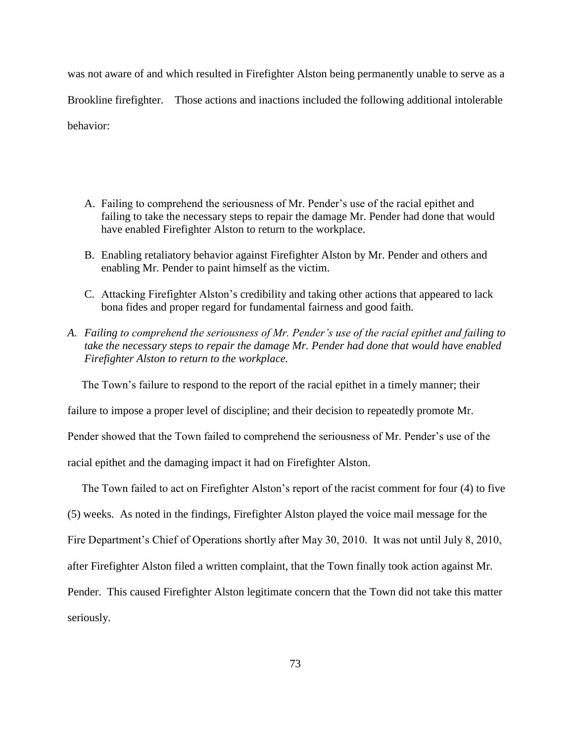was not aware of and which resulted in Firefighter Alston being permanently unable to serve as a Brookline firefighter. Those actions and inactions included the following additional intolerable behavior:

A. Failing to comprehend the seriousness of Mr. Pender's use of the racial epithet and failing to take the necessary steps to repair the damage Mr. Pender had done that would have enabled Firefighter Alston to return to the workplace.

B. Enabling retaliatory behavior against Firefighter Alston by Mr. Pender and others and enabling Mr. Pender to paint himself as the victim.

C. Attacking Firefighter Alston's credibility and taking other actions that appeared to lack bona fides and proper regard for fundamental fairness and good faith.

*A. Failing to comprehend the seriousness of Mr. Pender's use of the racial epithet and failing to take the necessary steps to repair the damage Mr. Pender had done that would have enabled Firefighter Alston to return to the workplace.*

The Town's failure to respond to the report of the racial epithet in a timely manner; their failure to impose a proper level of discipline; and their decision to repeatedly promote Mr. Pender showed that the Town failed to comprehend the seriousness of Mr. Pender's use of the racial epithet and the damaging impact it had on Firefighter Alston.

The Town failed to act on Firefighter Alston's report of the racist comment for four (4) to five (5) weeks. As noted in the findings, Firefighter Alston played the voice mail message for the Fire Department's Chief of Operations shortly after May 30, 2010. It was not until July 8, 2010, after Firefighter Alston filed a written complaint, that the Town finally took action against Mr. Pender. This caused Firefighter Alston legitimate concern that the Town did not take this matter seriously.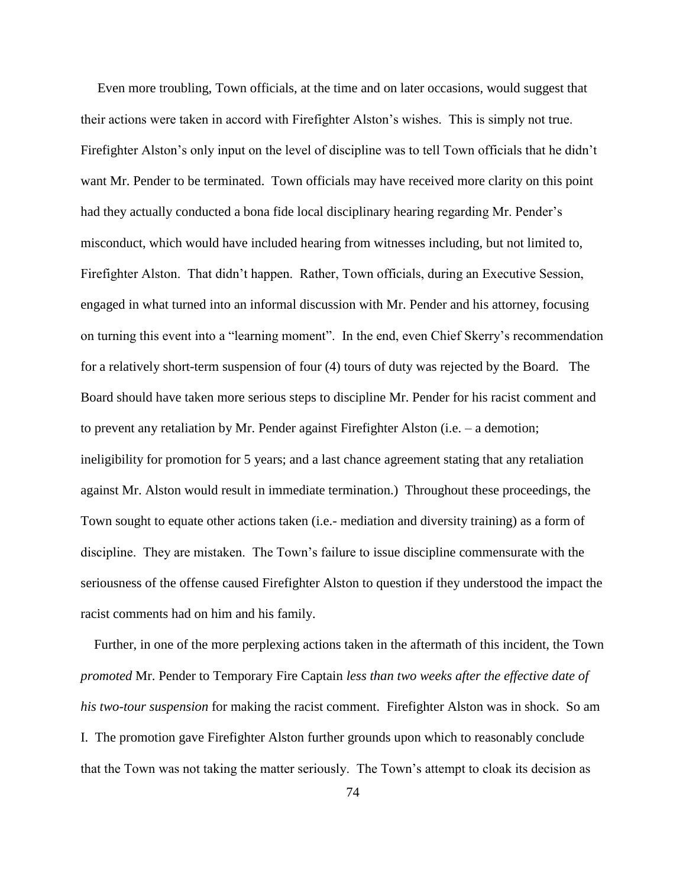Even more troubling, Town officials, at the time and on later occasions, would suggest that their actions were taken in accord with Firefighter Alston's wishes. This is simply not true. Firefighter Alston's only input on the level of discipline was to tell Town officials that he didn't want Mr. Pender to be terminated. Town officials may have received more clarity on this point had they actually conducted a bona fide local disciplinary hearing regarding Mr. Pender's misconduct, which would have included hearing from witnesses including, but not limited to, Firefighter Alston. That didn't happen. Rather, Town officials, during an Executive Session, engaged in what turned into an informal discussion with Mr. Pender and his attorney, focusing on turning this event into a "learning moment". In the end, even Chief Skerry's recommendation for a relatively short-term suspension of four (4) tours of duty was rejected by the Board. The Board should have taken more serious steps to discipline Mr. Pender for his racist comment and to prevent any retaliation by Mr. Pender against Firefighter Alston (i.e. – a demotion; ineligibility for promotion for 5 years; and a last chance agreement stating that any retaliation against Mr. Alston would result in immediate termination.) Throughout these proceedings, the Town sought to equate other actions taken (i.e.- mediation and diversity training) as a form of discipline. They are mistaken. The Town's failure to issue discipline commensurate with the seriousness of the offense caused Firefighter Alston to question if they understood the impact the racist comments had on him and his family.

Further, in one of the more perplexing actions taken in the aftermath of this incident, the Town *promoted* Mr. Pender to Temporary Fire Captain *less than two weeks after the effective date of his two-tour suspension* for making the racist comment. Firefighter Alston was in shock. So am I. The promotion gave Firefighter Alston further grounds upon which to reasonably conclude that the Town was not taking the matter seriously. The Town's attempt to cloak its decision as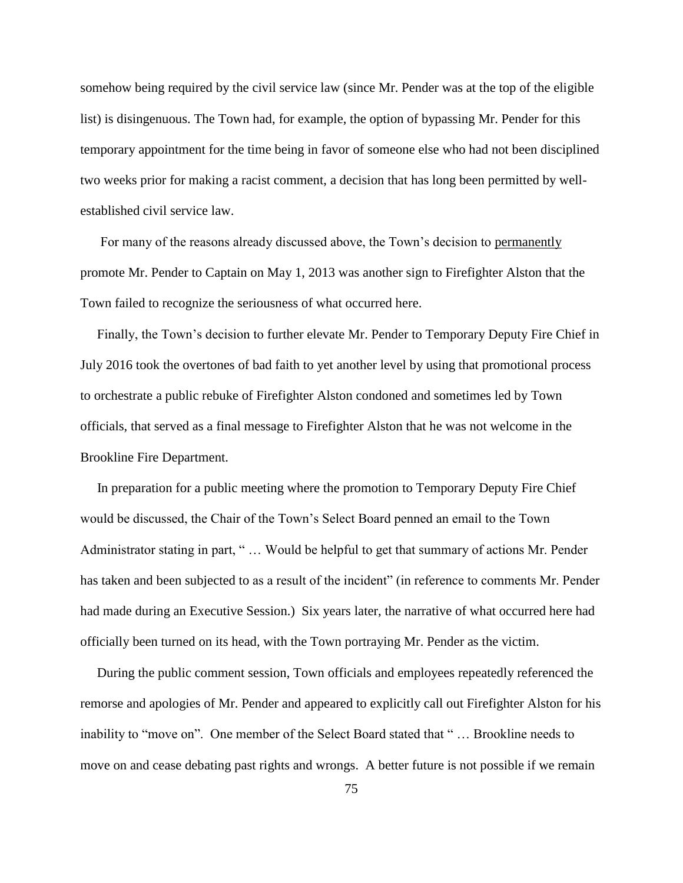somehow being required by the civil service law (since Mr. Pender was at the top of the eligible list) is disingenuous. The Town had, for example, the option of bypassing Mr. Pender for this temporary appointment for the time being in favor of someone else who had not been disciplined two weeks prior for making a racist comment, a decision that has long been permitted by well-established civil service law.

For many of the reasons already discussed above, the Town's decision to <u>permanently</u> promote Mr. Pender to Captain on May 1, 2013 was another sign to Firefighter Alston that the Town failed to recognize the seriousness of what occurred here.

Finally, the Town's decision to further elevate Mr. Pender to Temporary Deputy Fire Chief in July 2016 took the overtones of bad faith to yet another level by using that promotional process to orchestrate a public rebuke of Firefighter Alston condoned and sometimes led by Town officials, that served as a final message to Firefighter Alston that he was not welcome in the Brookline Fire Department.

In preparation for a public meeting where the promotion to Temporary Deputy Fire Chief would be discussed, the Chair of the Town's Select Board penned an email to the Town Administrator stating in part, " … Would be helpful to get that summary of actions Mr. Pender has taken and been subjected to as a result of the incident" (in reference to comments Mr. Pender had made during an Executive Session.) Six years later, the narrative of what occurred here had officially been turned on its head, with the Town portraying Mr. Pender as the victim.

During the public comment session, Town officials and employees repeatedly referenced the remorse and apologies of Mr. Pender and appeared to explicitly call out Firefighter Alston for his inability to "move on". One member of the Select Board stated that " … Brookline needs to move on and cease debating past rights and wrongs. A better future is not possible if we remain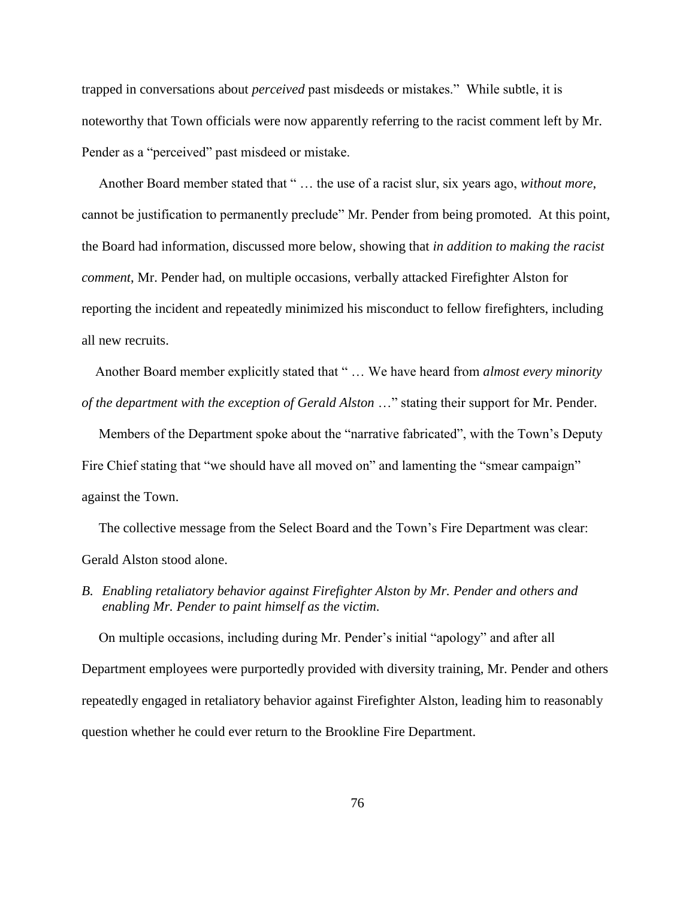trapped in conversations about *perceived* past misdeeds or mistakes." While subtle, it is noteworthy that Town officials were now apparently referring to the racist comment left by Mr. Pender as a "perceived" past misdeed or mistake.

Another Board member stated that " … the use of a racist slur, six years ago, *without more*, cannot be justification to permanently preclude" Mr. Pender from being promoted. At this point, the Board had information, discussed more below, showing that *in addition to making the racist comment*, Mr. Pender had, on multiple occasions, verbally attacked Firefighter Alston for reporting the incident and repeatedly minimized his misconduct to fellow firefighters, including all new recruits.

Another Board member explicitly stated that " … We have heard from *almost every minority of the department with the exception of Gerald Alston* …" stating their support for Mr. Pender.

Members of the Department spoke about the "narrative fabricated", with the Town's Deputy Fire Chief stating that "we should have all moved on" and lamenting the "smear campaign" against the Town.

The collective message from the Select Board and the Town's Fire Department was clear: Gerald Alston stood alone.

*B. Enabling retaliatory behavior against Firefighter Alston by Mr. Pender and others and enabling Mr. Pender to paint himself as the victim.*

On multiple occasions, including during Mr. Pender's initial "apology" and after all Department employees were purportedly provided with diversity training, Mr. Pender and others repeatedly engaged in retaliatory behavior against Firefighter Alston, leading him to reasonably question whether he could ever return to the Brookline Fire Department.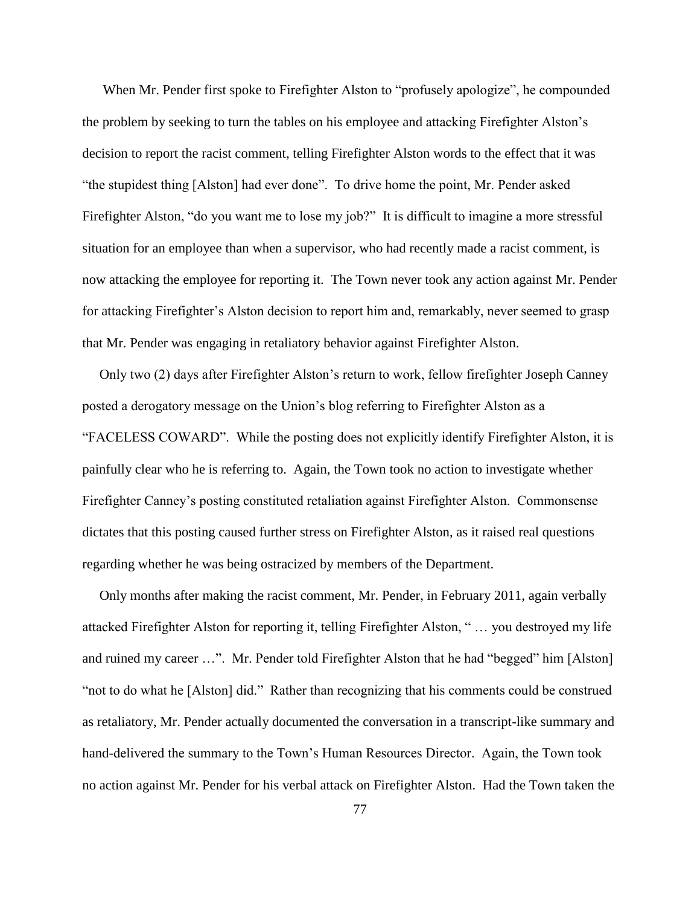When Mr. Pender first spoke to Firefighter Alston to "profusely apologize", he compounded the problem by seeking to turn the tables on his employee and attacking Firefighter Alston's decision to report the racist comment, telling Firefighter Alston words to the effect that it was "the stupidest thing [Alston] had ever done". To drive home the point, Mr. Pender asked Firefighter Alston, "do you want me to lose my job?" It is difficult to imagine a more stressful situation for an employee than when a supervisor, who had recently made a racist comment, is now attacking the employee for reporting it. The Town never took any action against Mr. Pender for attacking Firefighter's Alston decision to report him and, remarkably, never seemed to grasp that Mr. Pender was engaging in retaliatory behavior against Firefighter Alston.

Only two (2) days after Firefighter Alston's return to work, fellow firefighter Joseph Canney posted a derogatory message on the Union's blog referring to Firefighter Alston as a "FACELESS COWARD". While the posting does not explicitly identify Firefighter Alston, it is painfully clear who he is referring to. Again, the Town took no action to investigate whether Firefighter Canney's posting constituted retaliation against Firefighter Alston. Commonsense dictates that this posting caused further stress on Firefighter Alston, as it raised real questions regarding whether he was being ostracized by members of the Department.

Only months after making the racist comment, Mr. Pender, in February 2011, again verbally attacked Firefighter Alston for reporting it, telling Firefighter Alston, " … you destroyed my life and ruined my career …". Mr. Pender told Firefighter Alston that he had "begged" him [Alston] "not to do what he [Alston] did." Rather than recognizing that his comments could be construed as retaliatory, Mr. Pender actually documented the conversation in a transcript-like summary and hand-delivered the summary to the Town's Human Resources Director. Again, the Town took no action against Mr. Pender for his verbal attack on Firefighter Alston. Had the Town taken the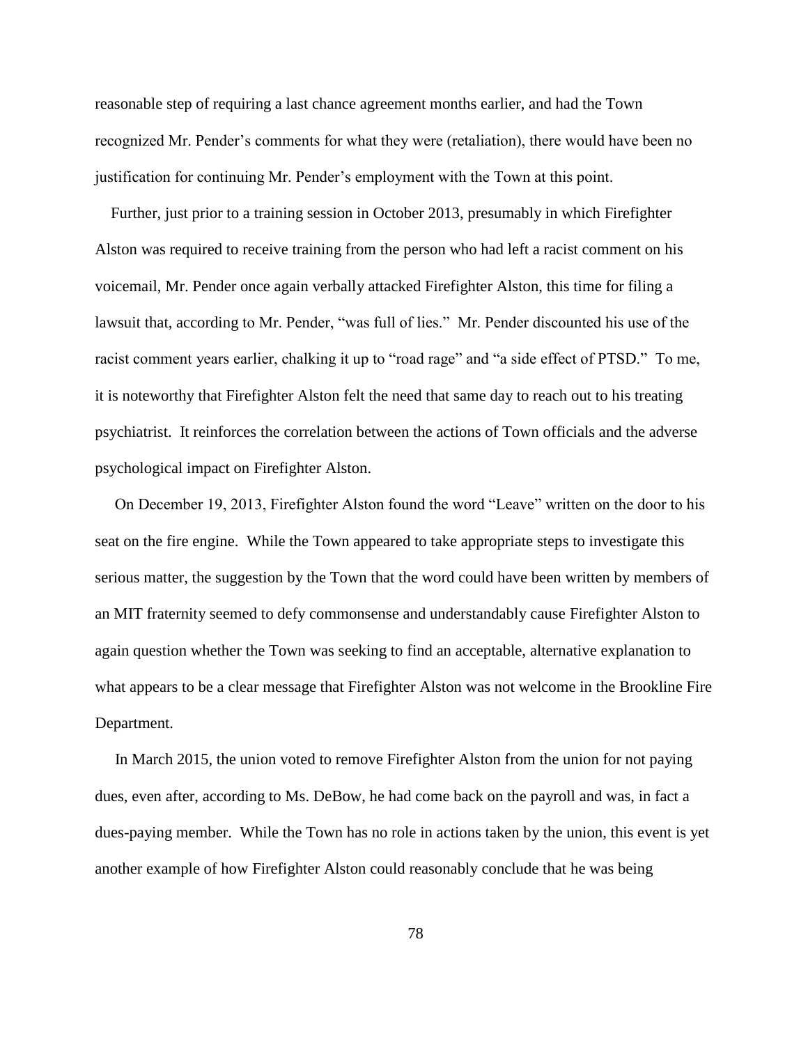reasonable step of requiring a last chance agreement months earlier, and had the Town recognized Mr. Pender's comments for what they were (retaliation), there would have been no justification for continuing Mr. Pender's employment with the Town at this point.

Further, just prior to a training session in October 2013, presumably in which Firefighter Alston was required to receive training from the person who had left a racist comment on his voicemail, Mr. Pender once again verbally attacked Firefighter Alston, this time for filing a lawsuit that, according to Mr. Pender, "was full of lies." Mr. Pender discounted his use of the racist comment years earlier, chalking it up to "road rage" and "a side effect of PTSD." To me, it is noteworthy that Firefighter Alston felt the need that same day to reach out to his treating psychiatrist. It reinforces the correlation between the actions of Town officials and the adverse psychological impact on Firefighter Alston.

On December 19, 2013, Firefighter Alston found the word "Leave" written on the door to his seat on the fire engine. While the Town appeared to take appropriate steps to investigate this serious matter, the suggestion by the Town that the word could have been written by members of an MIT fraternity seemed to defy commonsense and understandably cause Firefighter Alston to again question whether the Town was seeking to find an acceptable, alternative explanation to what appears to be a clear message that Firefighter Alston was not welcome in the Brookline Fire Department.

In March 2015, the union voted to remove Firefighter Alston from the union for not paying dues, even after, according to Ms. DeBow, he had come back on the payroll and was, in fact a dues-paying member. While the Town has no role in actions taken by the union, this event is yet another example of how Firefighter Alston could reasonably conclude that he was being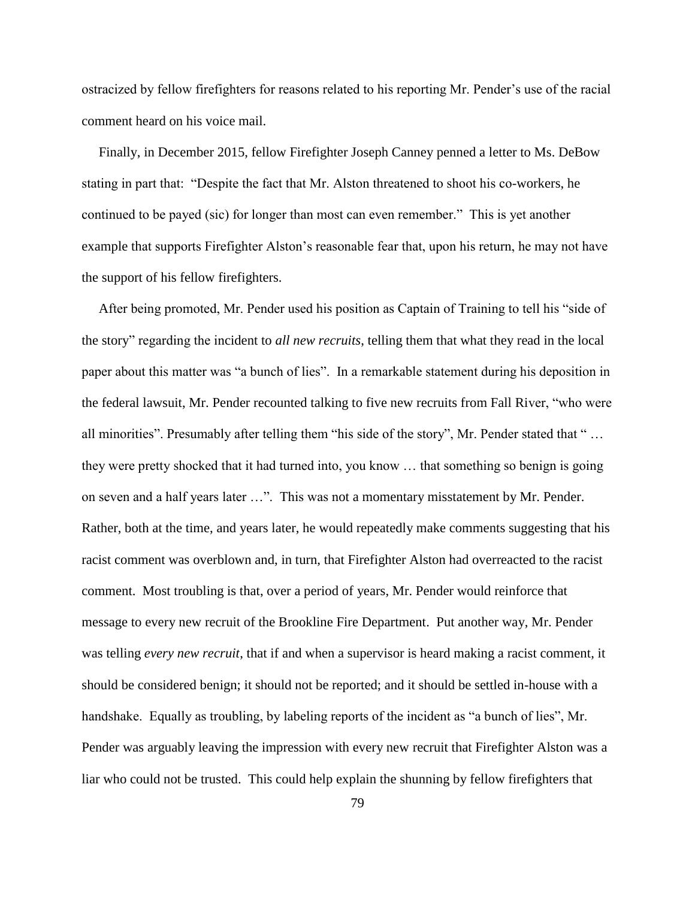ostracized by fellow firefighters for reasons related to his reporting Mr. Pender's use of the racial comment heard on his voice mail.

Finally, in December 2015, fellow Firefighter Joseph Canney penned a letter to Ms. DeBow stating in part that: "Despite the fact that Mr. Alston threatened to shoot his co-workers, he continued to be payed (sic) for longer than most can even remember." This is yet another example that supports Firefighter Alston's reasonable fear that, upon his return, he may not have the support of his fellow firefighters.

After being promoted, Mr. Pender used his position as Captain of Training to tell his "side of the story" regarding the incident to *all new recruits*, telling them that what they read in the local paper about this matter was "a bunch of lies". In a remarkable statement during his deposition in the federal lawsuit, Mr. Pender recounted talking to five new recruits from Fall River, "who were all minorities". Presumably after telling them "his side of the story", Mr. Pender stated that " … they were pretty shocked that it had turned into, you know … that something so benign is going on seven and a half years later …". This was not a momentary misstatement by Mr. Pender. Rather, both at the time, and years later, he would repeatedly make comments suggesting that his racist comment was overblown and, in turn, that Firefighter Alston had overreacted to the racist comment. Most troubling is that, over a period of years, Mr. Pender would reinforce that message to every new recruit of the Brookline Fire Department. Put another way, Mr. Pender was telling *every new recruit*, that if and when a supervisor is heard making a racist comment, it should be considered benign; it should not be reported; and it should be settled in-house with a handshake. Equally as troubling, by labeling reports of the incident as "a bunch of lies", Mr. Pender was arguably leaving the impression with every new recruit that Firefighter Alston was a liar who could not be trusted. This could help explain the shunning by fellow firefighters that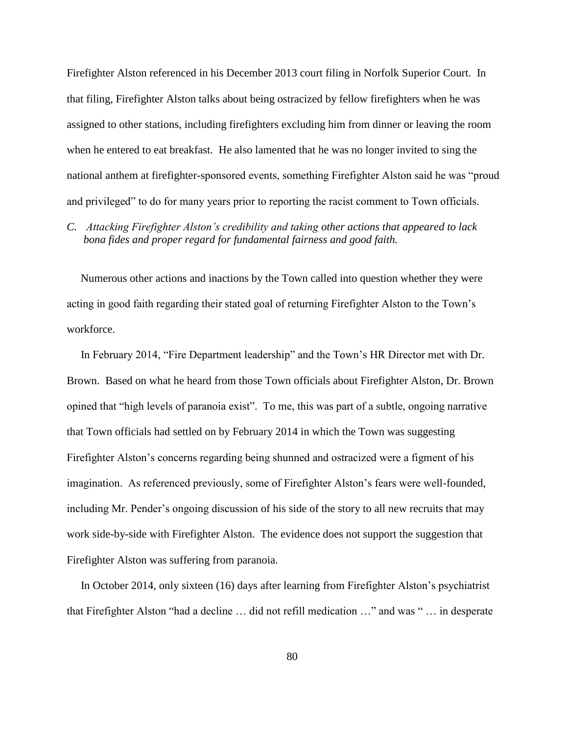Firefighter Alston referenced in his December 2013 court filing in Norfolk Superior Court. In that filing, Firefighter Alston talks about being ostracized by fellow firefighters when he was assigned to other stations, including firefighters excluding him from dinner or leaving the room when he entered to eat breakfast. He also lamented that he was no longer invited to sing the national anthem at firefighter-sponsored events, something Firefighter Alston said he was "proud and privileged" to do for many years prior to reporting the racist comment to Town officials.

*C. Attacking Firefighter Alston's credibility and taking other actions that appeared to lack bona fides and proper regard for fundamental fairness and good faith.*

Numerous other actions and inactions by the Town called into question whether they were acting in good faith regarding their stated goal of returning Firefighter Alston to the Town's workforce.

In February 2014, "Fire Department leadership" and the Town's HR Director met with Dr. Brown. Based on what he heard from those Town officials about Firefighter Alston, Dr. Brown opined that "high levels of paranoia exist". To me, this was part of a subtle, ongoing narrative that Town officials had settled on by February 2014 in which the Town was suggesting Firefighter Alston's concerns regarding being shunned and ostracized were a figment of his imagination. As referenced previously, some of Firefighter Alston's fears were well-founded, including Mr. Pender's ongoing discussion of his side of the story to all new recruits that may work side-by-side with Firefighter Alston. The evidence does not support the suggestion that Firefighter Alston was suffering from paranoia.

In October 2014, only sixteen (16) days after learning from Firefighter Alston's psychiatrist that Firefighter Alston "had a decline … did not refill medication …" and was " … in desperate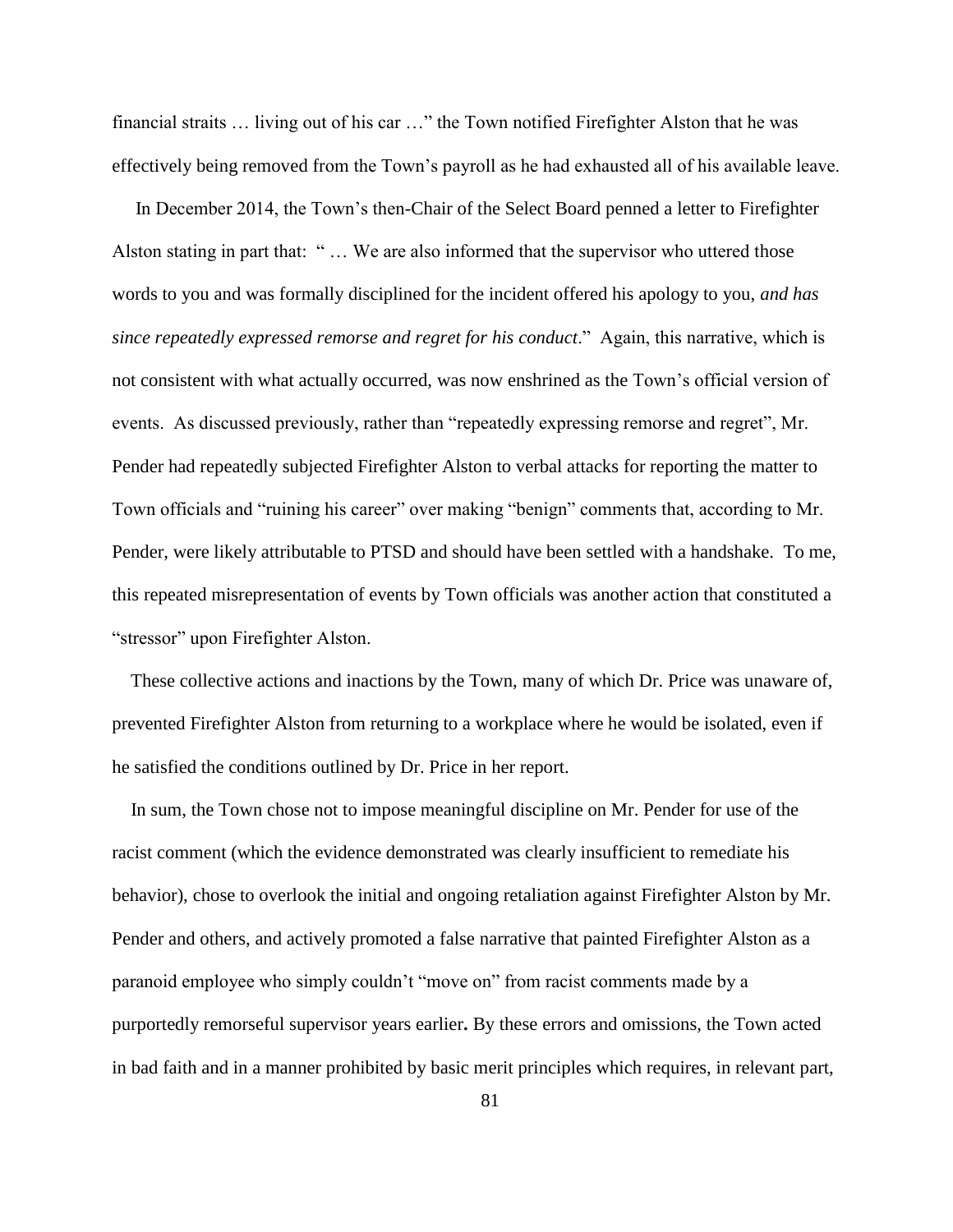financial straits … living out of his car …" the Town notified Firefighter Alston that he was effectively being removed from the Town's payroll as he had exhausted all of his available leave.

In December 2014, the Town's then-Chair of the Select Board penned a letter to Firefighter Alston stating in part that: " … We are also informed that the supervisor who uttered those words to you and was formally disciplined for the incident offered his apology to you, *and has since repeatedly expressed remorse and regret for his conduct*." Again, this narrative, which is not consistent with what actually occurred, was now enshrined as the Town's official version of events. As discussed previously, rather than "repeatedly expressing remorse and regret", Mr. Pender had repeatedly subjected Firefighter Alston to verbal attacks for reporting the matter to Town officials and "ruining his career" over making "benign" comments that, according to Mr. Pender, were likely attributable to PTSD and should have been settled with a handshake. To me, this repeated misrepresentation of events by Town officials was another action that constituted a "stressor" upon Firefighter Alston.

These collective actions and inactions by the Town, many of which Dr. Price was unaware of, prevented Firefighter Alston from returning to a workplace where he would be isolated, even if he satisfied the conditions outlined by Dr. Price in her report.

In sum, the Town chose not to impose meaningful discipline on Mr. Pender for use of the racist comment (which the evidence demonstrated was clearly insufficient to remediate his behavior), chose to overlook the initial and ongoing retaliation against Firefighter Alston by Mr. Pender and others, and actively promoted a false narrative that painted Firefighter Alston as a paranoid employee who simply couldn't "move on" from racist comments made by a purportedly remorseful supervisor years earlier**.** By these errors and omissions, the Town acted in bad faith and in a manner prohibited by basic merit principles which requires, in relevant part,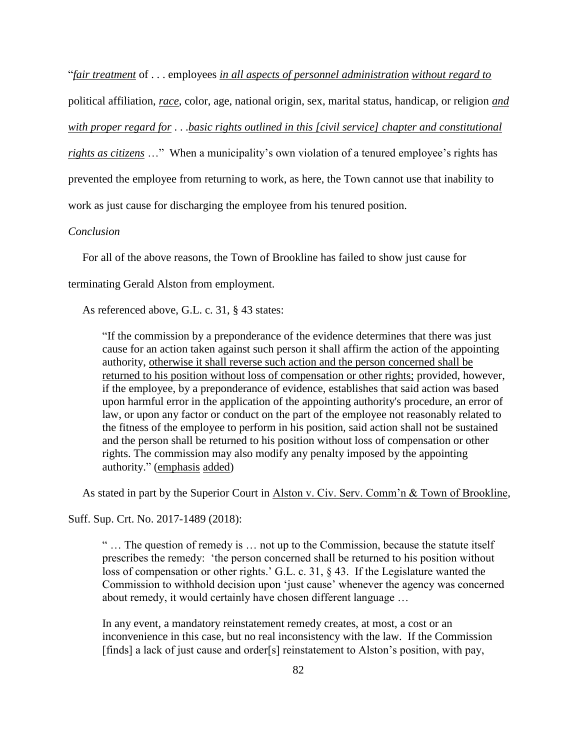"*fair treatment* of . . . employees *in all aspects of personnel administration* *without regard to* political affiliation, ***race***, color, age, national origin, sex, marital status, handicap, or religion ***and with proper regard for*** . . .*basic rights outlined in this [civil service] chapter and constitutional rights as citizens* …" When a municipality's own violation of a tenured employee's rights has prevented the employee from returning to work, as here, the Town cannot use that inability to work as just cause for discharging the employee from his tenured position.

*Conclusion*

For all of the above reasons, the Town of Brookline has failed to show just cause for terminating Gerald Alston from employment.

As referenced above, G.L. c. 31, § 43 states:

> "If the commission by a preponderance of the evidence determines that there was just cause for an action taken against such person it shall affirm the action of the appointing authority, otherwise it shall reverse such action and the person concerned shall be returned to his position without loss of compensation or other rights; provided, however, if the employee, by a preponderance of evidence, establishes that said action was based upon harmful error in the application of the appointing authority's procedure, an error of law, or upon any factor or conduct on the part of the employee not reasonably related to the fitness of the employee to perform in his position, said action shall not be sustained and the person shall be returned to his position without loss of compensation or other rights. The commission may also modify any penalty imposed by the appointing authority." (emphasis added)

As stated in part by the Superior Court in Alston v. Civ. Serv. Comm'n & Town of Brookline, Suff. Sup. Crt. No. 2017-1489 (2018):

> " … The question of remedy is … not up to the Commission, because the statute itself prescribes the remedy: 'the person concerned shall be returned to his position without loss of compensation or other rights.' G.L. c. 31, § 43. If the Legislature wanted the Commission to withhold decision upon 'just cause' whenever the agency was concerned about remedy, it would certainly have chosen different language …
>
> In any event, a mandatory reinstatement remedy creates, at most, a cost or an inconvenience in this case, but no real inconsistency with the law. If the Commission [finds] a lack of just cause and order[s] reinstatement to Alston's position, with pay,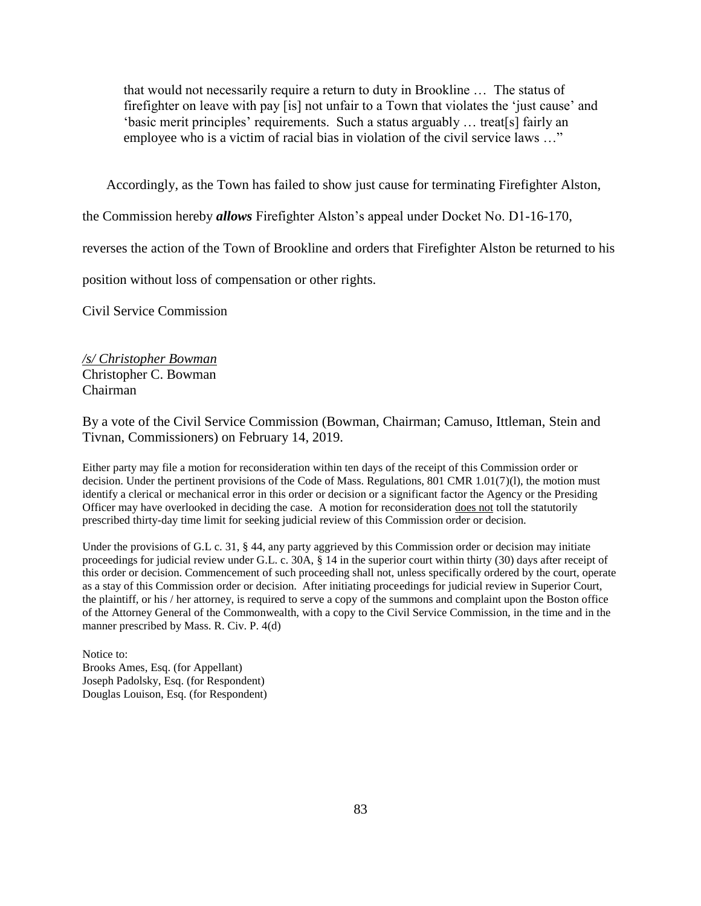> that would not necessarily require a return to duty in Brookline … The status of firefighter on leave with pay [is] not unfair to a Town that violates the 'just cause' and 'basic merit principles' requirements. Such a status arguably … treat[s] fairly an employee who is a victim of racial bias in violation of the civil service laws …"

Accordingly, as the Town has failed to show just cause for terminating Firefighter Alston, the Commission hereby ***allows*** Firefighter Alston's appeal under Docket No. D1-16-170, reverses the action of the Town of Brookline and orders that Firefighter Alston be returned to his position without loss of compensation or other rights.

Civil Service Commission

*/s/ Christopher Bowman*
Christopher C. Bowman
Chairman

By a vote of the Civil Service Commission (Bowman, Chairman; Camuso, Ittleman, Stein and Tivnan, Commissioners) on February 14, 2019.

Either party may file a motion for reconsideration within ten days of the receipt of this Commission order or decision. Under the pertinent provisions of the Code of Mass. Regulations, 801 CMR 1.01(7)(l), the motion must identify a clerical or mechanical error in this order or decision or a significant factor the Agency or the Presiding Officer may have overlooked in deciding the case. A motion for reconsideration does not toll the statutorily prescribed thirty-day time limit for seeking judicial review of this Commission order or decision.

Under the provisions of G.L c. 31, § 44, any party aggrieved by this Commission order or decision may initiate proceedings for judicial review under G.L. c. 30A, § 14 in the superior court within thirty (30) days after receipt of this order or decision. Commencement of such proceeding shall not, unless specifically ordered by the court, operate as a stay of this Commission order or decision. After initiating proceedings for judicial review in Superior Court, the plaintiff, or his / her attorney, is required to serve a copy of the summons and complaint upon the Boston office of the Attorney General of the Commonwealth, with a copy to the Civil Service Commission, in the time and in the manner prescribed by Mass. R. Civ. P. 4(d)

Notice to:
Brooks Ames, Esq. (for Appellant)
Joseph Padolsky, Esq. (for Respondent)
Douglas Louison, Esq. (for Respondent)